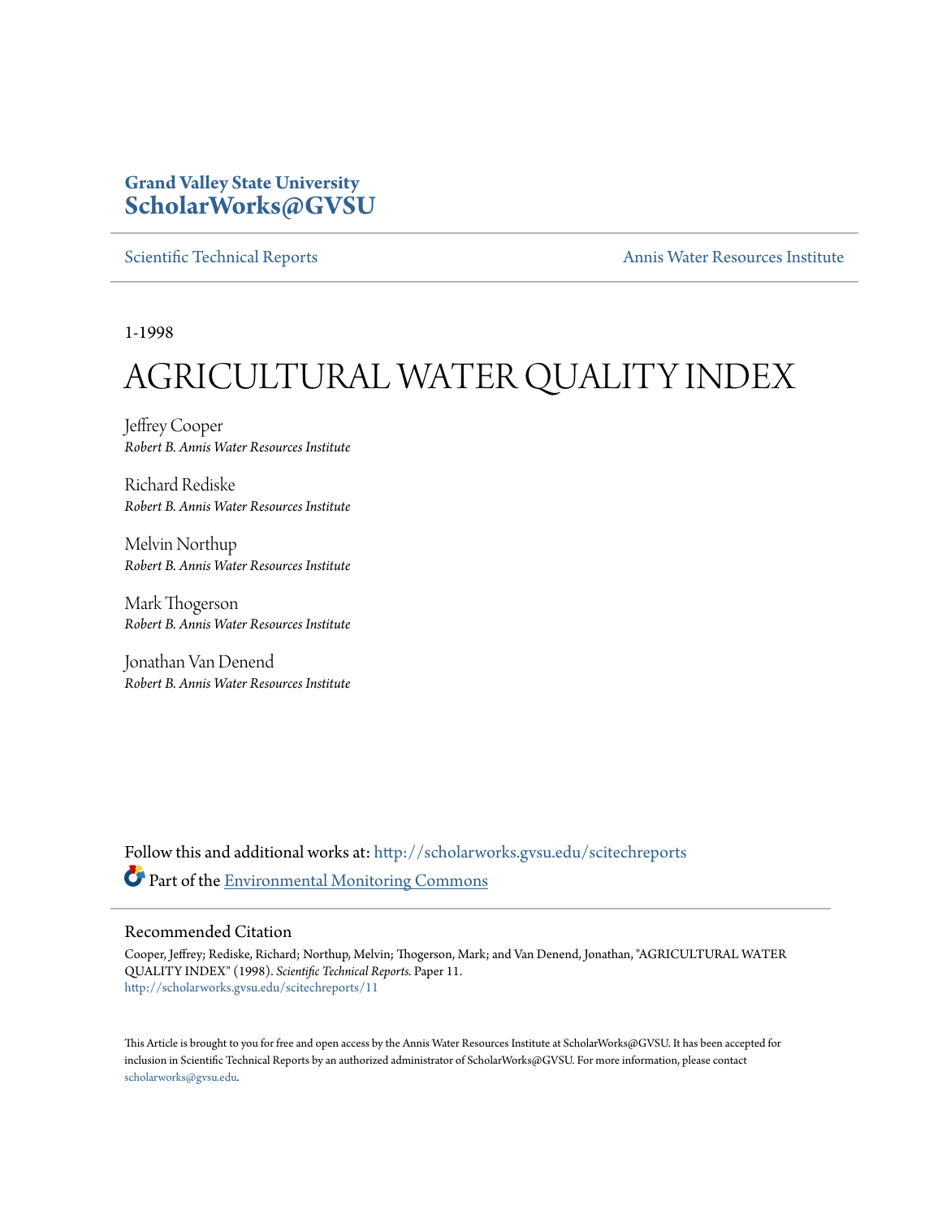**Grand Valley State University**
**ScholarWorks@GVSU**

Scientific Technical Reports | Annis Water Resources Institute

1-1998

# AGRICULTURAL WATER QUALITY INDEX

Jeffrey Cooper
*Robert B. Annis Water Resources Institute*

Richard Rediske
*Robert B. Annis Water Resources Institute*

Melvin Northup
*Robert B. Annis Water Resources Institute*

Mark Thogerson
*Robert B. Annis Water Resources Institute*

Jonathan Van Denend
*Robert B. Annis Water Resources Institute*

Follow this and additional works at: http://scholarworks.gvsu.edu/scitechreports

Part of the Environmental Monitoring Commons

## Recommended Citation

Cooper, Jeffrey; Rediske, Richard; Northup, Melvin; Thogerson, Mark; and Van Denend, Jonathan, "AGRICULTURAL WATER QUALITY INDEX" (1998). *Scientific Technical Reports.* Paper 11.
http://scholarworks.gvsu.edu/scitechreports/11

This Article is brought to you for free and open access by the Annis Water Resources Institute at ScholarWorks@GVSU. It has been accepted for inclusion in Scientific Technical Reports by an authorized administrator of ScholarWorks@GVSU. For more information, please contact scholarworks@gvsu.edu.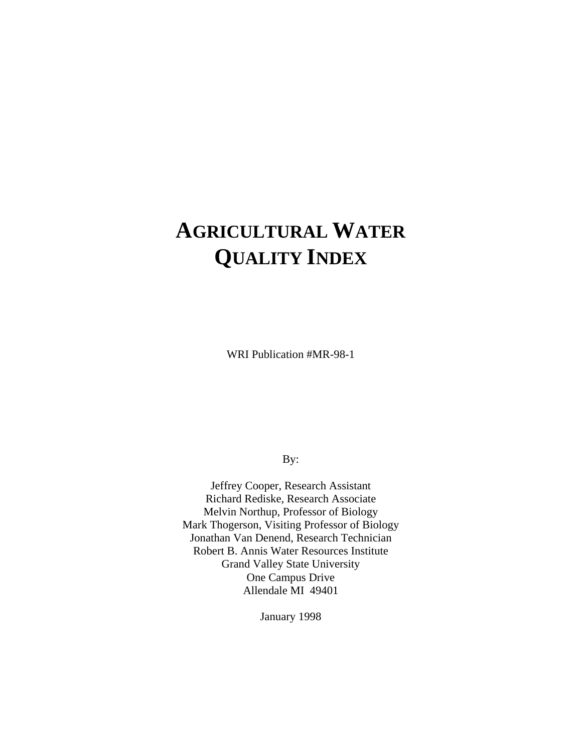# AGRICULTURAL WATER QUALITY INDEX

WRI Publication #MR-98-1

By:

Jeffrey Cooper, Research Assistant
Richard Rediske, Research Associate
Melvin Northup, Professor of Biology
Mark Thogerson, Visiting Professor of Biology
Jonathan Van Denend, Research Technician
Robert B. Annis Water Resources Institute
Grand Valley State University
One Campus Drive
Allendale MI 49401

January 1998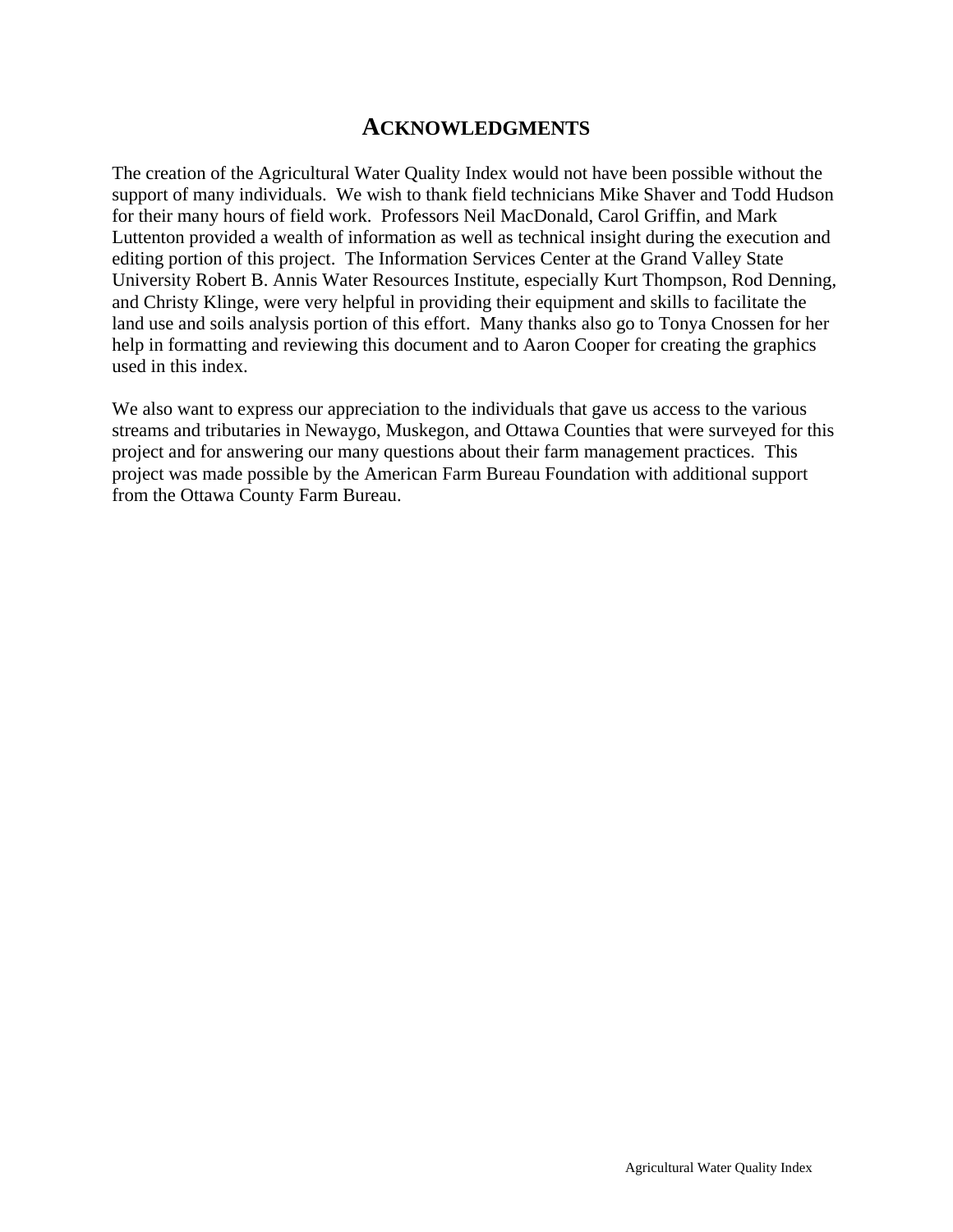## ACKNOWLEDGMENTS

The creation of the Agricultural Water Quality Index would not have been possible without the support of many individuals. We wish to thank field technicians Mike Shaver and Todd Hudson for their many hours of field work. Professors Neil MacDonald, Carol Griffin, and Mark Luttenton provided a wealth of information as well as technical insight during the execution and editing portion of this project. The Information Services Center at the Grand Valley State University Robert B. Annis Water Resources Institute, especially Kurt Thompson, Rod Denning, and Christy Klinge, were very helpful in providing their equipment and skills to facilitate the land use and soils analysis portion of this effort. Many thanks also go to Tonya Cnossen for her help in formatting and reviewing this document and to Aaron Cooper for creating the graphics used in this index.

We also want to express our appreciation to the individuals that gave us access to the various streams and tributaries in Newaygo, Muskegon, and Ottawa Counties that were surveyed for this project and for answering our many questions about their farm management practices. This project was made possible by the American Farm Bureau Foundation with additional support from the Ottawa County Farm Bureau.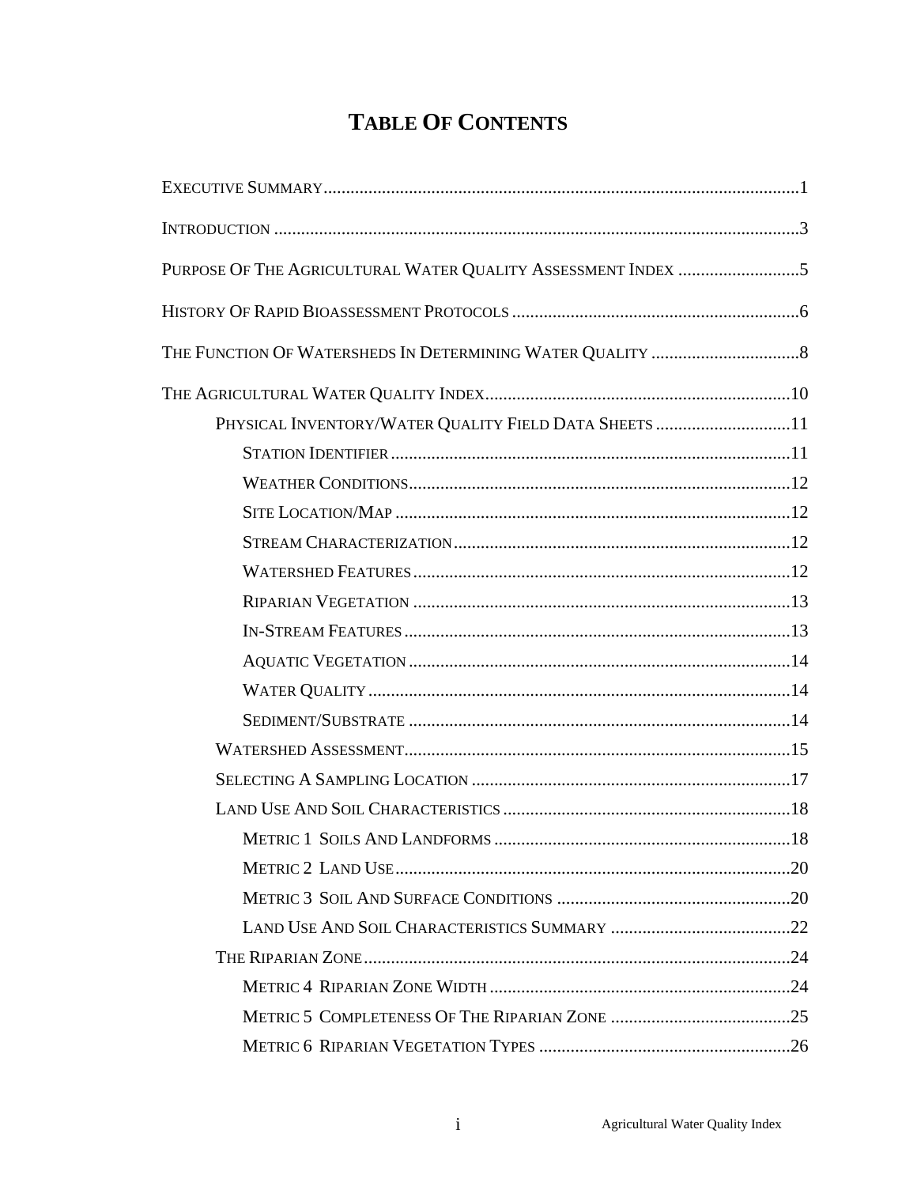# Table Of Contents

Executive Summary ........................................................................................................1

Introduction ....................................................................................................................3

Purpose Of The Agricultural Water Quality Assessment Index ..........................5

History Of Rapid Bioassessment Protocols .............................................................6

The Function Of Watersheds In Determining Water Quality ................................8

The Agricultural Water Quality Index...................................................................10

- Physical Inventory/Water Quality Field Data Sheets .............................11
  - Station Identifier ........................................................................11
  - Weather Conditions....................................................................12
  - Site Location/Map .......................................................................12
  - Stream Characterization..........................................................12
  - Watershed Features ...................................................................12
  - Riparian Vegetation ...................................................................13
  - In-Stream Features ....................................................................13
  - Aquatic Vegetation ....................................................................14
  - Water Quality .............................................................................14
  - Sediment/Substrate ...................................................................14
- Watershed Assessment.....................................................................15
- Selecting A Sampling Location .....................................................17
- Land Use And Soil Characteristics ...............................................18
  - Metric 1 Soils And Landforms .................................................18
  - Metric 2 Land Use......................................................................20
  - Metric 3 Soil And Surface Conditions ......................................20
  - Land Use And Soil Characteristics Summary ..........................22
- The Riparian Zone.............................................................................24
  - Metric 4 Riparian Zone Width ..................................................24
  - Metric 5 Completeness Of The Riparian Zone .........................25
  - Metric 6 Riparian Vegetation Types .......................................26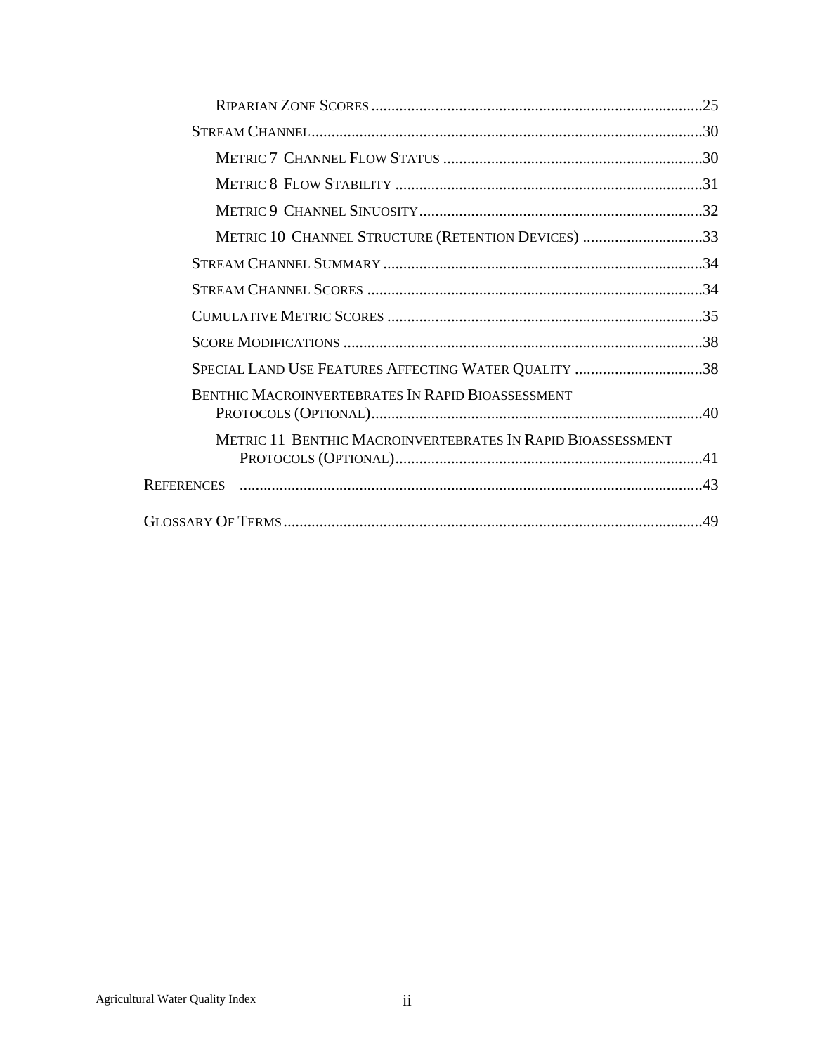- Riparian Zone Scores ........................................................................................25
- Stream Channel ....................................................................................................30
  - Metric 7 Channel Flow Status ..................................................................30
  - Metric 8 Flow Stability ..............................................................................31
  - Metric 9 Channel Sinuosity .......................................................................32
  - Metric 10 Channel Structure (Retention Devices) ...............................33
- Stream Channel Summary .................................................................................34
- Stream Channel Scores .....................................................................................34
- Cumulative Metric Scores ...............................................................................35
- Score Modifications ..........................................................................................38
- Special Land Use Features Affecting Water Quality ..................................38
- Benthic Macroinvertebrates In Rapid Bioassessment Protocols (Optional) ....................................................................................40
  - Metric 11 Benthic Macroinvertebrates In Rapid Bioassessment Protocols (Optional) .............................................................................41

References ..........................................................................................................................43

Glossary Of Terms ...........................................................................................................49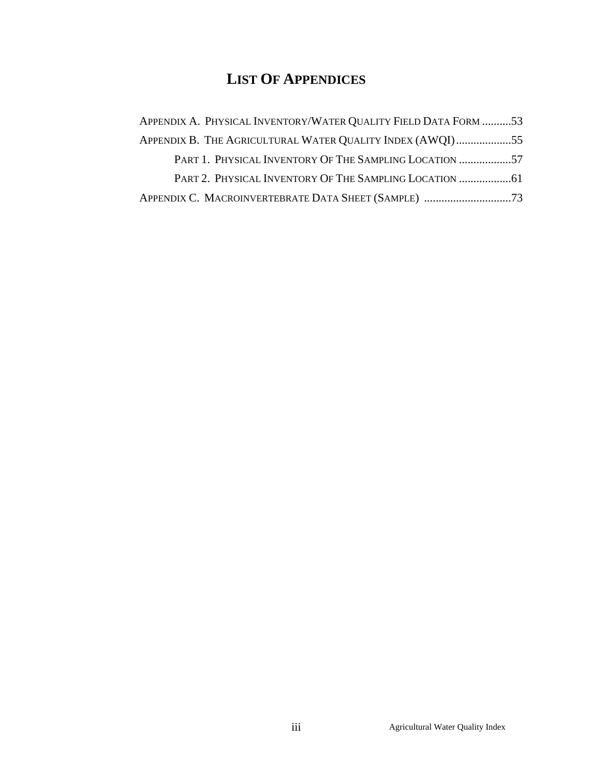# List Of Appendices

Appendix A. Physical Inventory/Water Quality Field Data Form ..........53

Appendix B. The Agricultural Water Quality Index (AWQI)...................55

- Part 1. Physical Inventory Of The Sampling Location ..................57
- Part 2. Physical Inventory Of The Sampling Location ..................61

Appendix C. Macroinvertebrate Data Sheet (Sample) ..............................73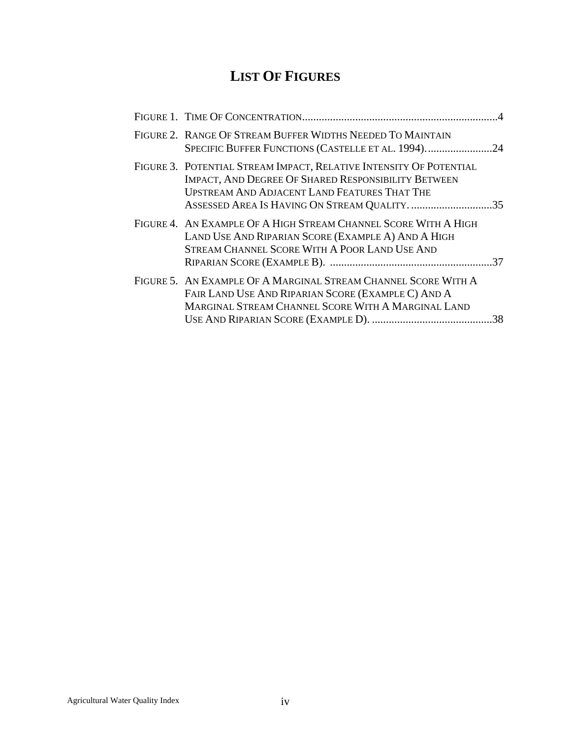# List Of Figures

Figure 1. Time Of Concentration....................................................................4

Figure 2. Range Of Stream Buffer Widths Needed To Maintain Specific Buffer Functions (Castelle et al. 1994)........................24

Figure 3. Potential Stream Impact, Relative Intensity Of Potential Impact, And Degree Of Shared Responsibility Between Upstream And Adjacent Land Features That The Assessed Area Is Having On Stream Quality. .............................35

Figure 4. An Example Of A High Stream Channel Score With A High Land Use And Riparian Score (Example A) And A High Stream Channel Score With A Poor Land Use And Riparian Score (Example B). ..........................................................37

Figure 5. An Example Of A Marginal Stream Channel Score With A Fair Land Use And Riparian Score (Example C) And A Marginal Stream Channel Score With A Marginal Land Use And Riparian Score (Example D). ...........................................38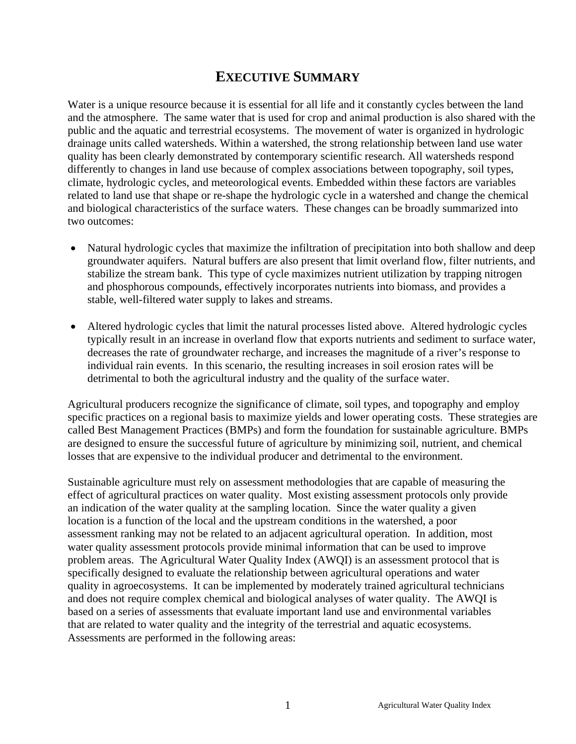# Executive Summary

Water is a unique resource because it is essential for all life and it constantly cycles between the land and the atmosphere. The same water that is used for crop and animal production is also shared with the public and the aquatic and terrestrial ecosystems. The movement of water is organized in hydrologic drainage units called watersheds. Within a watershed, the strong relationship between land use water quality has been clearly demonstrated by contemporary scientific research. All watersheds respond differently to changes in land use because of complex associations between topography, soil types, climate, hydrologic cycles, and meteorological events. Embedded within these factors are variables related to land use that shape or re-shape the hydrologic cycle in a watershed and change the chemical and biological characteristics of the surface waters. These changes can be broadly summarized into two outcomes:

- Natural hydrologic cycles that maximize the infiltration of precipitation into both shallow and deep groundwater aquifers. Natural buffers are also present that limit overland flow, filter nutrients, and stabilize the stream bank. This type of cycle maximizes nutrient utilization by trapping nitrogen and phosphorous compounds, effectively incorporates nutrients into biomass, and provides a stable, well-filtered water supply to lakes and streams.

- Altered hydrologic cycles that limit the natural processes listed above. Altered hydrologic cycles typically result in an increase in overland flow that exports nutrients and sediment to surface water, decreases the rate of groundwater recharge, and increases the magnitude of a river's response to individual rain events. In this scenario, the resulting increases in soil erosion rates will be detrimental to both the agricultural industry and the quality of the surface water.

Agricultural producers recognize the significance of climate, soil types, and topography and employ specific practices on a regional basis to maximize yields and lower operating costs. These strategies are called Best Management Practices (BMPs) and form the foundation for sustainable agriculture. BMPs are designed to ensure the successful future of agriculture by minimizing soil, nutrient, and chemical losses that are expensive to the individual producer and detrimental to the environment.

Sustainable agriculture must rely on assessment methodologies that are capable of measuring the effect of agricultural practices on water quality. Most existing assessment protocols only provide an indication of the water quality at the sampling location. Since the water quality a given location is a function of the local and the upstream conditions in the watershed, a poor assessment ranking may not be related to an adjacent agricultural operation. In addition, most water quality assessment protocols provide minimal information that can be used to improve problem areas. The Agricultural Water Quality Index (AWQI) is an assessment protocol that is specifically designed to evaluate the relationship between agricultural operations and water quality in agroecosystems. It can be implemented by moderately trained agricultural technicians and does not require complex chemical and biological analyses of water quality. The AWQI is based on a series of assessments that evaluate important land use and environmental variables that are related to water quality and the integrity of the terrestrial and aquatic ecosystems. Assessments are performed in the following areas: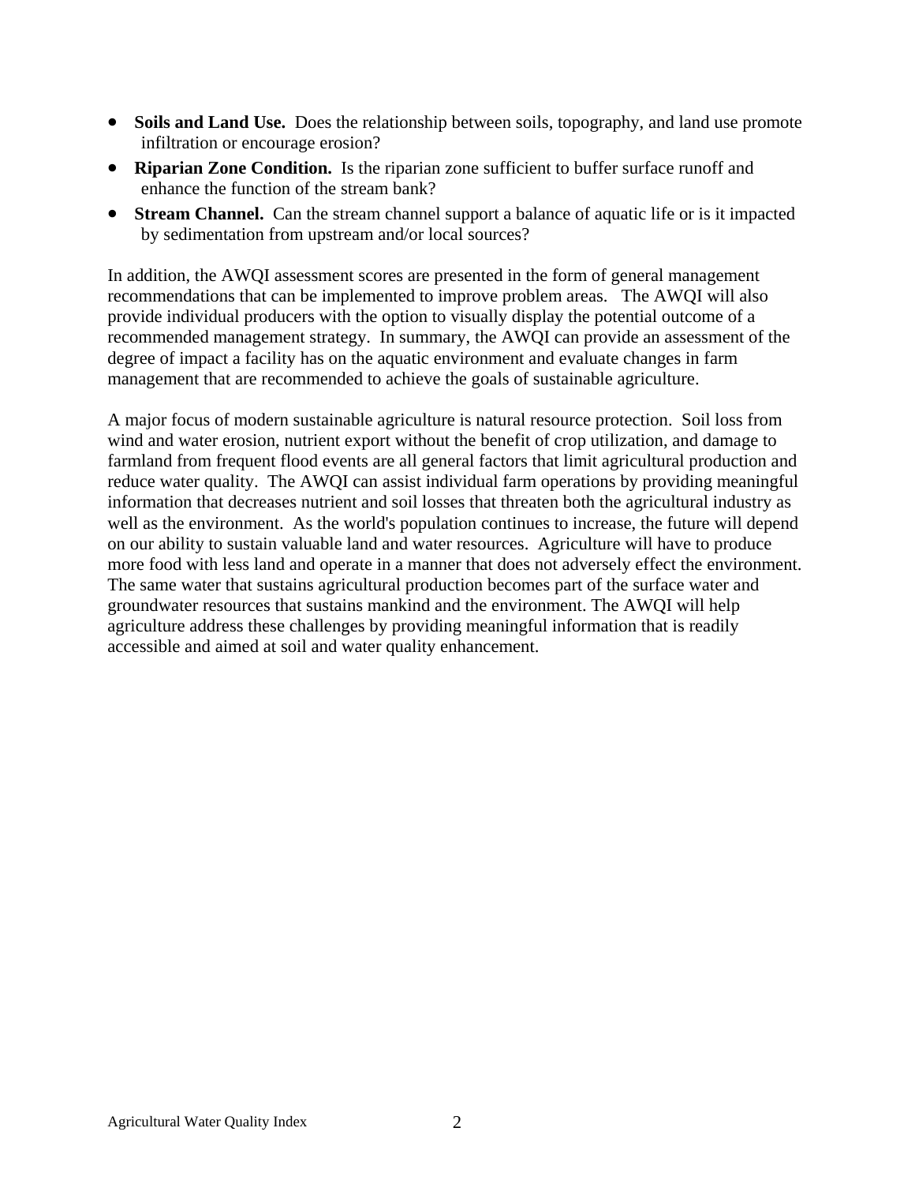- **Soils and Land Use.** Does the relationship between soils, topography, and land use promote infiltration or encourage erosion?
- **Riparian Zone Condition.** Is the riparian zone sufficient to buffer surface runoff and enhance the function of the stream bank?
- **Stream Channel.** Can the stream channel support a balance of aquatic life or is it impacted by sedimentation from upstream and/or local sources?

In addition, the AWQI assessment scores are presented in the form of general management recommendations that can be implemented to improve problem areas. The AWQI will also provide individual producers with the option to visually display the potential outcome of a recommended management strategy. In summary, the AWQI can provide an assessment of the degree of impact a facility has on the aquatic environment and evaluate changes in farm management that are recommended to achieve the goals of sustainable agriculture.

A major focus of modern sustainable agriculture is natural resource protection. Soil loss from wind and water erosion, nutrient export without the benefit of crop utilization, and damage to farmland from frequent flood events are all general factors that limit agricultural production and reduce water quality. The AWQI can assist individual farm operations by providing meaningful information that decreases nutrient and soil losses that threaten both the agricultural industry as well as the environment. As the world's population continues to increase, the future will depend on our ability to sustain valuable land and water resources. Agriculture will have to produce more food with less land and operate in a manner that does not adversely effect the environment. The same water that sustains agricultural production becomes part of the surface water and groundwater resources that sustains mankind and the environment. The AWQI will help agriculture address these challenges by providing meaningful information that is readily accessible and aimed at soil and water quality enhancement.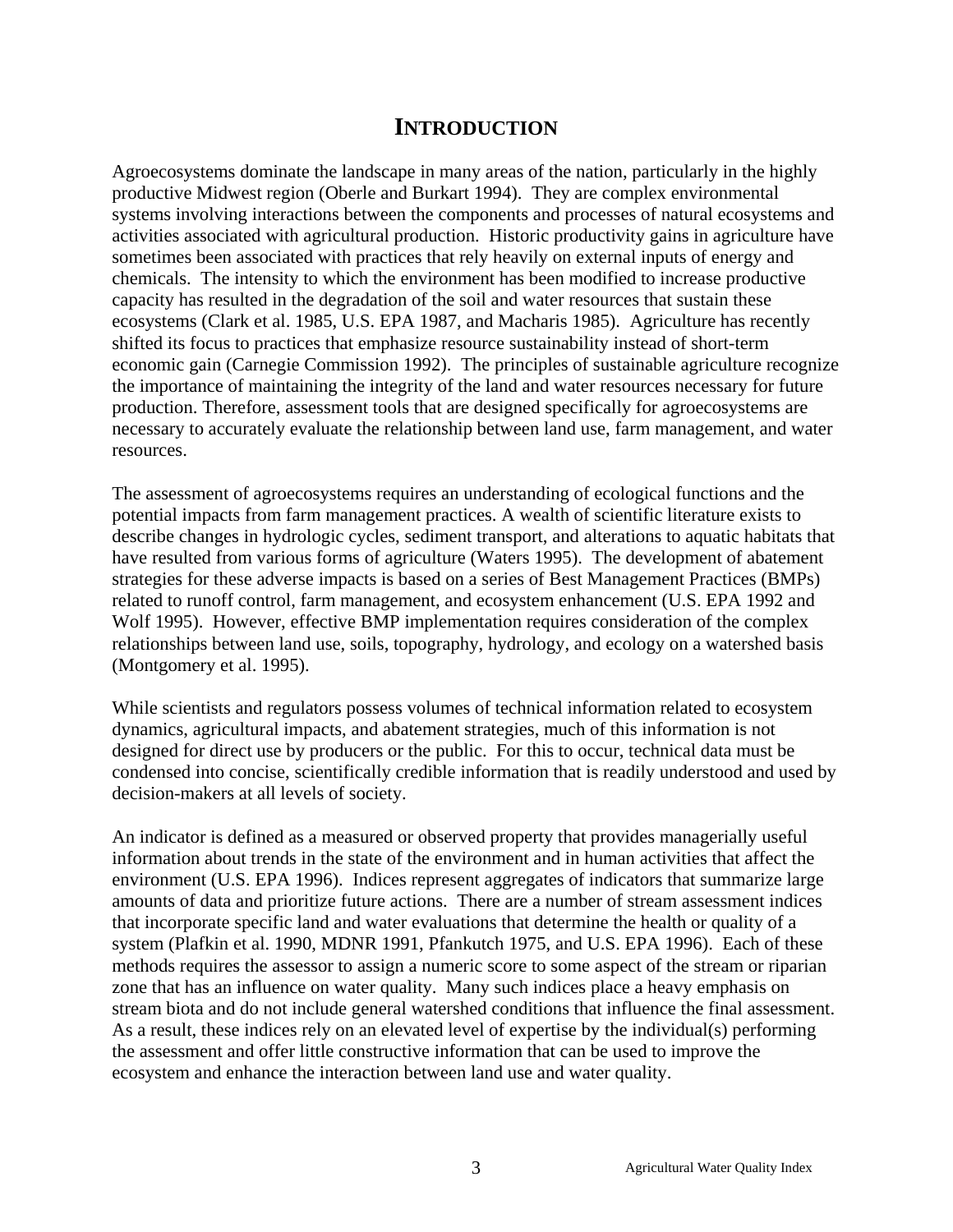# INTRODUCTION

Agroecosystems dominate the landscape in many areas of the nation, particularly in the highly productive Midwest region (Oberle and Burkart 1994). They are complex environmental systems involving interactions between the components and processes of natural ecosystems and activities associated with agricultural production. Historic productivity gains in agriculture have sometimes been associated with practices that rely heavily on external inputs of energy and chemicals. The intensity to which the environment has been modified to increase productive capacity has resulted in the degradation of the soil and water resources that sustain these ecosystems (Clark et al. 1985, U.S. EPA 1987, and Macharis 1985). Agriculture has recently shifted its focus to practices that emphasize resource sustainability instead of short-term economic gain (Carnegie Commission 1992). The principles of sustainable agriculture recognize the importance of maintaining the integrity of the land and water resources necessary for future production. Therefore, assessment tools that are designed specifically for agroecosystems are necessary to accurately evaluate the relationship between land use, farm management, and water resources.

The assessment of agroecosystems requires an understanding of ecological functions and the potential impacts from farm management practices. A wealth of scientific literature exists to describe changes in hydrologic cycles, sediment transport, and alterations to aquatic habitats that have resulted from various forms of agriculture (Waters 1995). The development of abatement strategies for these adverse impacts is based on a series of Best Management Practices (BMPs) related to runoff control, farm management, and ecosystem enhancement (U.S. EPA 1992 and Wolf 1995). However, effective BMP implementation requires consideration of the complex relationships between land use, soils, topography, hydrology, and ecology on a watershed basis (Montgomery et al. 1995).

While scientists and regulators possess volumes of technical information related to ecosystem dynamics, agricultural impacts, and abatement strategies, much of this information is not designed for direct use by producers or the public. For this to occur, technical data must be condensed into concise, scientifically credible information that is readily understood and used by decision-makers at all levels of society.

An indicator is defined as a measured or observed property that provides managerially useful information about trends in the state of the environment and in human activities that affect the environment (U.S. EPA 1996). Indices represent aggregates of indicators that summarize large amounts of data and prioritize future actions. There are a number of stream assessment indices that incorporate specific land and water evaluations that determine the health or quality of a system (Plafkin et al. 1990, MDNR 1991, Pfankutch 1975, and U.S. EPA 1996). Each of these methods requires the assessor to assign a numeric score to some aspect of the stream or riparian zone that has an influence on water quality. Many such indices place a heavy emphasis on stream biota and do not include general watershed conditions that influence the final assessment. As a result, these indices rely on an elevated level of expertise by the individual(s) performing the assessment and offer little constructive information that can be used to improve the ecosystem and enhance the interaction between land use and water quality.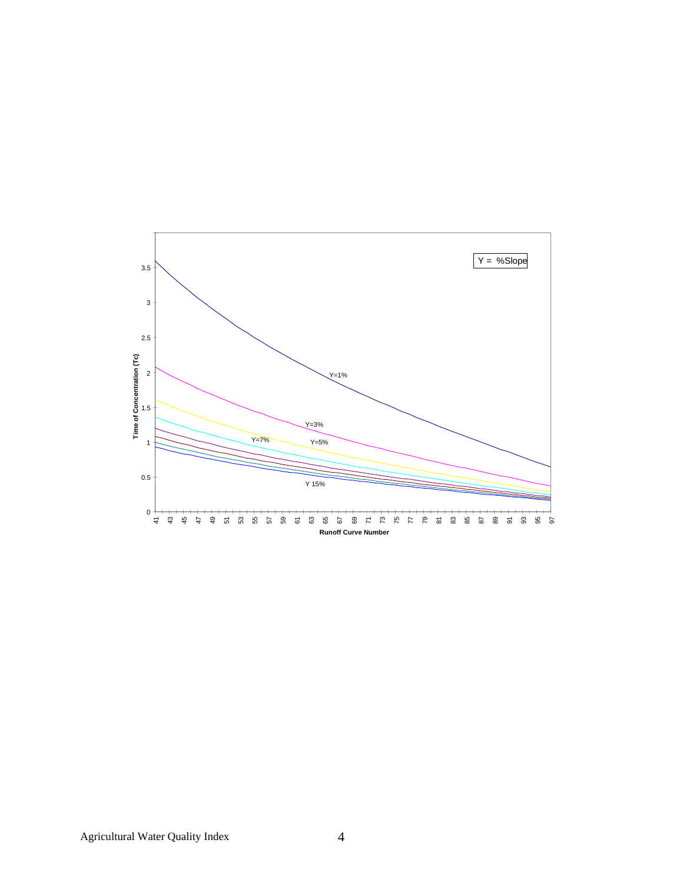Y = %Slope

Y=1%

Y=3%

Y=5%

Y=7%

Y 15%

Time of Concentration (Tc)

Runoff Curve Number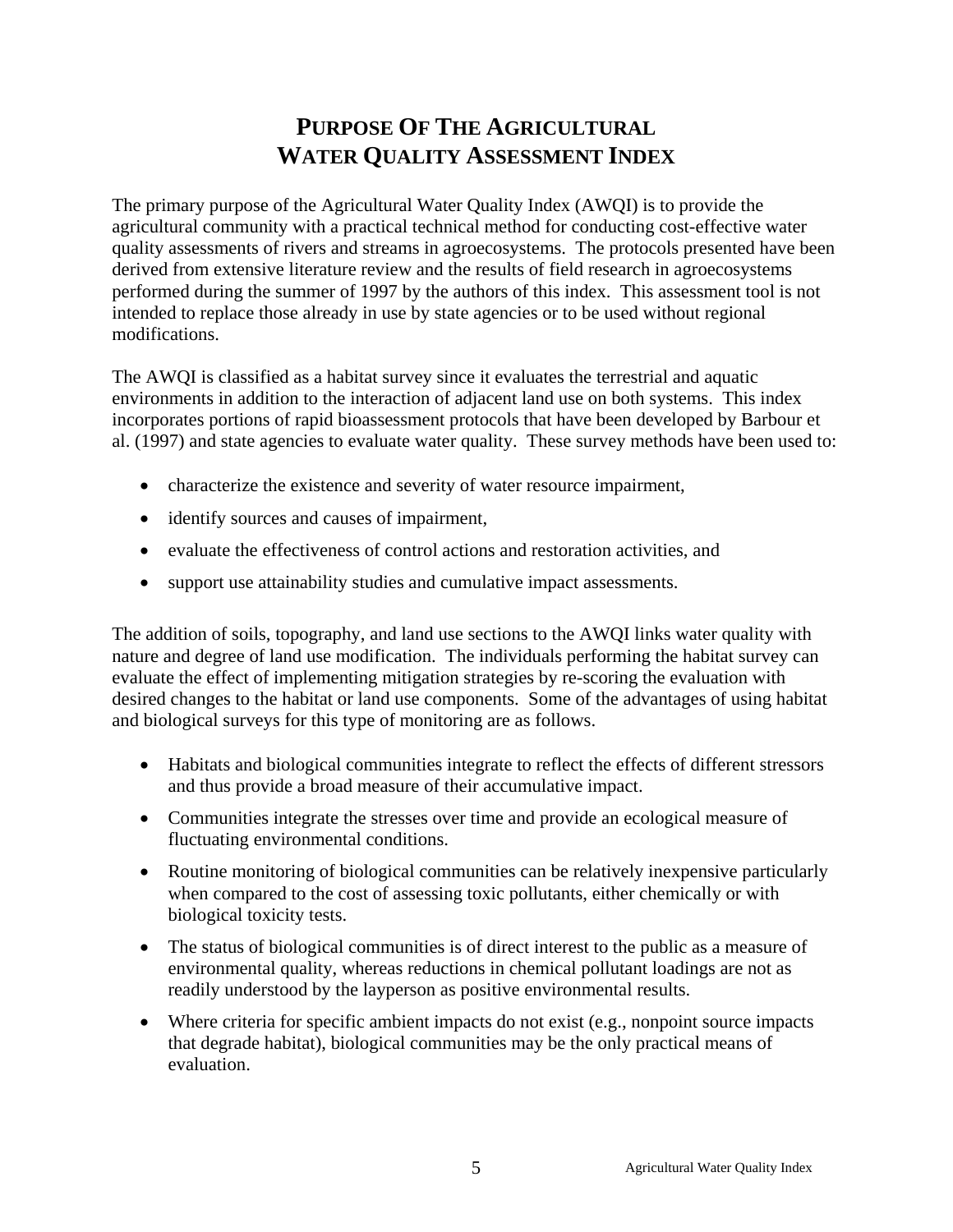# PURPOSE OF THE AGRICULTURAL WATER QUALITY ASSESSMENT INDEX

The primary purpose of the Agricultural Water Quality Index (AWQI) is to provide the agricultural community with a practical technical method for conducting cost-effective water quality assessments of rivers and streams in agroecosystems. The protocols presented have been derived from extensive literature review and the results of field research in agroecosystems performed during the summer of 1997 by the authors of this index. This assessment tool is not intended to replace those already in use by state agencies or to be used without regional modifications.

The AWQI is classified as a habitat survey since it evaluates the terrestrial and aquatic environments in addition to the interaction of adjacent land use on both systems. This index incorporates portions of rapid bioassessment protocols that have been developed by Barbour et al. (1997) and state agencies to evaluate water quality. These survey methods have been used to:

- characterize the existence and severity of water resource impairment,
- identify sources and causes of impairment,
- evaluate the effectiveness of control actions and restoration activities, and
- support use attainability studies and cumulative impact assessments.

The addition of soils, topography, and land use sections to the AWQI links water quality with nature and degree of land use modification. The individuals performing the habitat survey can evaluate the effect of implementing mitigation strategies by re-scoring the evaluation with desired changes to the habitat or land use components. Some of the advantages of using habitat and biological surveys for this type of monitoring are as follows.

- Habitats and biological communities integrate to reflect the effects of different stressors and thus provide a broad measure of their accumulative impact.
- Communities integrate the stresses over time and provide an ecological measure of fluctuating environmental conditions.
- Routine monitoring of biological communities can be relatively inexpensive particularly when compared to the cost of assessing toxic pollutants, either chemically or with biological toxicity tests.
- The status of biological communities is of direct interest to the public as a measure of environmental quality, whereas reductions in chemical pollutant loadings are not as readily understood by the layperson as positive environmental results.
- Where criteria for specific ambient impacts do not exist (e.g., nonpoint source impacts that degrade habitat), biological communities may be the only practical means of evaluation.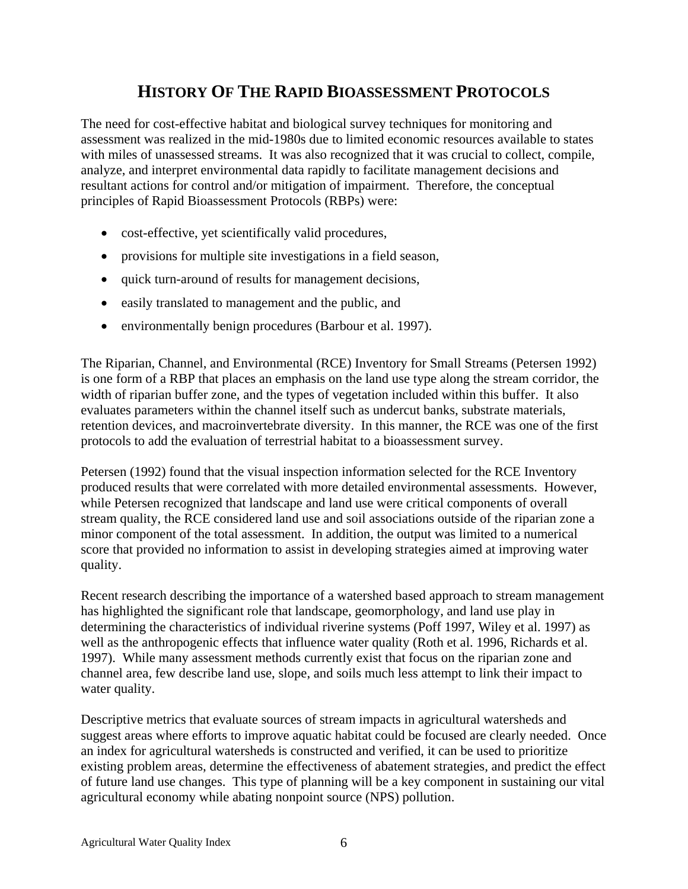# HISTORY OF THE RAPID BIOASSESSMENT PROTOCOLS

The need for cost-effective habitat and biological survey techniques for monitoring and assessment was realized in the mid-1980s due to limited economic resources available to states with miles of unassessed streams. It was also recognized that it was crucial to collect, compile, analyze, and interpret environmental data rapidly to facilitate management decisions and resultant actions for control and/or mitigation of impairment. Therefore, the conceptual principles of Rapid Bioassessment Protocols (RBPs) were:

- cost-effective, yet scientifically valid procedures,
- provisions for multiple site investigations in a field season,
- quick turn-around of results for management decisions,
- easily translated to management and the public, and
- environmentally benign procedures (Barbour et al. 1997).

The Riparian, Channel, and Environmental (RCE) Inventory for Small Streams (Petersen 1992) is one form of a RBP that places an emphasis on the land use type along the stream corridor, the width of riparian buffer zone, and the types of vegetation included within this buffer. It also evaluates parameters within the channel itself such as undercut banks, substrate materials, retention devices, and macroinvertebrate diversity. In this manner, the RCE was one of the first protocols to add the evaluation of terrestrial habitat to a bioassessment survey.

Petersen (1992) found that the visual inspection information selected for the RCE Inventory produced results that were correlated with more detailed environmental assessments. However, while Petersen recognized that landscape and land use were critical components of overall stream quality, the RCE considered land use and soil associations outside of the riparian zone a minor component of the total assessment. In addition, the output was limited to a numerical score that provided no information to assist in developing strategies aimed at improving water quality.

Recent research describing the importance of a watershed based approach to stream management has highlighted the significant role that landscape, geomorphology, and land use play in determining the characteristics of individual riverine systems (Poff 1997, Wiley et al. 1997) as well as the anthropogenic effects that influence water quality (Roth et al. 1996, Richards et al. 1997). While many assessment methods currently exist that focus on the riparian zone and channel area, few describe land use, slope, and soils much less attempt to link their impact to water quality.

Descriptive metrics that evaluate sources of stream impacts in agricultural watersheds and suggest areas where efforts to improve aquatic habitat could be focused are clearly needed. Once an index for agricultural watersheds is constructed and verified, it can be used to prioritize existing problem areas, determine the effectiveness of abatement strategies, and predict the effect of future land use changes. This type of planning will be a key component in sustaining our vital agricultural economy while abating nonpoint source (NPS) pollution.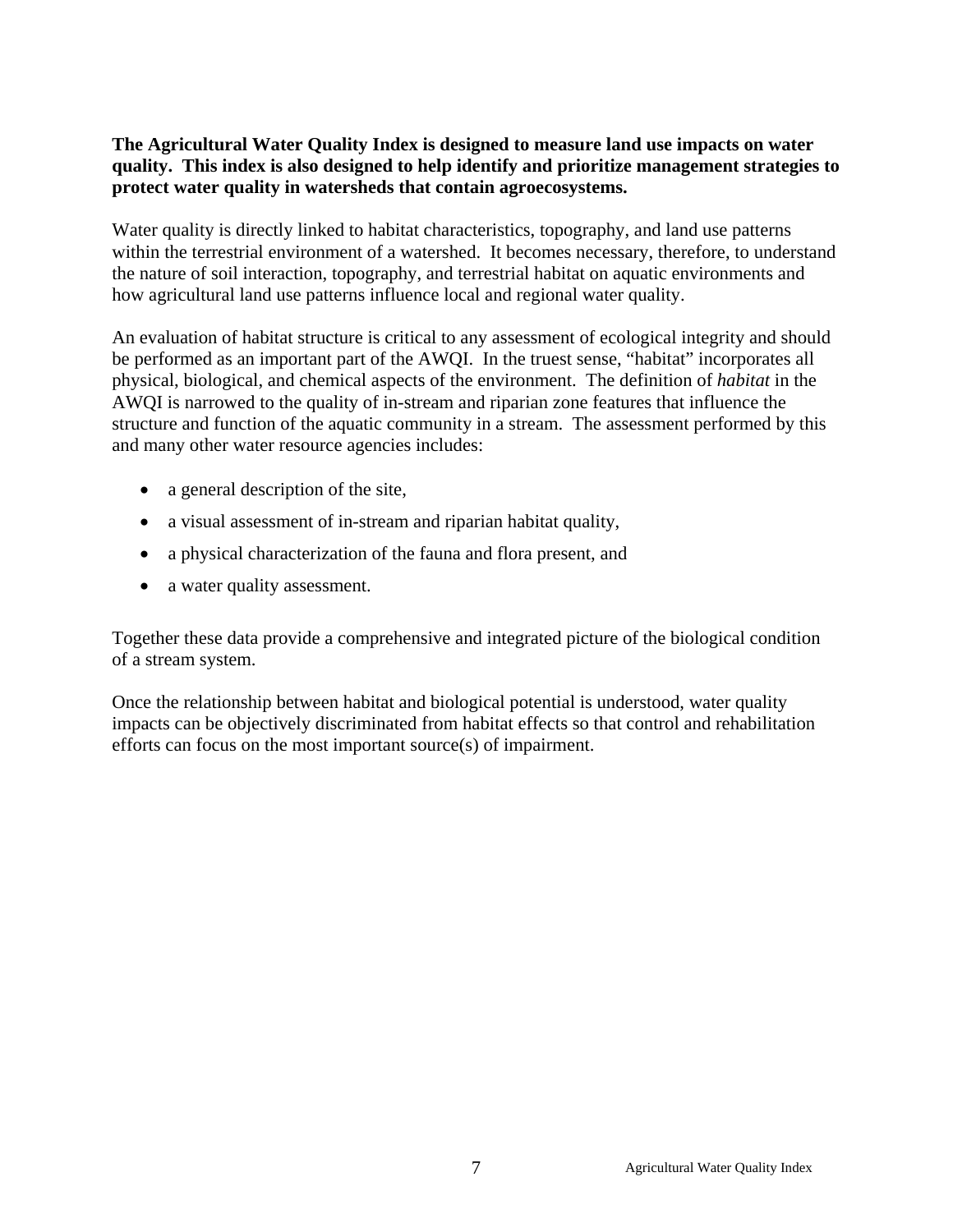**The Agricultural Water Quality Index is designed to measure land use impacts on water quality. This index is also designed to help identify and prioritize management strategies to protect water quality in watersheds that contain agroecosystems.**

Water quality is directly linked to habitat characteristics, topography, and land use patterns within the terrestrial environment of a watershed. It becomes necessary, therefore, to understand the nature of soil interaction, topography, and terrestrial habitat on aquatic environments and how agricultural land use patterns influence local and regional water quality.

An evaluation of habitat structure is critical to any assessment of ecological integrity and should be performed as an important part of the AWQI. In the truest sense, "habitat" incorporates all physical, biological, and chemical aspects of the environment. The definition of *habitat* in the AWQI is narrowed to the quality of in-stream and riparian zone features that influence the structure and function of the aquatic community in a stream. The assessment performed by this and many other water resource agencies includes:

- a general description of the site,
- a visual assessment of in-stream and riparian habitat quality,
- a physical characterization of the fauna and flora present, and
- a water quality assessment.

Together these data provide a comprehensive and integrated picture of the biological condition of a stream system.

Once the relationship between habitat and biological potential is understood, water quality impacts can be objectively discriminated from habitat effects so that control and rehabilitation efforts can focus on the most important source(s) of impairment.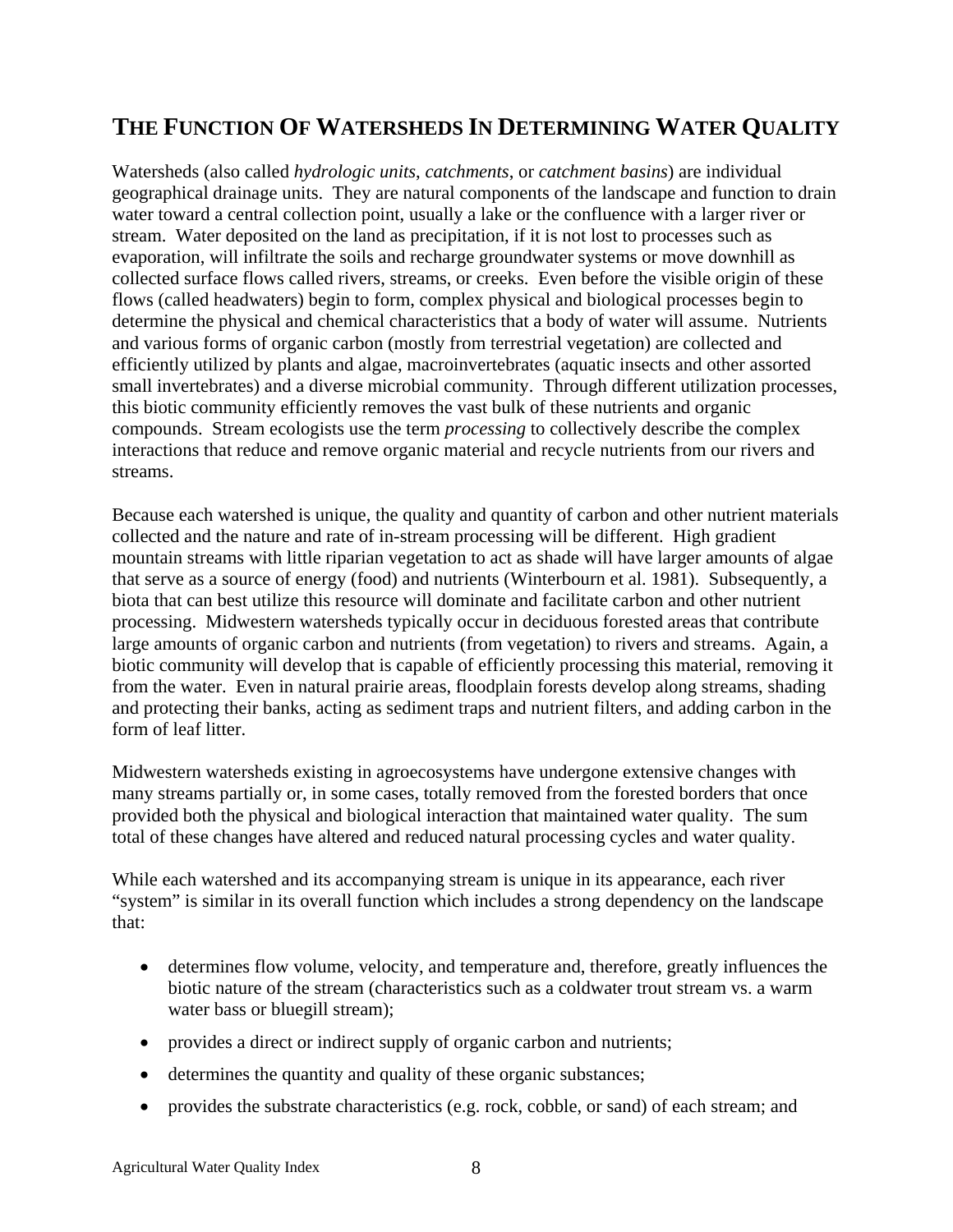## THE FUNCTION OF WATERSHEDS IN DETERMINING WATER QUALITY

Watersheds (also called *hydrologic units*, *catchments*, or *catchment basins*) are individual geographical drainage units. They are natural components of the landscape and function to drain water toward a central collection point, usually a lake or the confluence with a larger river or stream. Water deposited on the land as precipitation, if it is not lost to processes such as evaporation, will infiltrate the soils and recharge groundwater systems or move downhill as collected surface flows called rivers, streams, or creeks. Even before the visible origin of these flows (called headwaters) begin to form, complex physical and biological processes begin to determine the physical and chemical characteristics that a body of water will assume. Nutrients and various forms of organic carbon (mostly from terrestrial vegetation) are collected and efficiently utilized by plants and algae, macroinvertebrates (aquatic insects and other assorted small invertebrates) and a diverse microbial community. Through different utilization processes, this biotic community efficiently removes the vast bulk of these nutrients and organic compounds. Stream ecologists use the term *processing* to collectively describe the complex interactions that reduce and remove organic material and recycle nutrients from our rivers and streams.

Because each watershed is unique, the quality and quantity of carbon and other nutrient materials collected and the nature and rate of in-stream processing will be different. High gradient mountain streams with little riparian vegetation to act as shade will have larger amounts of algae that serve as a source of energy (food) and nutrients (Winterbourn et al. 1981). Subsequently, a biota that can best utilize this resource will dominate and facilitate carbon and other nutrient processing. Midwestern watersheds typically occur in deciduous forested areas that contribute large amounts of organic carbon and nutrients (from vegetation) to rivers and streams. Again, a biotic community will develop that is capable of efficiently processing this material, removing it from the water. Even in natural prairie areas, floodplain forests develop along streams, shading and protecting their banks, acting as sediment traps and nutrient filters, and adding carbon in the form of leaf litter.

Midwestern watersheds existing in agroecosystems have undergone extensive changes with many streams partially or, in some cases, totally removed from the forested borders that once provided both the physical and biological interaction that maintained water quality. The sum total of these changes have altered and reduced natural processing cycles and water quality.

While each watershed and its accompanying stream is unique in its appearance, each river "system" is similar in its overall function which includes a strong dependency on the landscape that:

- determines flow volume, velocity, and temperature and, therefore, greatly influences the biotic nature of the stream (characteristics such as a coldwater trout stream vs. a warm water bass or bluegill stream);
- provides a direct or indirect supply of organic carbon and nutrients;
- determines the quantity and quality of these organic substances;
- provides the substrate characteristics (e.g. rock, cobble, or sand) of each stream; and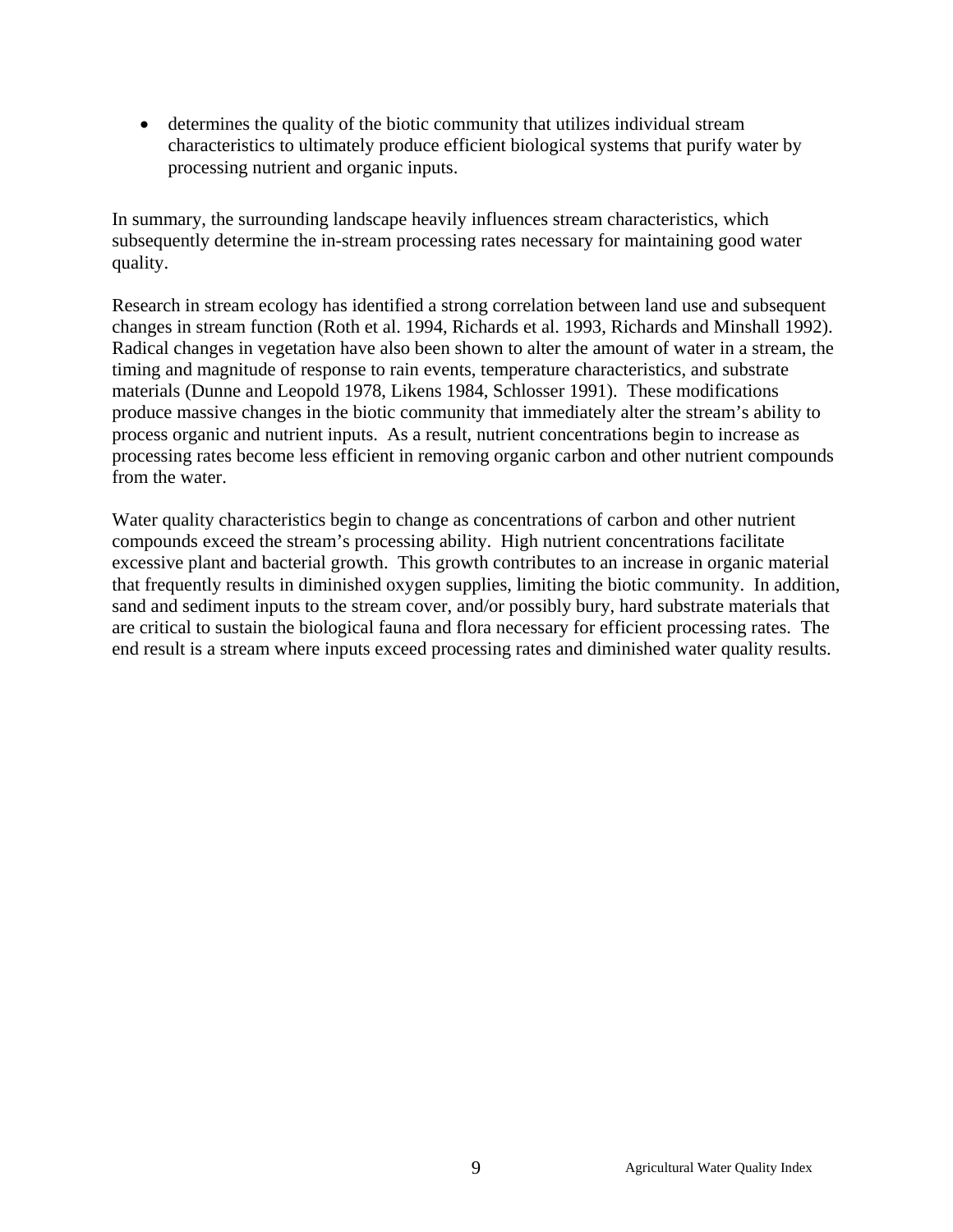- determines the quality of the biotic community that utilizes individual stream characteristics to ultimately produce efficient biological systems that purify water by processing nutrient and organic inputs.

In summary, the surrounding landscape heavily influences stream characteristics, which subsequently determine the in-stream processing rates necessary for maintaining good water quality.

Research in stream ecology has identified a strong correlation between land use and subsequent changes in stream function (Roth et al. 1994, Richards et al. 1993, Richards and Minshall 1992). Radical changes in vegetation have also been shown to alter the amount of water in a stream, the timing and magnitude of response to rain events, temperature characteristics, and substrate materials (Dunne and Leopold 1978, Likens 1984, Schlosser 1991). These modifications produce massive changes in the biotic community that immediately alter the stream's ability to process organic and nutrient inputs. As a result, nutrient concentrations begin to increase as processing rates become less efficient in removing organic carbon and other nutrient compounds from the water.

Water quality characteristics begin to change as concentrations of carbon and other nutrient compounds exceed the stream's processing ability. High nutrient concentrations facilitate excessive plant and bacterial growth. This growth contributes to an increase in organic material that frequently results in diminished oxygen supplies, limiting the biotic community. In addition, sand and sediment inputs to the stream cover, and/or possibly bury, hard substrate materials that are critical to sustain the biological fauna and flora necessary for efficient processing rates. The end result is a stream where inputs exceed processing rates and diminished water quality results.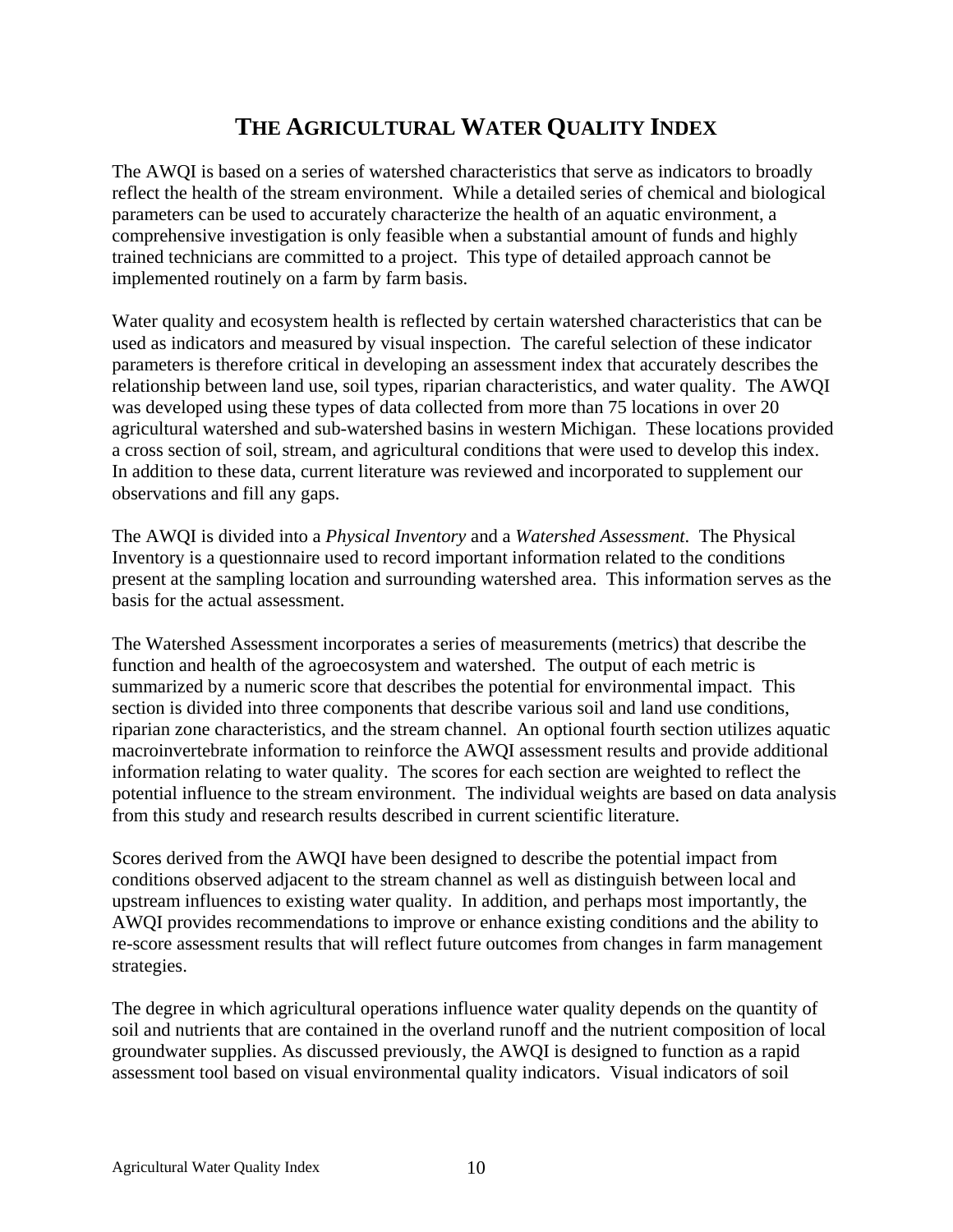# THE AGRICULTURAL WATER QUALITY INDEX

The AWQI is based on a series of watershed characteristics that serve as indicators to broadly reflect the health of the stream environment. While a detailed series of chemical and biological parameters can be used to accurately characterize the health of an aquatic environment, a comprehensive investigation is only feasible when a substantial amount of funds and highly trained technicians are committed to a project. This type of detailed approach cannot be implemented routinely on a farm by farm basis.

Water quality and ecosystem health is reflected by certain watershed characteristics that can be used as indicators and measured by visual inspection. The careful selection of these indicator parameters is therefore critical in developing an assessment index that accurately describes the relationship between land use, soil types, riparian characteristics, and water quality. The AWQI was developed using these types of data collected from more than 75 locations in over 20 agricultural watershed and sub-watershed basins in western Michigan. These locations provided a cross section of soil, stream, and agricultural conditions that were used to develop this index. In addition to these data, current literature was reviewed and incorporated to supplement our observations and fill any gaps.

The AWQI is divided into a *Physical Inventory* and a *Watershed Assessment*. The Physical Inventory is a questionnaire used to record important information related to the conditions present at the sampling location and surrounding watershed area. This information serves as the basis for the actual assessment.

The Watershed Assessment incorporates a series of measurements (metrics) that describe the function and health of the agroecosystem and watershed. The output of each metric is summarized by a numeric score that describes the potential for environmental impact. This section is divided into three components that describe various soil and land use conditions, riparian zone characteristics, and the stream channel. An optional fourth section utilizes aquatic macroinvertebrate information to reinforce the AWQI assessment results and provide additional information relating to water quality. The scores for each section are weighted to reflect the potential influence to the stream environment. The individual weights are based on data analysis from this study and research results described in current scientific literature.

Scores derived from the AWQI have been designed to describe the potential impact from conditions observed adjacent to the stream channel as well as distinguish between local and upstream influences to existing water quality. In addition, and perhaps most importantly, the AWQI provides recommendations to improve or enhance existing conditions and the ability to re-score assessment results that will reflect future outcomes from changes in farm management strategies.

The degree in which agricultural operations influence water quality depends on the quantity of soil and nutrients that are contained in the overland runoff and the nutrient composition of local groundwater supplies. As discussed previously, the AWQI is designed to function as a rapid assessment tool based on visual environmental quality indicators. Visual indicators of soil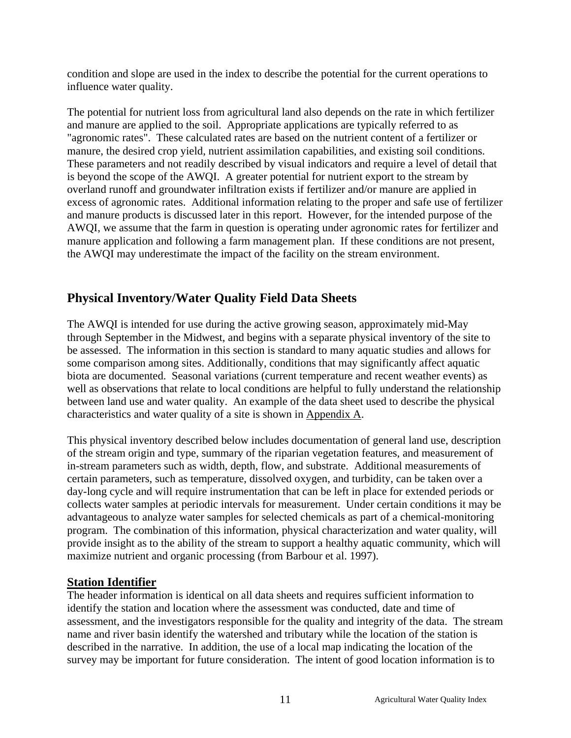condition and slope are used in the index to describe the potential for the current operations to influence water quality.

The potential for nutrient loss from agricultural land also depends on the rate in which fertilizer and manure are applied to the soil. Appropriate applications are typically referred to as "agronomic rates". These calculated rates are based on the nutrient content of a fertilizer or manure, the desired crop yield, nutrient assimilation capabilities, and existing soil conditions. These parameters and not readily described by visual indicators and require a level of detail that is beyond the scope of the AWQI. A greater potential for nutrient export to the stream by overland runoff and groundwater infiltration exists if fertilizer and/or manure are applied in excess of agronomic rates. Additional information relating to the proper and safe use of fertilizer and manure products is discussed later in this report. However, for the intended purpose of the AWQI, we assume that the farm in question is operating under agronomic rates for fertilizer and manure application and following a farm management plan. If these conditions are not present, the AWQI may underestimate the impact of the facility on the stream environment.

## Physical Inventory/Water Quality Field Data Sheets

The AWQI is intended for use during the active growing season, approximately mid-May through September in the Midwest, and begins with a separate physical inventory of the site to be assessed. The information in this section is standard to many aquatic studies and allows for some comparison among sites. Additionally, conditions that may significantly affect aquatic biota are documented. Seasonal variations (current temperature and recent weather events) as well as observations that relate to local conditions are helpful to fully understand the relationship between land use and water quality. An example of the data sheet used to describe the physical characteristics and water quality of a site is shown in Appendix A.

This physical inventory described below includes documentation of general land use, description of the stream origin and type, summary of the riparian vegetation features, and measurement of in-stream parameters such as width, depth, flow, and substrate. Additional measurements of certain parameters, such as temperature, dissolved oxygen, and turbidity, can be taken over a day-long cycle and will require instrumentation that can be left in place for extended periods or collects water samples at periodic intervals for measurement. Under certain conditions it may be advantageous to analyze water samples for selected chemicals as part of a chemical-monitoring program. The combination of this information, physical characterization and water quality, will provide insight as to the ability of the stream to support a healthy aquatic community, which will maximize nutrient and organic processing (from Barbour et al. 1997).

### Station Identifier

The header information is identical on all data sheets and requires sufficient information to identify the station and location where the assessment was conducted, date and time of assessment, and the investigators responsible for the quality and integrity of the data. The stream name and river basin identify the watershed and tributary while the location of the station is described in the narrative. In addition, the use of a local map indicating the location of the survey may be important for future consideration. The intent of good location information is to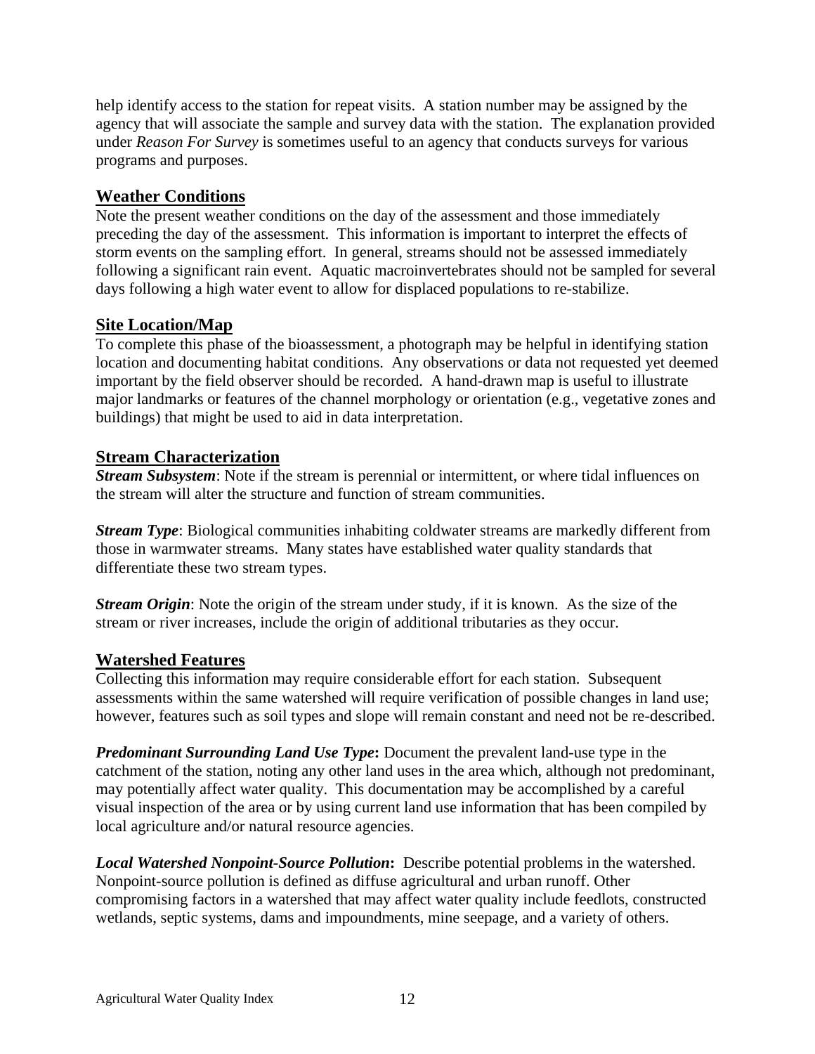help identify access to the station for repeat visits. A station number may be assigned by the agency that will associate the sample and survey data with the station. The explanation provided under *Reason For Survey* is sometimes useful to an agency that conducts surveys for various programs and purposes.

## Weather Conditions

Note the present weather conditions on the day of the assessment and those immediately preceding the day of the assessment. This information is important to interpret the effects of storm events on the sampling effort. In general, streams should not be assessed immediately following a significant rain event. Aquatic macroinvertebrates should not be sampled for several days following a high water event to allow for displaced populations to re-stabilize.

## Site Location/Map

To complete this phase of the bioassessment, a photograph may be helpful in identifying station location and documenting habitat conditions. Any observations or data not requested yet deemed important by the field observer should be recorded. A hand-drawn map is useful to illustrate major landmarks or features of the channel morphology or orientation (e.g., vegetative zones and buildings) that might be used to aid in data interpretation.

## Stream Characterization

***Stream Subsystem***: Note if the stream is perennial or intermittent, or where tidal influences on the stream will alter the structure and function of stream communities.

***Stream Type***: Biological communities inhabiting coldwater streams are markedly different from those in warmwater streams. Many states have established water quality standards that differentiate these two stream types.

***Stream Origin***: Note the origin of the stream under study, if it is known. As the size of the stream or river increases, include the origin of additional tributaries as they occur.

## Watershed Features

Collecting this information may require considerable effort for each station. Subsequent assessments within the same watershed will require verification of possible changes in land use; however, features such as soil types and slope will remain constant and need not be re-described.

***Predominant Surrounding Land Use Type*:** Document the prevalent land-use type in the catchment of the station, noting any other land uses in the area which, although not predominant, may potentially affect water quality. This documentation may be accomplished by a careful visual inspection of the area or by using current land use information that has been compiled by local agriculture and/or natural resource agencies.

***Local Watershed Nonpoint-Source Pollution*:** Describe potential problems in the watershed. Nonpoint-source pollution is defined as diffuse agricultural and urban runoff. Other compromising factors in a watershed that may affect water quality include feedlots, constructed wetlands, septic systems, dams and impoundments, mine seepage, and a variety of others.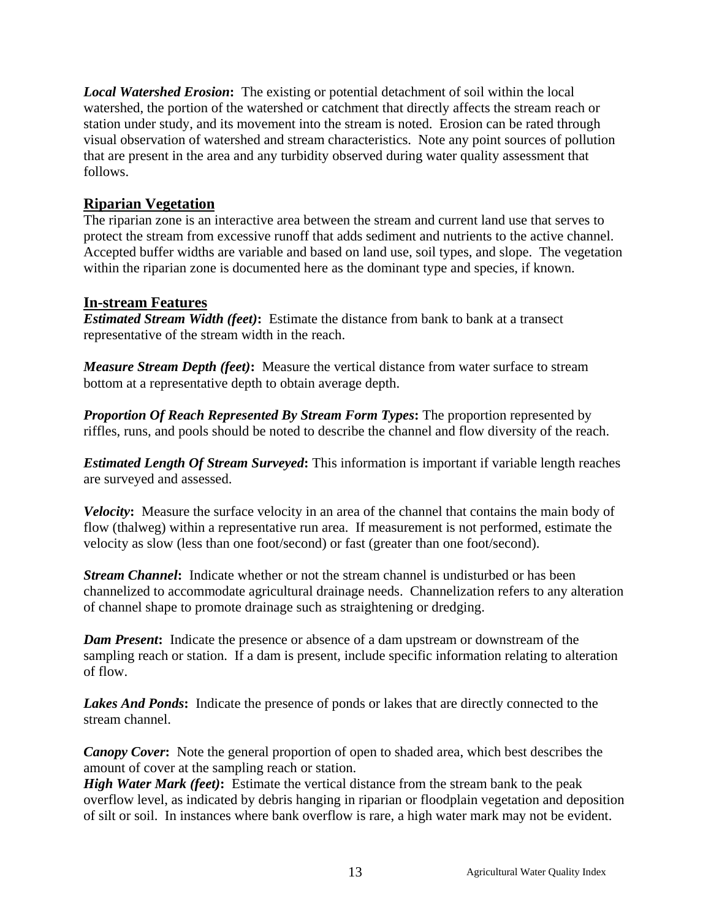***Local Watershed Erosion*****:** The existing or potential detachment of soil within the local watershed, the portion of the watershed or catchment that directly affects the stream reach or station under study, and its movement into the stream is noted. Erosion can be rated through visual observation of watershed and stream characteristics. Note any point sources of pollution that are present in the area and any turbidity observed during water quality assessment that follows.

## Riparian Vegetation

The riparian zone is an interactive area between the stream and current land use that serves to protect the stream from excessive runoff that adds sediment and nutrients to the active channel. Accepted buffer widths are variable and based on land use, soil types, and slope. The vegetation within the riparian zone is documented here as the dominant type and species, if known.

## In-stream Features

***Estimated Stream Width (feet)*****:** Estimate the distance from bank to bank at a transect representative of the stream width in the reach.

***Measure Stream Depth (feet)*****:** Measure the vertical distance from water surface to stream bottom at a representative depth to obtain average depth.

***Proportion Of Reach Represented By Stream Form Types*****:** The proportion represented by riffles, runs, and pools should be noted to describe the channel and flow diversity of the reach.

***Estimated Length Of Stream Surveyed*****:** This information is important if variable length reaches are surveyed and assessed.

***Velocity*****:** Measure the surface velocity in an area of the channel that contains the main body of flow (thalweg) within a representative run area. If measurement is not performed, estimate the velocity as slow (less than one foot/second) or fast (greater than one foot/second).

***Stream Channel*****:** Indicate whether or not the stream channel is undisturbed or has been channelized to accommodate agricultural drainage needs. Channelization refers to any alteration of channel shape to promote drainage such as straightening or dredging.

***Dam Present*****:** Indicate the presence or absence of a dam upstream or downstream of the sampling reach or station. If a dam is present, include specific information relating to alteration of flow.

***Lakes And Ponds*****:** Indicate the presence of ponds or lakes that are directly connected to the stream channel.

***Canopy Cover*****:** Note the general proportion of open to shaded area, which best describes the amount of cover at the sampling reach or station.

***High Water Mark (feet)*****:** Estimate the vertical distance from the stream bank to the peak overflow level, as indicated by debris hanging in riparian or floodplain vegetation and deposition of silt or soil. In instances where bank overflow is rare, a high water mark may not be evident.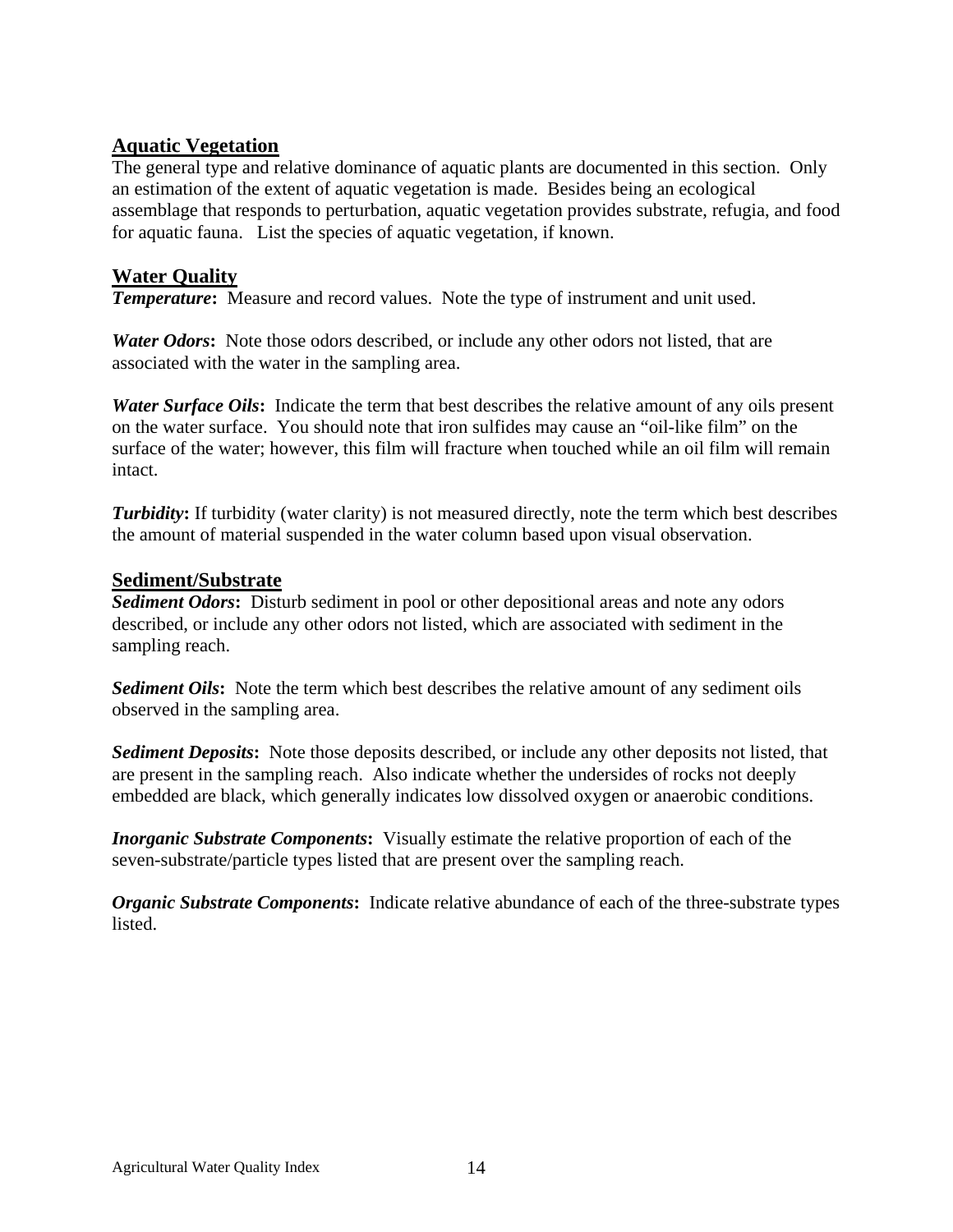## Aquatic Vegetation

The general type and relative dominance of aquatic plants are documented in this section. Only an estimation of the extent of aquatic vegetation is made. Besides being an ecological assemblage that responds to perturbation, aquatic vegetation provides substrate, refugia, and food for aquatic fauna. List the species of aquatic vegetation, if known.

## Water Quality

***Temperature*****:** Measure and record values. Note the type of instrument and unit used.

***Water Odors*****:** Note those odors described, or include any other odors not listed, that are associated with the water in the sampling area.

***Water Surface Oils*****:** Indicate the term that best describes the relative amount of any oils present on the water surface. You should note that iron sulfides may cause an "oil-like film" on the surface of the water; however, this film will fracture when touched while an oil film will remain intact.

***Turbidity*****:** If turbidity (water clarity) is not measured directly, note the term which best describes the amount of material suspended in the water column based upon visual observation.

## Sediment/Substrate

***Sediment Odors*****:** Disturb sediment in pool or other depositional areas and note any odors described, or include any other odors not listed, which are associated with sediment in the sampling reach.

***Sediment Oils*****:** Note the term which best describes the relative amount of any sediment oils observed in the sampling area.

***Sediment Deposits*****:** Note those deposits described, or include any other deposits not listed, that are present in the sampling reach. Also indicate whether the undersides of rocks not deeply embedded are black, which generally indicates low dissolved oxygen or anaerobic conditions.

***Inorganic Substrate Components*****:** Visually estimate the relative proportion of each of the seven-substrate/particle types listed that are present over the sampling reach.

***Organic Substrate Components*****:** Indicate relative abundance of each of the three-substrate types listed.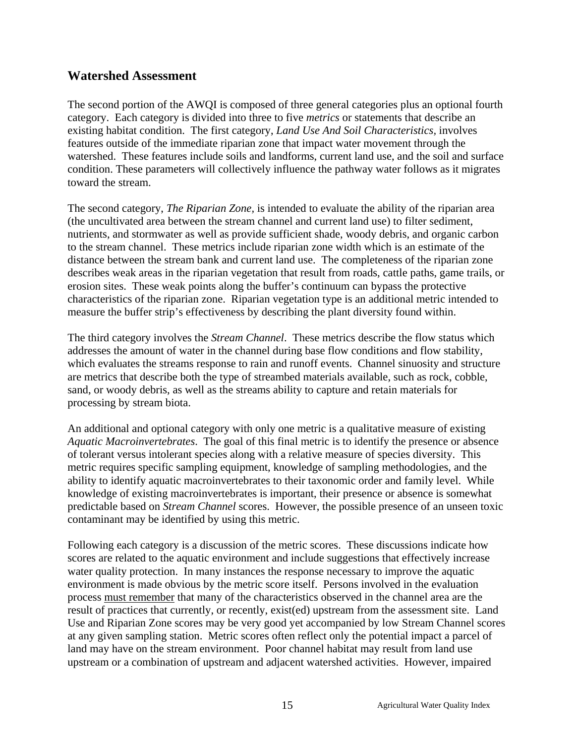## Watershed Assessment

The second portion of the AWQI is composed of three general categories plus an optional fourth category. Each category is divided into three to five *metrics* or statements that describe an existing habitat condition. The first category, *Land Use And Soil Characteristics,* involves features outside of the immediate riparian zone that impact water movement through the watershed. These features include soils and landforms, current land use, and the soil and surface condition. These parameters will collectively influence the pathway water follows as it migrates toward the stream.

The second category, *The Riparian Zone,* is intended to evaluate the ability of the riparian area (the uncultivated area between the stream channel and current land use) to filter sediment, nutrients, and stormwater as well as provide sufficient shade, woody debris, and organic carbon to the stream channel. These metrics include riparian zone width which is an estimate of the distance between the stream bank and current land use. The completeness of the riparian zone describes weak areas in the riparian vegetation that result from roads, cattle paths, game trails, or erosion sites. These weak points along the buffer's continuum can bypass the protective characteristics of the riparian zone. Riparian vegetation type is an additional metric intended to measure the buffer strip's effectiveness by describing the plant diversity found within.

The third category involves the *Stream Channel*. These metrics describe the flow status which addresses the amount of water in the channel during base flow conditions and flow stability, which evaluates the streams response to rain and runoff events. Channel sinuosity and structure are metrics that describe both the type of streambed materials available, such as rock, cobble, sand, or woody debris, as well as the streams ability to capture and retain materials for processing by stream biota.

An additional and optional category with only one metric is a qualitative measure of existing *Aquatic Macroinvertebrates*. The goal of this final metric is to identify the presence or absence of tolerant versus intolerant species along with a relative measure of species diversity. This metric requires specific sampling equipment, knowledge of sampling methodologies, and the ability to identify aquatic macroinvertebrates to their taxonomic order and family level. While knowledge of existing macroinvertebrates is important, their presence or absence is somewhat predictable based on *Stream Channel* scores. However, the possible presence of an unseen toxic contaminant may be identified by using this metric.

Following each category is a discussion of the metric scores. These discussions indicate how scores are related to the aquatic environment and include suggestions that effectively increase water quality protection. In many instances the response necessary to improve the aquatic environment is made obvious by the metric score itself. Persons involved in the evaluation process <u>must remember</u> that many of the characteristics observed in the channel area are the result of practices that currently, or recently, exist(ed) upstream from the assessment site. Land Use and Riparian Zone scores may be very good yet accompanied by low Stream Channel scores at any given sampling station. Metric scores often reflect only the potential impact a parcel of land may have on the stream environment. Poor channel habitat may result from land use upstream or a combination of upstream and adjacent watershed activities. However, impaired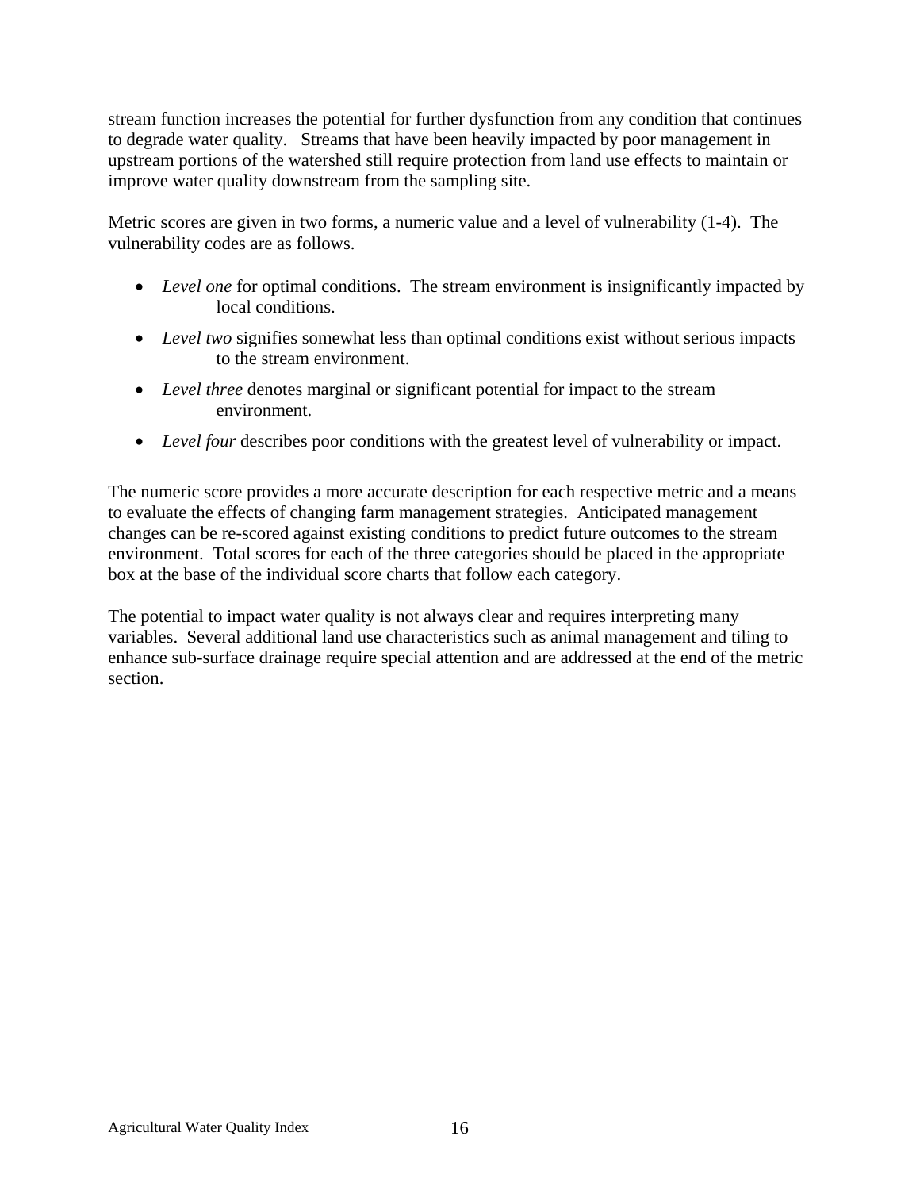stream function increases the potential for further dysfunction from any condition that continues to degrade water quality. Streams that have been heavily impacted by poor management in upstream portions of the watershed still require protection from land use effects to maintain or improve water quality downstream from the sampling site.

Metric scores are given in two forms, a numeric value and a level of vulnerability (1-4). The vulnerability codes are as follows.

- *Level one* for optimal conditions. The stream environment is insignificantly impacted by local conditions.
- *Level two* signifies somewhat less than optimal conditions exist without serious impacts to the stream environment.
- *Level three* denotes marginal or significant potential for impact to the stream environment.
- *Level four* describes poor conditions with the greatest level of vulnerability or impact.

The numeric score provides a more accurate description for each respective metric and a means to evaluate the effects of changing farm management strategies. Anticipated management changes can be re-scored against existing conditions to predict future outcomes to the stream environment. Total scores for each of the three categories should be placed in the appropriate box at the base of the individual score charts that follow each category.

The potential to impact water quality is not always clear and requires interpreting many variables. Several additional land use characteristics such as animal management and tiling to enhance sub-surface drainage require special attention and are addressed at the end of the metric section.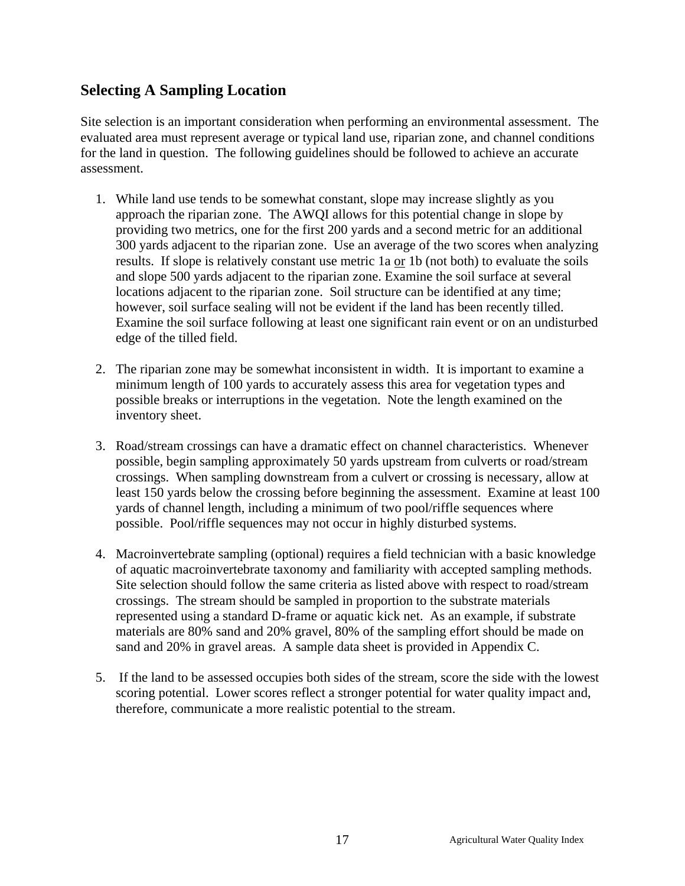## Selecting A Sampling Location

Site selection is an important consideration when performing an environmental assessment. The evaluated area must represent average or typical land use, riparian zone, and channel conditions for the land in question. The following guidelines should be followed to achieve an accurate assessment.

1. While land use tends to be somewhat constant, slope may increase slightly as you approach the riparian zone. The AWQI allows for this potential change in slope by providing two metrics, one for the first 200 yards and a second metric for an additional 300 yards adjacent to the riparian zone. Use an average of the two scores when analyzing results. If slope is relatively constant use metric 1a <u>or</u> 1b (not both) to evaluate the soils and slope 500 yards adjacent to the riparian zone. Examine the soil surface at several locations adjacent to the riparian zone. Soil structure can be identified at any time; however, soil surface sealing will not be evident if the land has been recently tilled. Examine the soil surface following at least one significant rain event or on an undisturbed edge of the tilled field.

2. The riparian zone may be somewhat inconsistent in width. It is important to examine a minimum length of 100 yards to accurately assess this area for vegetation types and possible breaks or interruptions in the vegetation. Note the length examined on the inventory sheet.

3. Road/stream crossings can have a dramatic effect on channel characteristics. Whenever possible, begin sampling approximately 50 yards upstream from culverts or road/stream crossings. When sampling downstream from a culvert or crossing is necessary, allow at least 150 yards below the crossing before beginning the assessment. Examine at least 100 yards of channel length, including a minimum of two pool/riffle sequences where possible. Pool/riffle sequences may not occur in highly disturbed systems.

4. Macroinvertebrate sampling (optional) requires a field technician with a basic knowledge of aquatic macroinvertebrate taxonomy and familiarity with accepted sampling methods. Site selection should follow the same criteria as listed above with respect to road/stream crossings. The stream should be sampled in proportion to the substrate materials represented using a standard D-frame or aquatic kick net. As an example, if substrate materials are 80% sand and 20% gravel, 80% of the sampling effort should be made on sand and 20% in gravel areas. A sample data sheet is provided in Appendix C.

5. If the land to be assessed occupies both sides of the stream, score the side with the lowest scoring potential. Lower scores reflect a stronger potential for water quality impact and, therefore, communicate a more realistic potential to the stream.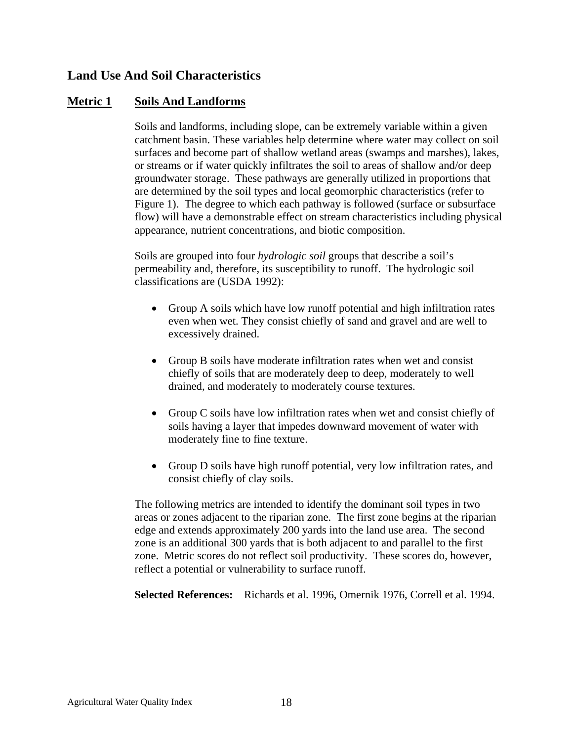## Land Use And Soil Characteristics

### Metric 1 Soils And Landforms

Soils and landforms, including slope, can be extremely variable within a given catchment basin. These variables help determine where water may collect on soil surfaces and become part of shallow wetland areas (swamps and marshes), lakes, or streams or if water quickly infiltrates the soil to areas of shallow and/or deep groundwater storage. These pathways are generally utilized in proportions that are determined by the soil types and local geomorphic characteristics (refer to Figure 1). The degree to which each pathway is followed (surface or subsurface flow) will have a demonstrable effect on stream characteristics including physical appearance, nutrient concentrations, and biotic composition.

Soils are grouped into four *hydrologic soil* groups that describe a soil's permeability and, therefore, its susceptibility to runoff. The hydrologic soil classifications are (USDA 1992):

- Group A soils which have low runoff potential and high infiltration rates even when wet. They consist chiefly of sand and gravel and are well to excessively drained.
- Group B soils have moderate infiltration rates when wet and consist chiefly of soils that are moderately deep to deep, moderately to well drained, and moderately to moderately course textures.
- Group C soils have low infiltration rates when wet and consist chiefly of soils having a layer that impedes downward movement of water with moderately fine to fine texture.
- Group D soils have high runoff potential, very low infiltration rates, and consist chiefly of clay soils.

The following metrics are intended to identify the dominant soil types in two areas or zones adjacent to the riparian zone. The first zone begins at the riparian edge and extends approximately 200 yards into the land use area. The second zone is an additional 300 yards that is both adjacent to and parallel to the first zone. Metric scores do not reflect soil productivity. These scores do, however, reflect a potential or vulnerability to surface runoff.

**Selected References:** Richards et al. 1996, Omernik 1976, Correll et al. 1994.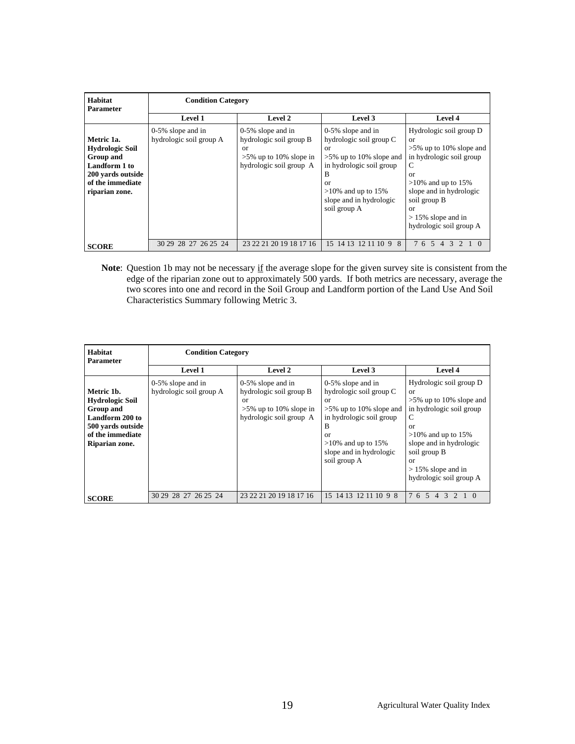| Habitat Parameter | Condition Category | | | |
|---|---|---|---|---|
| | Level 1 | Level 2 | Level 3 | Level 4 |
| **Metric 1a. Hydrologic Soil Group and Landform 1 to 200 yards outside of the immediate riparian zone.** | 0-5% slope and in hydrologic soil group A | 0-5% slope and in hydrologic soil group B or >5% up to 10% slope in hydrologic soil group A | 0-5% slope and in hydrologic soil group C or >5% up to 10% slope and in hydrologic soil group B or >10% and up to 15% slope and in hydrologic soil group A | Hydrologic soil group D or >5% up to 10% slope and in hydrologic soil group C or >10% and up to 15% slope and in hydrologic soil group B or > 15% slope and in hydrologic soil group A |
| **SCORE** | 30 29 28 27 26 25 24 | 23 22 21 20 19 18 17 16 | 15 14 13 12 11 10 9 8 | 7 6 5 4 3 2 1 0 |

**Note**: Question 1b may not be necessary <u>if</u> the average slope for the given survey site is consistent from the edge of the riparian zone out to approximately 500 yards. If both metrics are necessary, average the two scores into one and record in the Soil Group and Landform portion of the Land Use And Soil Characteristics Summary following Metric 3.

| Habitat Parameter | Condition Category | | | |
|---|---|---|---|---|
| | Level 1 | Level 2 | Level 3 | Level 4 |
| **Metric 1b. Hydrologic Soil Group and Landform 200 to 500 yards outside of the immediate Riparian zone.** | 0-5% slope and in hydrologic soil group A | 0-5% slope and in hydrologic soil group B or >5% up to 10% slope in hydrologic soil group A | 0-5% slope and in hydrologic soil group C or >5% up to 10% slope and in hydrologic soil group B or >10% and up to 15% slope and in hydrologic soil group A | Hydrologic soil group D or >5% up to 10% slope and in hydrologic soil group C or >10% and up to 15% slope and in hydrologic soil group B or > 15% slope and in hydrologic soil group A |
| **SCORE** | 30 29 28 27 26 25 24 | 23 22 21 20 19 18 17 16 | 15 14 13 12 11 10 9 8 | 7 6 5 4 3 2 1 0 |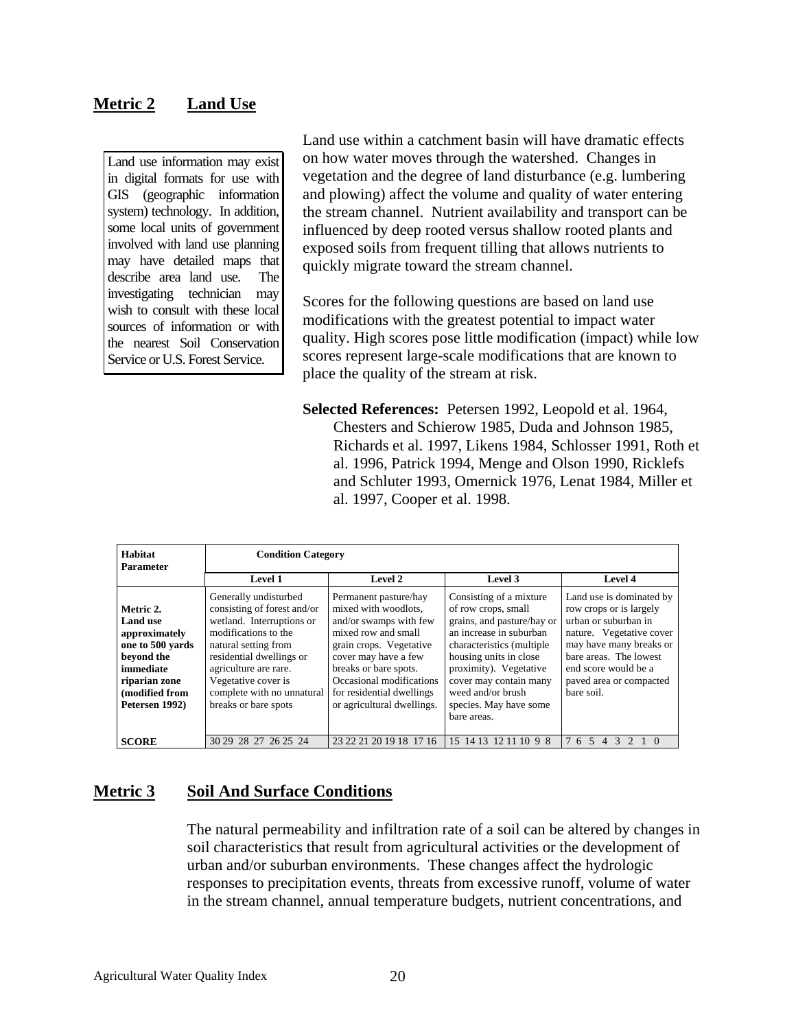## **Metric 2 Land Use**

> Land use information may exist in digital formats for use with GIS (geographic information system) technology. In addition, some local units of government involved with land use planning may have detailed maps that describe area land use. The investigating technician may wish to consult with these local sources of information or with the nearest Soil Conservation Service or U.S. Forest Service.

Land use within a catchment basin will have dramatic effects on how water moves through the watershed. Changes in vegetation and the degree of land disturbance (e.g. lumbering and plowing) affect the volume and quality of water entering the stream channel. Nutrient availability and transport can be influenced by deep rooted versus shallow rooted plants and exposed soils from frequent tilling that allows nutrients to quickly migrate toward the stream channel.

Scores for the following questions are based on land use modifications with the greatest potential to impact water quality. High scores pose little modification (impact) while low scores represent large-scale modifications that are known to place the quality of the stream at risk.

**Selected References:** Petersen 1992, Leopold et al. 1964, Chesters and Schierow 1985, Duda and Johnson 1985, Richards et al. 1997, Likens 1984, Schlosser 1991, Roth et al. 1996, Patrick 1994, Menge and Olson 1990, Ricklefs and Schluter 1993, Omernick 1976, Lenat 1984, Miller et al. 1997, Cooper et al. 1998.

| **Habitat Parameter** | **Condition Category** | | | |
|---|---|---|---|---|
| | **Level 1** | **Level 2** | **Level 3** | **Level 4** |
| **Metric 2. Land use approximately one to 500 yards beyond the immediate riparian zone (modified from Petersen 1992)** | Generally undisturbed consisting of forest and/or wetland. Interruptions or modifications to the natural setting from residential dwellings or agriculture are rare. Vegetative cover is complete with no unnatural breaks or bare spots | Permanent pasture/hay mixed with woodlots, and/or swamps with few mixed row and small grain crops. Vegetative cover may have a few breaks or bare spots. Occasional modifications for residential dwellings or agricultural dwellings. | Consisting of a mixture of row crops, small grains, and pasture/hay or an increase in suburban characteristics (multiple housing units in close proximity). Vegetative cover may contain many weed and/or brush species. May have some bare areas. | Land use is dominated by row crops or is largely urban or suburban in nature. Vegetative cover may have many breaks or bare areas. The lowest end score would be a paved area or compacted bare soil. |
| **SCORE** | 30 29 28 27 26 25 24 | 23 22 21 20 19 18 17 16 | 15 14 13 12 11 10 9 8 | 7 6 5 4 3 2 1 0 |

## **Metric 3 Soil And Surface Conditions**

The natural permeability and infiltration rate of a soil can be altered by changes in soil characteristics that result from agricultural activities or the development of urban and/or suburban environments. These changes affect the hydrologic responses to precipitation events, threats from excessive runoff, volume of water in the stream channel, annual temperature budgets, nutrient concentrations, and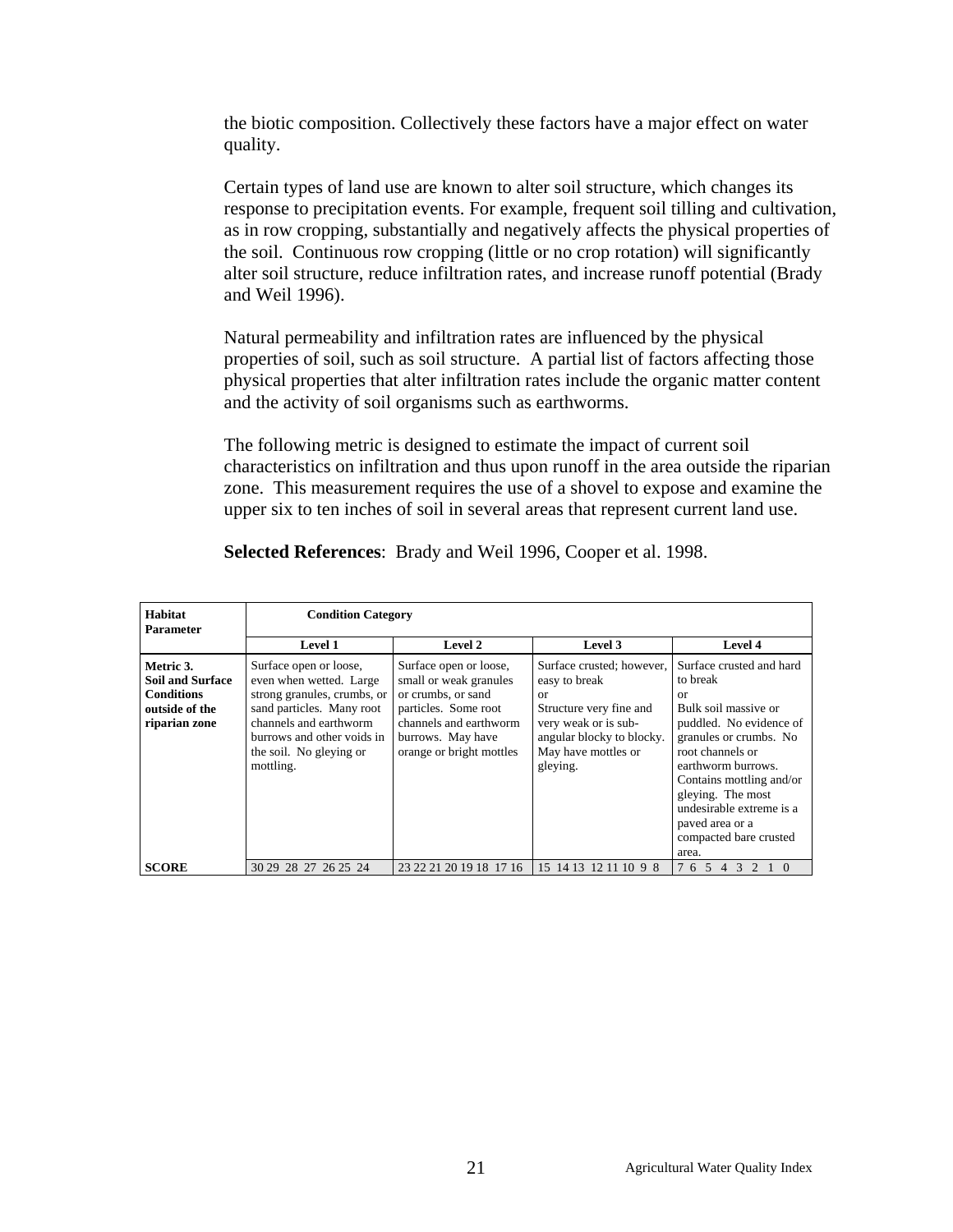the biotic composition. Collectively these factors have a major effect on water quality.

Certain types of land use are known to alter soil structure, which changes its response to precipitation events. For example, frequent soil tilling and cultivation, as in row cropping, substantially and negatively affects the physical properties of the soil. Continuous row cropping (little or no crop rotation) will significantly alter soil structure, reduce infiltration rates, and increase runoff potential (Brady and Weil 1996).

Natural permeability and infiltration rates are influenced by the physical properties of soil, such as soil structure. A partial list of factors affecting those physical properties that alter infiltration rates include the organic matter content and the activity of soil organisms such as earthworms.

The following metric is designed to estimate the impact of current soil characteristics on infiltration and thus upon runoff in the area outside the riparian zone. This measurement requires the use of a shovel to expose and examine the upper six to ten inches of soil in several areas that represent current land use.

**Selected References**: Brady and Weil 1996, Cooper et al. 1998.

| **Habitat Parameter** | **Condition Category** | | | |
|---|---|---|---|---|
| | **Level 1** | **Level 2** | **Level 3** | **Level 4** |
| **Metric 3. Soil and Surface Conditions outside of the riparian zone** | Surface open or loose, even when wetted. Large strong granules, crumbs, or sand particles. Many root channels and earthworm burrows and other voids in the soil. No gleying or mottling. | Surface open or loose, small or weak granules or crumbs, or sand particles. Some root channels and earthworm burrows. May have orange or bright mottles | Surface crusted; however, easy to break or Structure very fine and very weak or is sub-angular blocky to blocky. May have mottles or gleying. | Surface crusted and hard to break or Bulk soil massive or puddled. No evidence of granules or crumbs. No root channels or earthworm burrows. Contains mottling and/or gleying. The most undesirable extreme is a paved area or a compacted bare crusted area. |
| **SCORE** | 30 29 28 27 26 25 24 | 23 22 21 20 19 18 17 16 | 15 14 13 12 11 10 9 8 | 7 6 5 4 3 2 1 0 |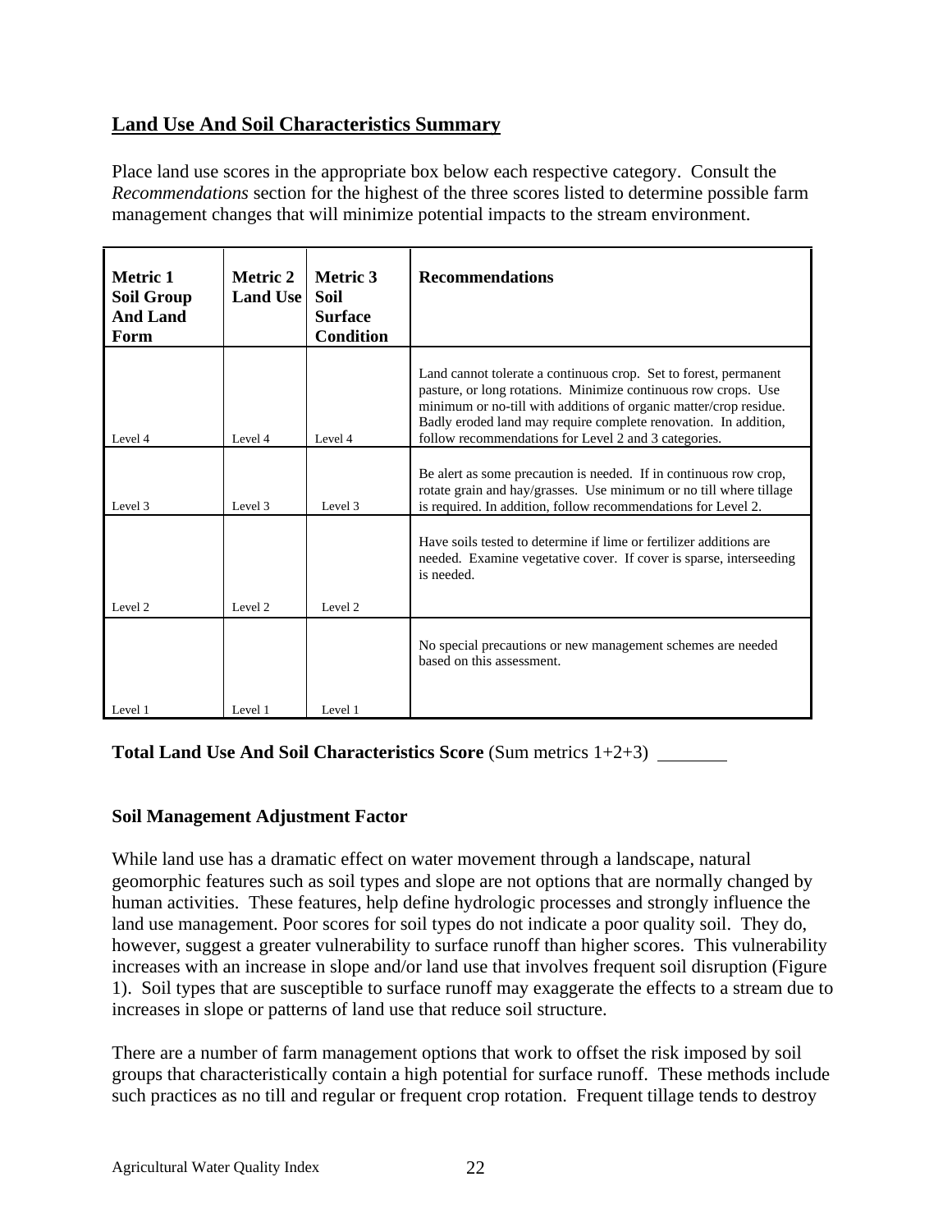## Land Use And Soil Characteristics Summary

Place land use scores in the appropriate box below each respective category. Consult the *Recommendations* section for the highest of the three scores listed to determine possible farm management changes that will minimize potential impacts to the stream environment.

| **Metric 1 Soil Group And Land Form** | **Metric 2 Land Use** | **Metric 3 Soil Surface Condition** | **Recommendations** |
|---|---|---|---|
| Level 4 | Level 4 | Level 4 | Land cannot tolerate a continuous crop. Set to forest, permanent pasture, or long rotations. Minimize continuous row crops. Use minimum or no-till with additions of organic matter/crop residue. Badly eroded land may require complete renovation. In addition, follow recommendations for Level 2 and 3 categories. |
| Level 3 | Level 3 | Level 3 | Be alert as some precaution is needed. If in continuous row crop, rotate grain and hay/grasses. Use minimum or no till where tillage is required. In addition, follow recommendations for Level 2. |
| Level 2 | Level 2 | Level 2 | Have soils tested to determine if lime or fertilizer additions are needed. Examine vegetative cover. If cover is sparse, interseeding is needed. |
| Level 1 | Level 1 | Level 1 | No special precautions or new management schemes are needed based on this assessment. |

**Total Land Use And Soil Characteristics Score** (Sum metrics 1+2+3) ________

### Soil Management Adjustment Factor

While land use has a dramatic effect on water movement through a landscape, natural geomorphic features such as soil types and slope are not options that are normally changed by human activities. These features, help define hydrologic processes and strongly influence the land use management. Poor scores for soil types do not indicate a poor quality soil. They do, however, suggest a greater vulnerability to surface runoff than higher scores. This vulnerability increases with an increase in slope and/or land use that involves frequent soil disruption (Figure 1). Soil types that are susceptible to surface runoff may exaggerate the effects to a stream due to increases in slope or patterns of land use that reduce soil structure.

There are a number of farm management options that work to offset the risk imposed by soil groups that characteristically contain a high potential for surface runoff. These methods include such practices as no till and regular or frequent crop rotation. Frequent tillage tends to destroy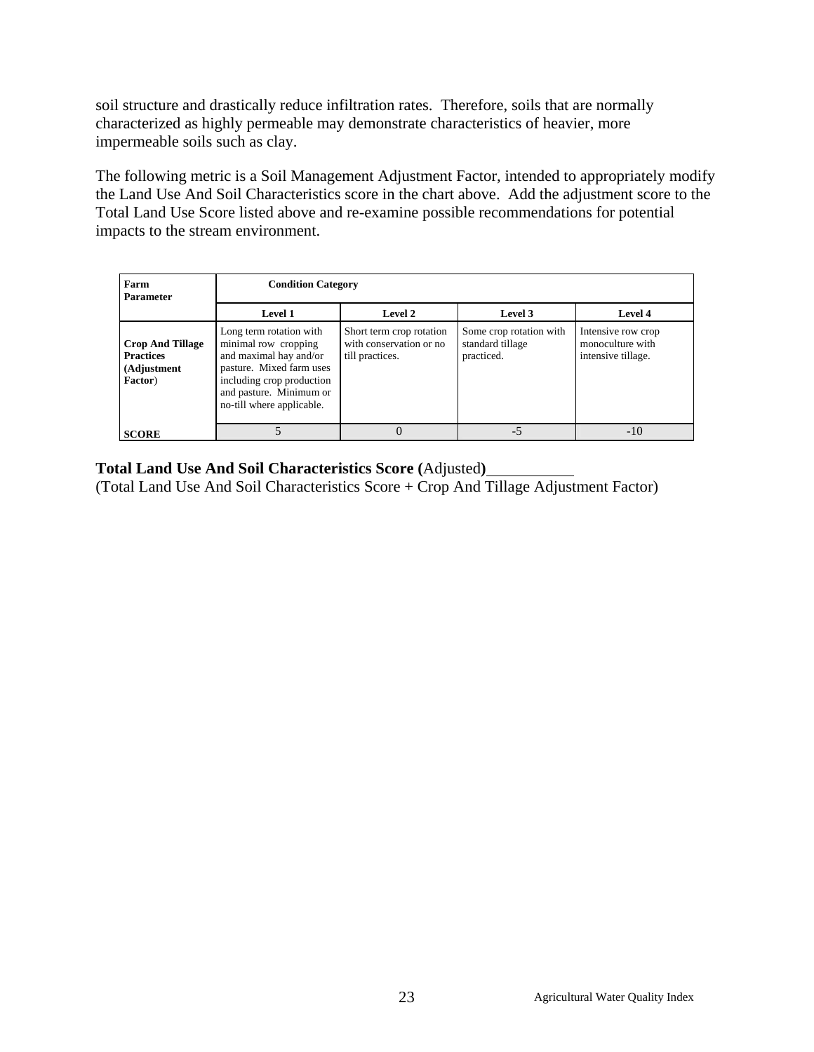soil structure and drastically reduce infiltration rates. Therefore, soils that are normally characterized as highly permeable may demonstrate characteristics of heavier, more impermeable soils such as clay.

The following metric is a Soil Management Adjustment Factor, intended to appropriately modify the Land Use And Soil Characteristics score in the chart above. Add the adjustment score to the Total Land Use Score listed above and re-examine possible recommendations for potential impacts to the stream environment.

| **Farm Parameter** | **Condition Category** | | | |
|---|---|---|---|---|
| | **Level 1** | **Level 2** | **Level 3** | **Level 4** |
| **Crop And Tillage Practices (Adjustment Factor)** | Long term rotation with minimal row cropping and maximal hay and/or pasture. Mixed farm uses including crop production and pasture. Minimum or no-till where applicable. | Short term crop rotation with conservation or no till practices. | Some crop rotation with standard tillage practiced. | Intensive row crop monoculture with intensive tillage. |
| **SCORE** | 5 | 0 | -5 | -10 |

**Total Land Use And Soil Characteristics Score (**Adjusted**)**\_\_\_\_\_\_\_\_\_\_
(Total Land Use And Soil Characteristics Score + Crop And Tillage Adjustment Factor)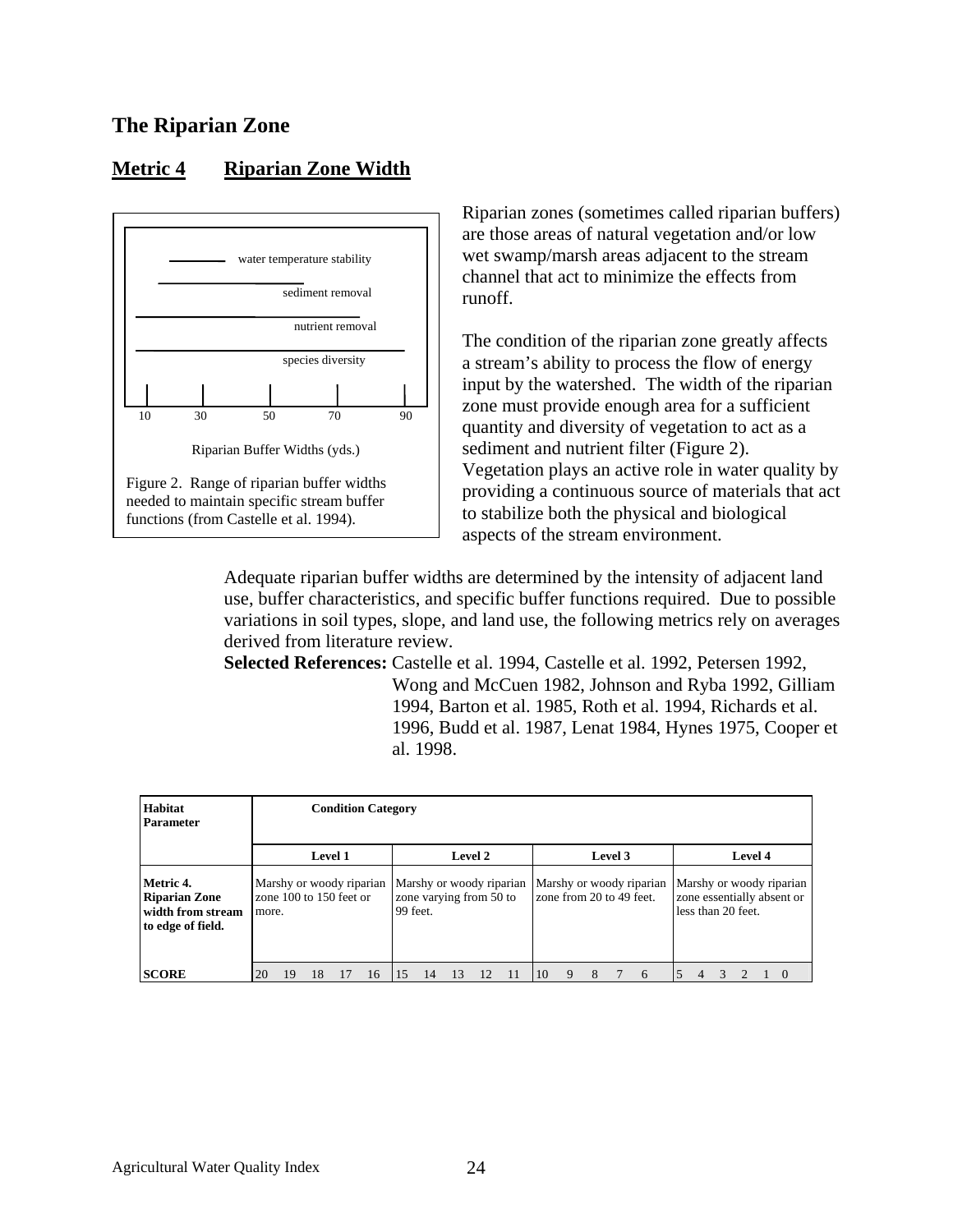## The Riparian Zone

### Metric 4 Riparian Zone Width

water temperature stability

sediment removal

nutrient removal

species diversity

10 30 50 70 90

Riparian Buffer Widths (yds.)

Figure 2. Range of riparian buffer widths needed to maintain specific stream buffer functions (from Castelle et al. 1994).

Riparian zones (sometimes called riparian buffers) are those areas of natural vegetation and/or low wet swamp/marsh areas adjacent to the stream channel that act to minimize the effects from runoff.

The condition of the riparian zone greatly affects a stream's ability to process the flow of energy input by the watershed. The width of the riparian zone must provide enough area for a sufficient quantity and diversity of vegetation to act as a sediment and nutrient filter (Figure 2). Vegetation plays an active role in water quality by providing a continuous source of materials that act to stabilize both the physical and biological aspects of the stream environment.

Adequate riparian buffer widths are determined by the intensity of adjacent land use, buffer characteristics, and specific buffer functions required. Due to possible variations in soil types, slope, and land use, the following metrics rely on averages derived from literature review.

**Selected References:** Castelle et al. 1994, Castelle et al. 1992, Petersen 1992, Wong and McCuen 1982, Johnson and Ryba 1992, Gilliam 1994, Barton et al. 1985, Roth et al. 1994, Richards et al. 1996, Budd et al. 1987, Lenat 1984, Hynes 1975, Cooper et al. 1998.

| Habitat Parameter | Condition Category | | | |
|---|---|---|---|---|
| | **Level 1** | **Level 2** | **Level 3** | **Level 4** |
| **Metric 4. Riparian Zone width from stream to edge of field.** | Marshy or woody riparian zone 100 to 150 feet or more. | Marshy or woody riparian zone varying from 50 to 99 feet. | Marshy or woody riparian zone from 20 to 49 feet. | Marshy or woody riparian zone essentially absent or less than 20 feet. |
| **SCORE** | 20 19 18 17 16 | 15 14 13 12 11 | 10 9 8 7 6 | 5 4 3 2 1 0 |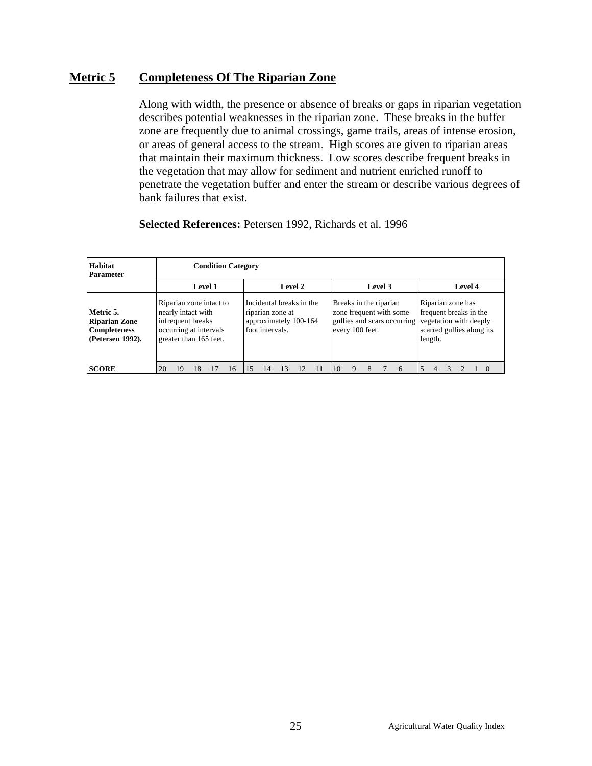## Metric 5 Completeness Of The Riparian Zone

Along with width, the presence or absence of breaks or gaps in riparian vegetation describes potential weaknesses in the riparian zone. These breaks in the buffer zone are frequently due to animal crossings, game trails, areas of intense erosion, or areas of general access to the stream. High scores are given to riparian areas that maintain their maximum thickness. Low scores describe frequent breaks in the vegetation that may allow for sediment and nutrient enriched runoff to penetrate the vegetation buffer and enter the stream or describe various degrees of bank failures that exist.

**Selected References:** Petersen 1992, Richards et al. 1996

| Habitat Parameter | Condition Category | | | |
|---|---|---|---|---|
| | Level 1 | Level 2 | Level 3 | Level 4 |
| **Metric 5. Riparian Zone Completeness (Petersen 1992).** | Riparian zone intact to nearly intact with infrequent breaks occurring at intervals greater than 165 feet. | Incidental breaks in the riparian zone at approximately 100-164 foot intervals. | Breaks in the riparian zone frequent with some gullies and scars occurring every 100 feet. | Riparian zone has frequent breaks in the vegetation with deeply scarred gullies along its length. |
| **SCORE** | 20 19 18 17 16 | 15 14 13 12 11 | 10 9 8 7 6 | 5 4 3 2 1 0 |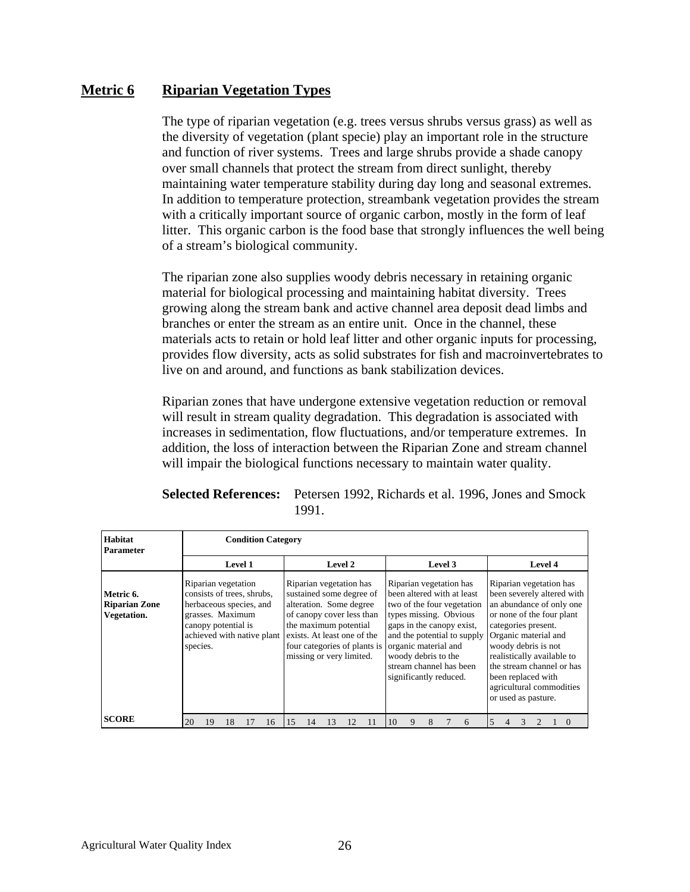## Metric 6 Riparian Vegetation Types

The type of riparian vegetation (e.g. trees versus shrubs versus grass) as well as the diversity of vegetation (plant specie) play an important role in the structure and function of river systems. Trees and large shrubs provide a shade canopy over small channels that protect the stream from direct sunlight, thereby maintaining water temperature stability during day long and seasonal extremes. In addition to temperature protection, streambank vegetation provides the stream with a critically important source of organic carbon, mostly in the form of leaf litter. This organic carbon is the food base that strongly influences the well being of a stream's biological community.

The riparian zone also supplies woody debris necessary in retaining organic material for biological processing and maintaining habitat diversity. Trees growing along the stream bank and active channel area deposit dead limbs and branches or enter the stream as an entire unit. Once in the channel, these materials acts to retain or hold leaf litter and other organic inputs for processing, provides flow diversity, acts as solid substrates for fish and macroinvertebrates to live on and around, and functions as bank stabilization devices.

Riparian zones that have undergone extensive vegetation reduction or removal will result in stream quality degradation. This degradation is associated with increases in sedimentation, flow fluctuations, and/or temperature extremes. In addition, the loss of interaction between the Riparian Zone and stream channel will impair the biological functions necessary to maintain water quality.

**Selected References:** Petersen 1992, Richards et al. 1996, Jones and Smock 1991.

| Habitat Parameter | Condition Category | | | |
|---|---|---|---|---|
| | Level 1 | Level 2 | Level 3 | Level 4 |
| **Metric 6. Riparian Zone Vegetation.** | Riparian vegetation consists of trees, shrubs, herbaceous species, and grasses. Maximum canopy potential is achieved with native plant species. | Riparian vegetation has sustained some degree of alteration. Some degree of canopy cover less than the maximum potential exists. At least one of the four categories of plants is missing or very limited. | Riparian vegetation has been altered with at least two of the four vegetation types missing. Obvious gaps in the canopy exist, and the potential to supply organic material and woody debris to the stream channel has been significantly reduced. | Riparian vegetation has been severely altered with an abundance of only one or none of the four plant categories present. Organic material and woody debris is not realistically available to the stream channel or has been replaced with agricultural commodities or used as pasture. |
| **SCORE** | 20 19 18 17 16 | 15 14 13 12 11 | 10 9 8 7 6 | 5 4 3 2 1 0 |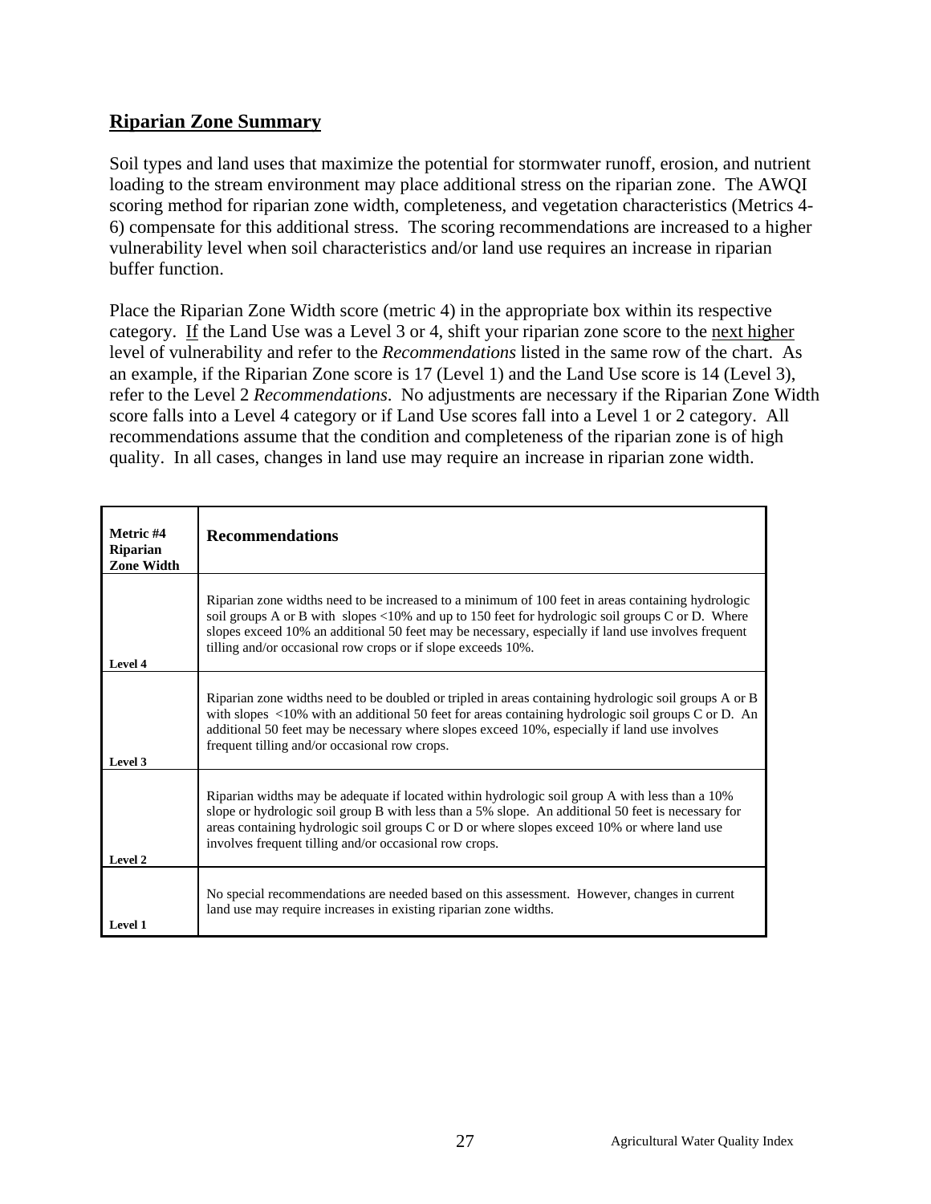## Riparian Zone Summary

Soil types and land uses that maximize the potential for stormwater runoff, erosion, and nutrient loading to the stream environment may place additional stress on the riparian zone. The AWQI scoring method for riparian zone width, completeness, and vegetation characteristics (Metrics 4-6) compensate for this additional stress. The scoring recommendations are increased to a higher vulnerability level when soil characteristics and/or land use requires an increase in riparian buffer function.

Place the Riparian Zone Width score (metric 4) in the appropriate box within its respective category. If the Land Use was a Level 3 or 4, shift your riparian zone score to the next higher level of vulnerability and refer to the *Recommendations* listed in the same row of the chart. As an example, if the Riparian Zone score is 17 (Level 1) and the Land Use score is 14 (Level 3), refer to the Level 2 *Recommendations*. No adjustments are necessary if the Riparian Zone Width score falls into a Level 4 category or if Land Use scores fall into a Level 1 or 2 category. All recommendations assume that the condition and completeness of the riparian zone is of high quality. In all cases, changes in land use may require an increase in riparian zone width.

| Metric #4 Riparian Zone Width | Recommendations |
|---|---|
| Level 4 | Riparian zone widths need to be increased to a minimum of 100 feet in areas containing hydrologic soil groups A or B with slopes <10% and up to 150 feet for hydrologic soil groups C or D. Where slopes exceed 10% an additional 50 feet may be necessary, especially if land use involves frequent tilling and/or occasional row crops or if slope exceeds 10%. |
| Level 3 | Riparian zone widths need to be doubled or tripled in areas containing hydrologic soil groups A or B with slopes <10% with an additional 50 feet for areas containing hydrologic soil groups C or D. An additional 50 feet may be necessary where slopes exceed 10%, especially if land use involves frequent tilling and/or occasional row crops. |
| Level 2 | Riparian widths may be adequate if located within hydrologic soil group A with less than a 10% slope or hydrologic soil group B with less than a 5% slope. An additional 50 feet is necessary for areas containing hydrologic soil groups C or D or where slopes exceed 10% or where land use involves frequent tilling and/or occasional row crops. |
| Level 1 | No special recommendations are needed based on this assessment. However, changes in current land use may require increases in existing riparian zone widths. |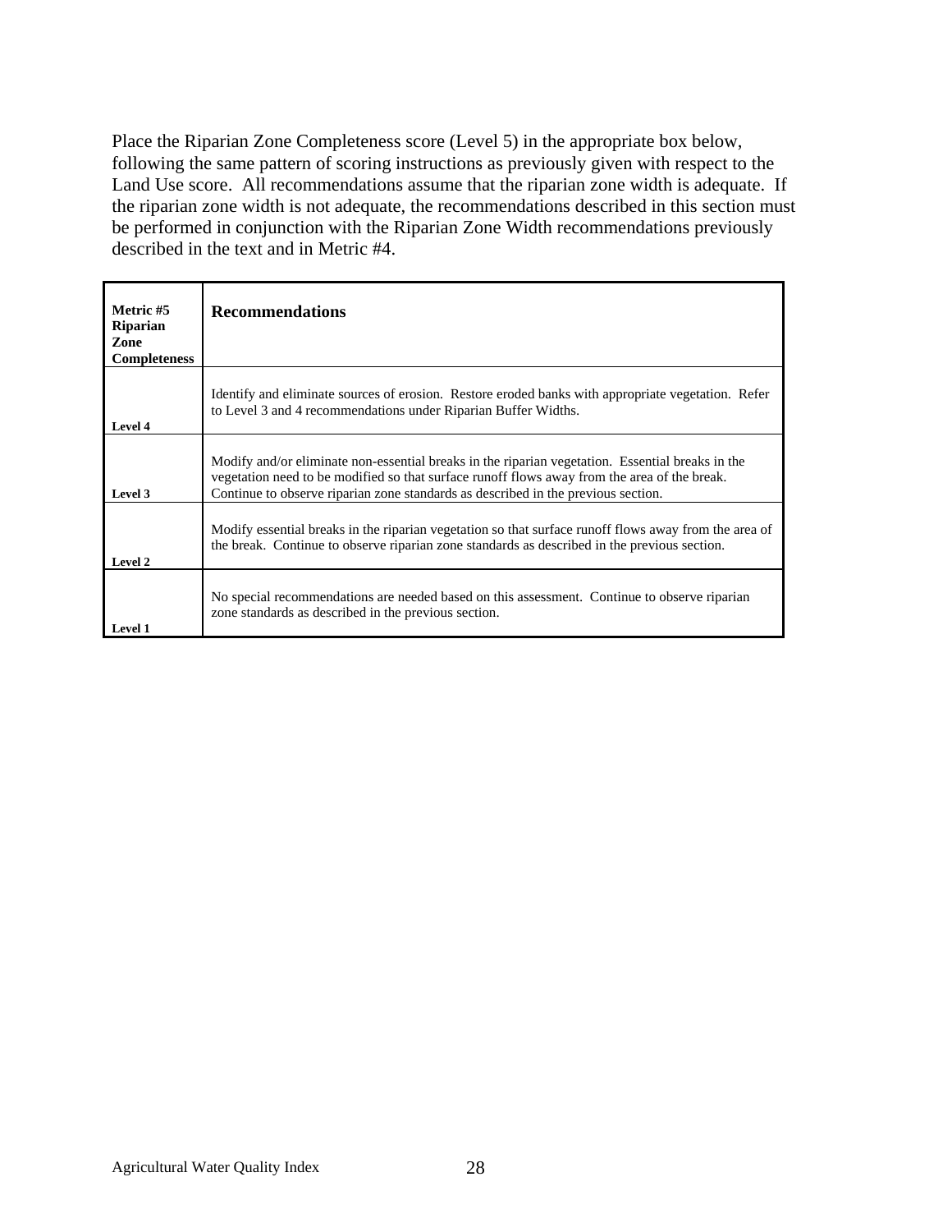Place the Riparian Zone Completeness score (Level 5) in the appropriate box below, following the same pattern of scoring instructions as previously given with respect to the Land Use score. All recommendations assume that the riparian zone width is adequate. If the riparian zone width is not adequate, the recommendations described in this section must be performed in conjunction with the Riparian Zone Width recommendations previously described in the text and in Metric #4.

| **Metric #5 Riparian Zone Completeness** | **Recommendations** |
|---|---|
| **Level 4** | Identify and eliminate sources of erosion. Restore eroded banks with appropriate vegetation. Refer to Level 3 and 4 recommendations under Riparian Buffer Widths. |
| **Level 3** | Modify and/or eliminate non-essential breaks in the riparian vegetation. Essential breaks in the vegetation need to be modified so that surface runoff flows away from the area of the break. Continue to observe riparian zone standards as described in the previous section. |
| **Level 2** | Modify essential breaks in the riparian vegetation so that surface runoff flows away from the area of the break. Continue to observe riparian zone standards as described in the previous section. |
| **Level 1** | No special recommendations are needed based on this assessment. Continue to observe riparian zone standards as described in the previous section. |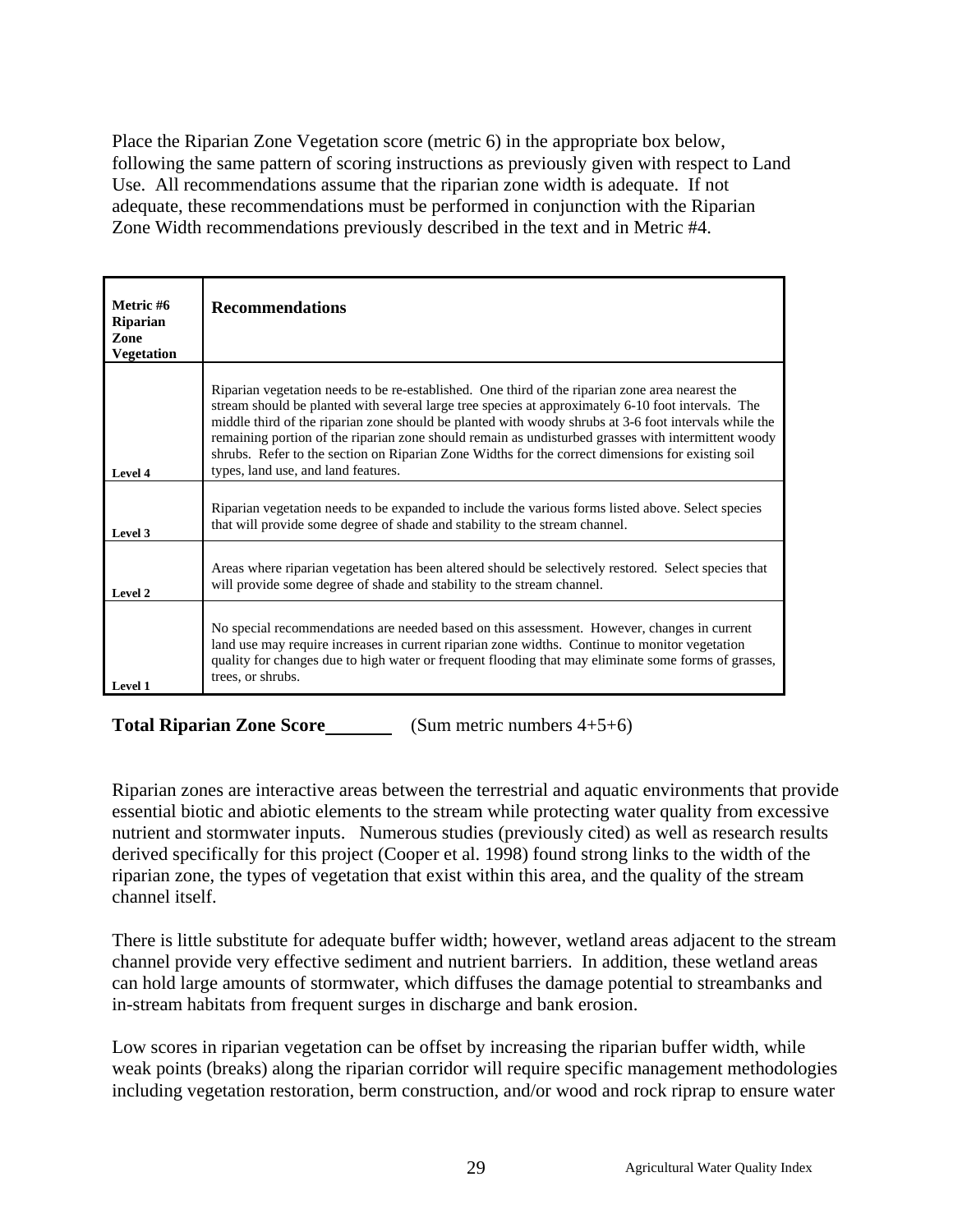Place the Riparian Zone Vegetation score (metric 6) in the appropriate box below, following the same pattern of scoring instructions as previously given with respect to Land Use. All recommendations assume that the riparian zone width is adequate. If not adequate, these recommendations must be performed in conjunction with the Riparian Zone Width recommendations previously described in the text and in Metric #4.

| **Metric #6 Riparian Zone Vegetation** | **Recommendations** |
|---|---|
| **Level 4** | Riparian vegetation needs to be re-established. One third of the riparian zone area nearest the stream should be planted with several large tree species at approximately 6-10 foot intervals. The middle third of the riparian zone should be planted with woody shrubs at 3-6 foot intervals while the remaining portion of the riparian zone should remain as undisturbed grasses with intermittent woody shrubs. Refer to the section on Riparian Zone Widths for the correct dimensions for existing soil types, land use, and land features. |
| **Level 3** | Riparian vegetation needs to be expanded to include the various forms listed above. Select species that will provide some degree of shade and stability to the stream channel. |
| **Level 2** | Areas where riparian vegetation has been altered should be selectively restored. Select species that will provide some degree of shade and stability to the stream channel. |
| **Level 1** | No special recommendations are needed based on this assessment. However, changes in current land use may require increases in current riparian zone widths. Continue to monitor vegetation quality for changes due to high water or frequent flooding that may eliminate some forms of grasses, trees, or shrubs. |

**Total Riparian Zone Score**_______ (Sum metric numbers 4+5+6)

Riparian zones are interactive areas between the terrestrial and aquatic environments that provide essential biotic and abiotic elements to the stream while protecting water quality from excessive nutrient and stormwater inputs. Numerous studies (previously cited) as well as research results derived specifically for this project (Cooper et al. 1998) found strong links to the width of the riparian zone, the types of vegetation that exist within this area, and the quality of the stream channel itself.

There is little substitute for adequate buffer width; however, wetland areas adjacent to the stream channel provide very effective sediment and nutrient barriers. In addition, these wetland areas can hold large amounts of stormwater, which diffuses the damage potential to streambanks and in-stream habitats from frequent surges in discharge and bank erosion.

Low scores in riparian vegetation can be offset by increasing the riparian buffer width, while weak points (breaks) along the riparian corridor will require specific management methodologies including vegetation restoration, berm construction, and/or wood and rock riprap to ensure water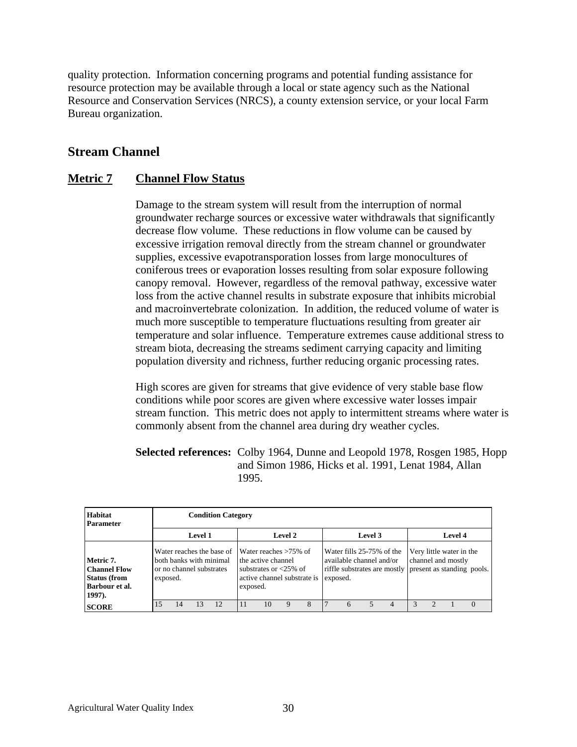quality protection. Information concerning programs and potential funding assistance for resource protection may be available through a local or state agency such as the National Resource and Conservation Services (NRCS), a county extension service, or your local Farm Bureau organization.

## Stream Channel

### Metric 7 Channel Flow Status

Damage to the stream system will result from the interruption of normal groundwater recharge sources or excessive water withdrawals that significantly decrease flow volume. These reductions in flow volume can be caused by excessive irrigation removal directly from the stream channel or groundwater supplies, excessive evapotransporation losses from large monocultures of coniferous trees or evaporation losses resulting from solar exposure following canopy removal. However, regardless of the removal pathway, excessive water loss from the active channel results in substrate exposure that inhibits microbial and macroinvertebrate colonization. In addition, the reduced volume of water is much more susceptible to temperature fluctuations resulting from greater air temperature and solar influence. Temperature extremes cause additional stress to stream biota, decreasing the streams sediment carrying capacity and limiting population diversity and richness, further reducing organic processing rates.

High scores are given for streams that give evidence of very stable base flow conditions while poor scores are given where excessive water losses impair stream function. This metric does not apply to intermittent streams where water is commonly absent from the channel area during dry weather cycles.

**Selected references:** Colby 1964, Dunne and Leopold 1978, Rosgen 1985, Hopp and Simon 1986, Hicks et al. 1991, Lenat 1984, Allan 1995.

| **Habitat Parameter** | **Condition Category** | | | | | | | | | | | | | | | |
|---|---|---|---|---|---|---|---|---|---|---|---|---|---|---|---|---|
| | **Level 1** | | | | **Level 2** | | | | **Level 3** | | | | **Level 4** | | | |
| **Metric 7. Channel Flow Status (from Barbour et al. 1997).** | Water reaches the base of both banks with minimal or no channel substrates exposed. | | | | Water reaches >75% of the active channel substrates or <25% of active channel substrate is exposed. | | | | Water fills 25-75% of the available channel and/or riffle substrates are mostly exposed. | | | | Very little water in the channel and mostly present as standing pools. | | | |
| **SCORE** | 15 | 14 | 13 | 12 | 11 | 10 | 9 | 8 | 7 | 6 | 5 | 4 | 3 | 2 | 1 | 0 |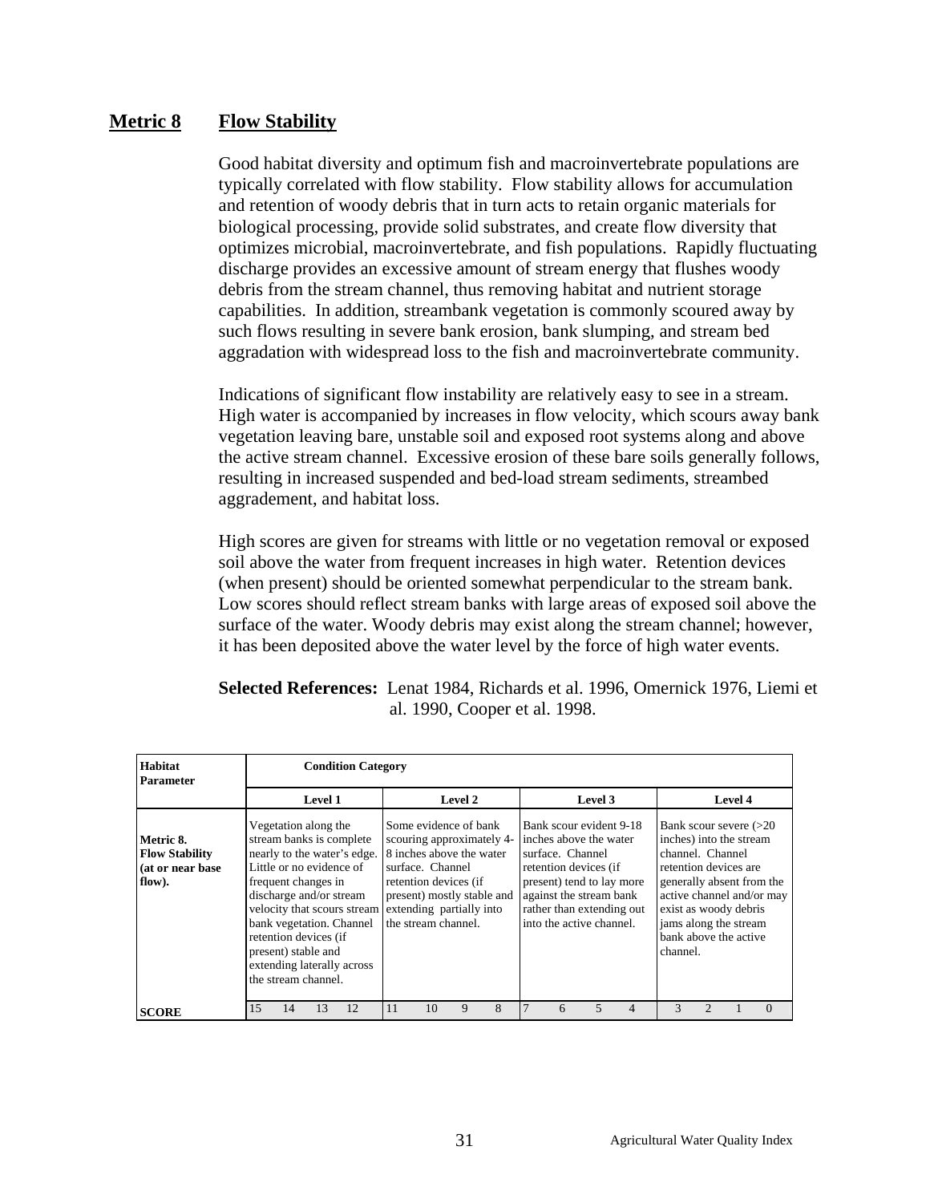## Metric 8 Flow Stability

Good habitat diversity and optimum fish and macroinvertebrate populations are typically correlated with flow stability. Flow stability allows for accumulation and retention of woody debris that in turn acts to retain organic materials for biological processing, provide solid substrates, and create flow diversity that optimizes microbial, macroinvertebrate, and fish populations. Rapidly fluctuating discharge provides an excessive amount of stream energy that flushes woody debris from the stream channel, thus removing habitat and nutrient storage capabilities. In addition, streambank vegetation is commonly scoured away by such flows resulting in severe bank erosion, bank slumping, and stream bed aggradation with widespread loss to the fish and macroinvertebrate community.

Indications of significant flow instability are relatively easy to see in a stream. High water is accompanied by increases in flow velocity, which scours away bank vegetation leaving bare, unstable soil and exposed root systems along and above the active stream channel. Excessive erosion of these bare soils generally follows, resulting in increased suspended and bed-load stream sediments, streambed aggradement, and habitat loss.

High scores are given for streams with little or no vegetation removal or exposed soil above the water from frequent increases in high water. Retention devices (when present) should be oriented somewhat perpendicular to the stream bank. Low scores should reflect stream banks with large areas of exposed soil above the surface of the water. Woody debris may exist along the stream channel; however, it has been deposited above the water level by the force of high water events.

**Selected References:** Lenat 1984, Richards et al. 1996, Omernick 1976, Liemi et al. 1990, Cooper et al. 1998.

| Habitat Parameter | Condition Category | | | |
|---|---|---|---|---|
| | Level 1 | Level 2 | Level 3 | Level 4 |
| **Metric 8. Flow Stability (at or near base flow).** | Vegetation along the stream banks is complete nearly to the water's edge. Little or no evidence of frequent changes in discharge and/or stream velocity that scours stream bank vegetation. Channel retention devices (if present) stable and extending laterally across the stream channel. | Some evidence of bank scouring approximately 4-8 inches above the water surface. Channel retention devices (if present) mostly stable and extending partially into the stream channel. | Bank scour evident 9-18 inches above the water surface. Channel retention devices (if present) tend to lay more against the stream bank rather than extending out into the active channel. | Bank scour severe (>20 inches) into the stream channel. Channel retention devices are generally absent from the active channel and/or may exist as woody debris jams along the stream bank above the active channel. |
| **SCORE** | 15 14 13 12 | 11 10 9 8 | 7 6 5 4 | 3 2 1 0 |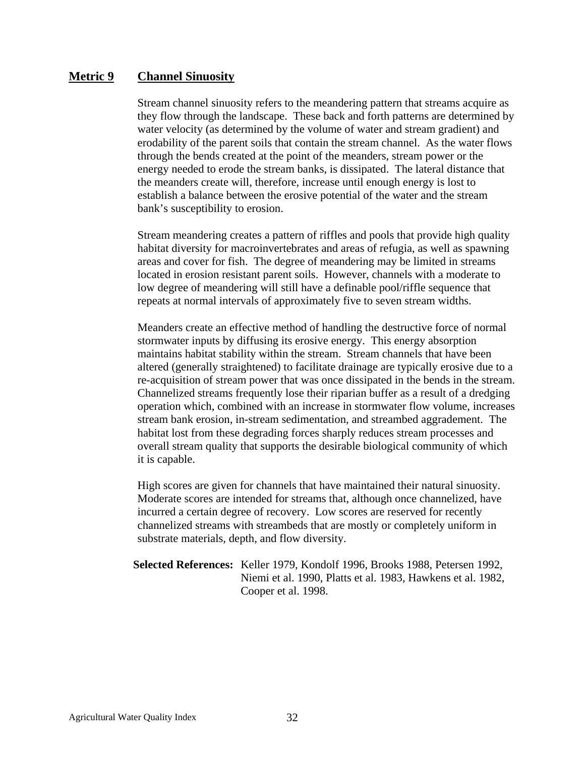## Metric 9 Channel Sinuosity

Stream channel sinuosity refers to the meandering pattern that streams acquire as they flow through the landscape. These back and forth patterns are determined by water velocity (as determined by the volume of water and stream gradient) and erodability of the parent soils that contain the stream channel. As the water flows through the bends created at the point of the meanders, stream power or the energy needed to erode the stream banks, is dissipated. The lateral distance that the meanders create will, therefore, increase until enough energy is lost to establish a balance between the erosive potential of the water and the stream bank's susceptibility to erosion.

Stream meandering creates a pattern of riffles and pools that provide high quality habitat diversity for macroinvertebrates and areas of refugia, as well as spawning areas and cover for fish. The degree of meandering may be limited in streams located in erosion resistant parent soils. However, channels with a moderate to low degree of meandering will still have a definable pool/riffle sequence that repeats at normal intervals of approximately five to seven stream widths.

Meanders create an effective method of handling the destructive force of normal stormwater inputs by diffusing its erosive energy. This energy absorption maintains habitat stability within the stream. Stream channels that have been altered (generally straightened) to facilitate drainage are typically erosive due to a re-acquisition of stream power that was once dissipated in the bends in the stream. Channelized streams frequently lose their riparian buffer as a result of a dredging operation which, combined with an increase in stormwater flow volume, increases stream bank erosion, in-stream sedimentation, and streambed aggradement. The habitat lost from these degrading forces sharply reduces stream processes and overall stream quality that supports the desirable biological community of which it is capable.

High scores are given for channels that have maintained their natural sinuosity. Moderate scores are intended for streams that, although once channelized, have incurred a certain degree of recovery. Low scores are reserved for recently channelized streams with streambeds that are mostly or completely uniform in substrate materials, depth, and flow diversity.

**Selected References:** Keller 1979, Kondolf 1996, Brooks 1988, Petersen 1992, Niemi et al. 1990, Platts et al. 1983, Hawkens et al. 1982, Cooper et al. 1998.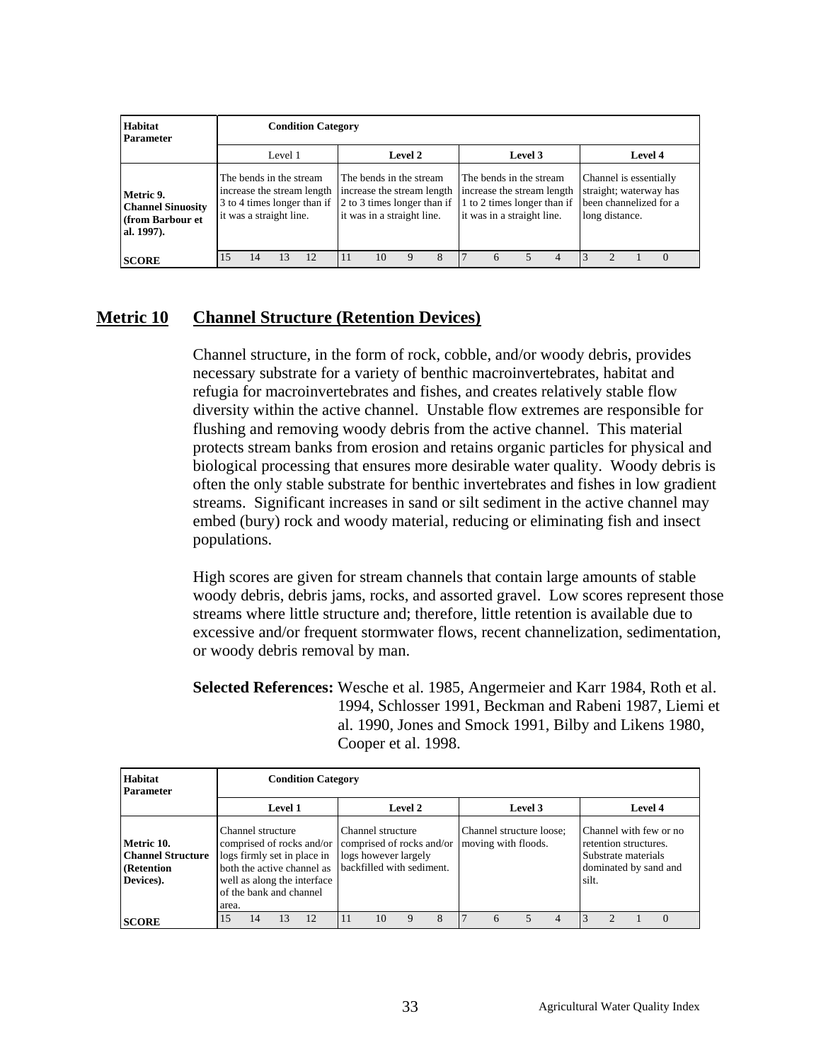| Habitat Parameter | Condition Category | | | |
|---|---|---|---|---|
| | Level 1 | **Level 2** | **Level 3** | **Level 4** |
| **Metric 9. Channel Sinuosity (from Barbour et al. 1997).** | The bends in the stream increase the stream length 3 to 4 times longer than if it was a straight line. | The bends in the stream increase the stream length 2 to 3 times longer than if it was in a straight line. | The bends in the stream increase the stream length 1 to 2 times longer than if it was in a straight line. | Channel is essentially straight; waterway has been channelized for a long distance. |
| **SCORE** | 15 14 13 12 | 11 10 9 8 | 7 6 5 4 | 3 2 1 0 |

## Metric 10 Channel Structure (Retention Devices)

Channel structure, in the form of rock, cobble, and/or woody debris, provides necessary substrate for a variety of benthic macroinvertebrates, habitat and refugia for macroinvertebrates and fishes, and creates relatively stable flow diversity within the active channel. Unstable flow extremes are responsible for flushing and removing woody debris from the active channel. This material protects stream banks from erosion and retains organic particles for physical and biological processing that ensures more desirable water quality. Woody debris is often the only stable substrate for benthic invertebrates and fishes in low gradient streams. Significant increases in sand or silt sediment in the active channel may embed (bury) rock and woody material, reducing or eliminating fish and insect populations.

High scores are given for stream channels that contain large amounts of stable woody debris, debris jams, rocks, and assorted gravel. Low scores represent those streams where little structure and; therefore, little retention is available due to excessive and/or frequent stormwater flows, recent channelization, sedimentation, or woody debris removal by man.

**Selected References:** Wesche et al. 1985, Angermeier and Karr 1984, Roth et al. 1994, Schlosser 1991, Beckman and Rabeni 1987, Liemi et al. 1990, Jones and Smock 1991, Bilby and Likens 1980, Cooper et al. 1998.

| Habitat Parameter | Condition Category | | | |
|---|---|---|---|---|
| | **Level 1** | **Level 2** | **Level 3** | **Level 4** |
| **Metric 10. Channel Structure (Retention Devices).** | Channel structure comprised of rocks and/or logs firmly set in place in both the active channel as well as along the interface of the bank and channel area. | Channel structure comprised of rocks and/or logs however largely backfilled with sediment. | Channel structure loose; moving with floods. | Channel with few or no retention structures. Substrate materials dominated by sand and silt. |
| **SCORE** | 15 14 13 12 | 11 10 9 8 | 7 6 5 4 | 3 2 1 0 |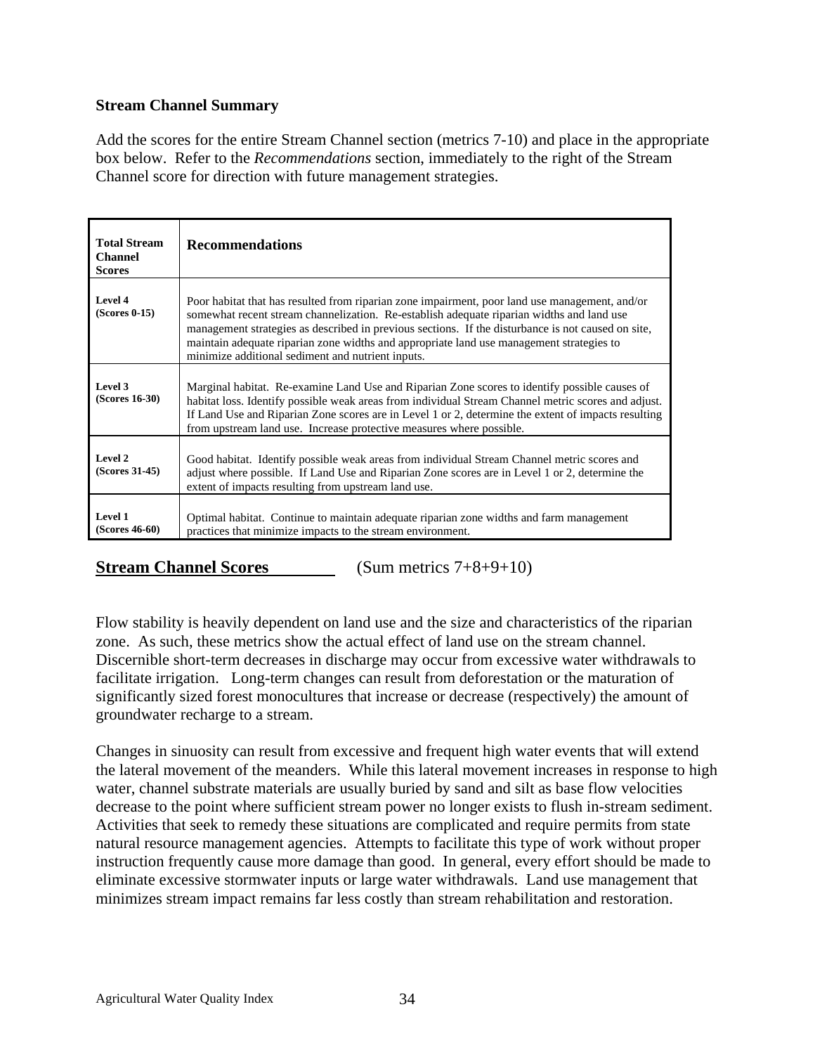**Stream Channel Summary**

Add the scores for the entire Stream Channel section (metrics 7-10) and place in the appropriate box below. Refer to the *Recommendations* section, immediately to the right of the Stream Channel score for direction with future management strategies.

| Total Stream Channel Scores | Recommendations |
|---|---|
| **Level 4 (Scores 0-15)** | Poor habitat that has resulted from riparian zone impairment, poor land use management, and/or somewhat recent stream channelization. Re-establish adequate riparian widths and land use management strategies as described in previous sections. If the disturbance is not caused on site, maintain adequate riparian zone widths and appropriate land use management strategies to minimize additional sediment and nutrient inputs. |
| **Level 3 (Scores 16-30)** | Marginal habitat. Re-examine Land Use and Riparian Zone scores to identify possible causes of habitat loss. Identify possible weak areas from individual Stream Channel metric scores and adjust. If Land Use and Riparian Zone scores are in Level 1 or 2, determine the extent of impacts resulting from upstream land use. Increase protective measures where possible. |
| **Level 2 (Scores 31-45)** | Good habitat. Identify possible weak areas from individual Stream Channel metric scores and adjust where possible. If Land Use and Riparian Zone scores are in Level 1 or 2, determine the extent of impacts resulting from upstream land use. |
| **Level 1 (Scores 46-60)** | Optimal habitat. Continue to maintain adequate riparian zone widths and farm management practices that minimize impacts to the stream environment. |

**Stream Channel Scores** \_\_\_\_\_\_\_\_ (Sum metrics 7+8+9+10)

Flow stability is heavily dependent on land use and the size and characteristics of the riparian zone. As such, these metrics show the actual effect of land use on the stream channel. Discernible short-term decreases in discharge may occur from excessive water withdrawals to facilitate irrigation. Long-term changes can result from deforestation or the maturation of significantly sized forest monocultures that increase or decrease (respectively) the amount of groundwater recharge to a stream.

Changes in sinuosity can result from excessive and frequent high water events that will extend the lateral movement of the meanders. While this lateral movement increases in response to high water, channel substrate materials are usually buried by sand and silt as base flow velocities decrease to the point where sufficient stream power no longer exists to flush in-stream sediment. Activities that seek to remedy these situations are complicated and require permits from state natural resource management agencies. Attempts to facilitate this type of work without proper instruction frequently cause more damage than good. In general, every effort should be made to eliminate excessive stormwater inputs or large water withdrawals. Land use management that minimizes stream impact remains far less costly than stream rehabilitation and restoration.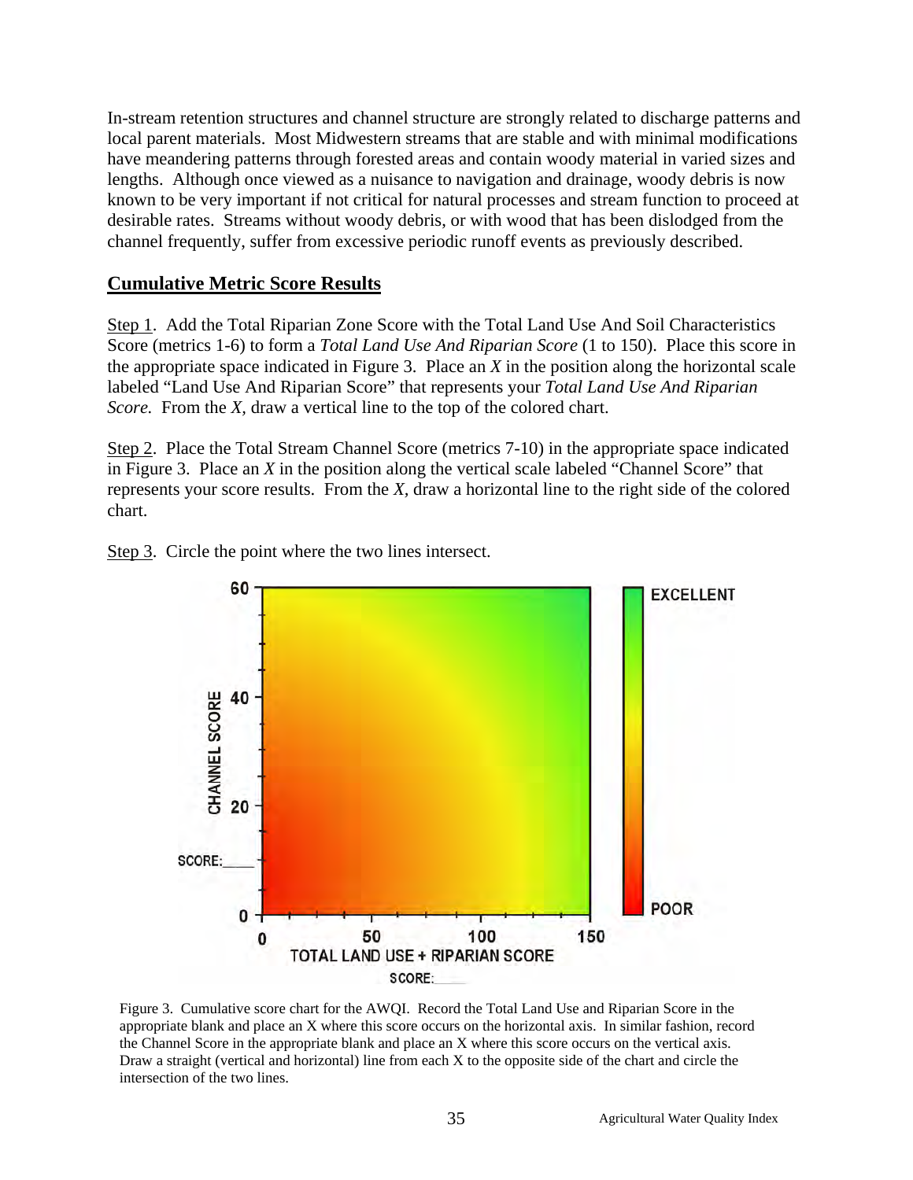In-stream retention structures and channel structure are strongly related to discharge patterns and local parent materials. Most Midwestern streams that are stable and with minimal modifications have meandering patterns through forested areas and contain woody material in varied sizes and lengths. Although once viewed as a nuisance to navigation and drainage, woody debris is now known to be very important if not critical for natural processes and stream function to proceed at desirable rates. Streams without woody debris, or with wood that has been dislodged from the channel frequently, suffer from excessive periodic runoff events as previously described.

## Cumulative Metric Score Results

Step 1. Add the Total Riparian Zone Score with the Total Land Use And Soil Characteristics Score (metrics 1-6) to form a *Total Land Use And Riparian Score* (1 to 150). Place this score in the appropriate space indicated in Figure 3. Place an *X* in the position along the horizontal scale labeled "Land Use And Riparian Score" that represents your *Total Land Use And Riparian Score.* From the *X,* draw a vertical line to the top of the colored chart.

Step 2. Place the Total Stream Channel Score (metrics 7-10) in the appropriate space indicated in Figure 3. Place an *X* in the position along the vertical scale labeled "Channel Score" that represents your score results. From the *X,* draw a horizontal line to the right side of the colored chart.

Step 3. Circle the point where the two lines intersect.

Figure 3. Cumulative score chart for the AWQI. Record the Total Land Use and Riparian Score in the appropriate blank and place an X where this score occurs on the horizontal axis. In similar fashion, record the Channel Score in the appropriate blank and place an X where this score occurs on the vertical axis. Draw a straight (vertical and horizontal) line from each X to the opposite side of the chart and circle the intersection of the two lines.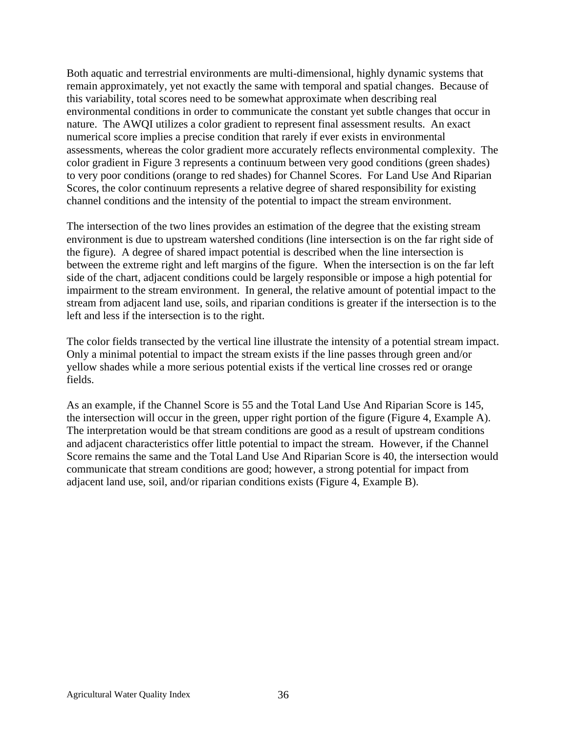Both aquatic and terrestrial environments are multi-dimensional, highly dynamic systems that remain approximately, yet not exactly the same with temporal and spatial changes. Because of this variability, total scores need to be somewhat approximate when describing real environmental conditions in order to communicate the constant yet subtle changes that occur in nature. The AWQI utilizes a color gradient to represent final assessment results. An exact numerical score implies a precise condition that rarely if ever exists in environmental assessments, whereas the color gradient more accurately reflects environmental complexity. The color gradient in Figure 3 represents a continuum between very good conditions (green shades) to very poor conditions (orange to red shades) for Channel Scores. For Land Use And Riparian Scores, the color continuum represents a relative degree of shared responsibility for existing channel conditions and the intensity of the potential to impact the stream environment.

The intersection of the two lines provides an estimation of the degree that the existing stream environment is due to upstream watershed conditions (line intersection is on the far right side of the figure). A degree of shared impact potential is described when the line intersection is between the extreme right and left margins of the figure. When the intersection is on the far left side of the chart, adjacent conditions could be largely responsible or impose a high potential for impairment to the stream environment. In general, the relative amount of potential impact to the stream from adjacent land use, soils, and riparian conditions is greater if the intersection is to the left and less if the intersection is to the right.

The color fields transected by the vertical line illustrate the intensity of a potential stream impact. Only a minimal potential to impact the stream exists if the line passes through green and/or yellow shades while a more serious potential exists if the vertical line crosses red or orange fields.

As an example, if the Channel Score is 55 and the Total Land Use And Riparian Score is 145, the intersection will occur in the green, upper right portion of the figure (Figure 4, Example A). The interpretation would be that stream conditions are good as a result of upstream conditions and adjacent characteristics offer little potential to impact the stream. However, if the Channel Score remains the same and the Total Land Use And Riparian Score is 40, the intersection would communicate that stream conditions are good; however, a strong potential for impact from adjacent land use, soil, and/or riparian conditions exists (Figure 4, Example B).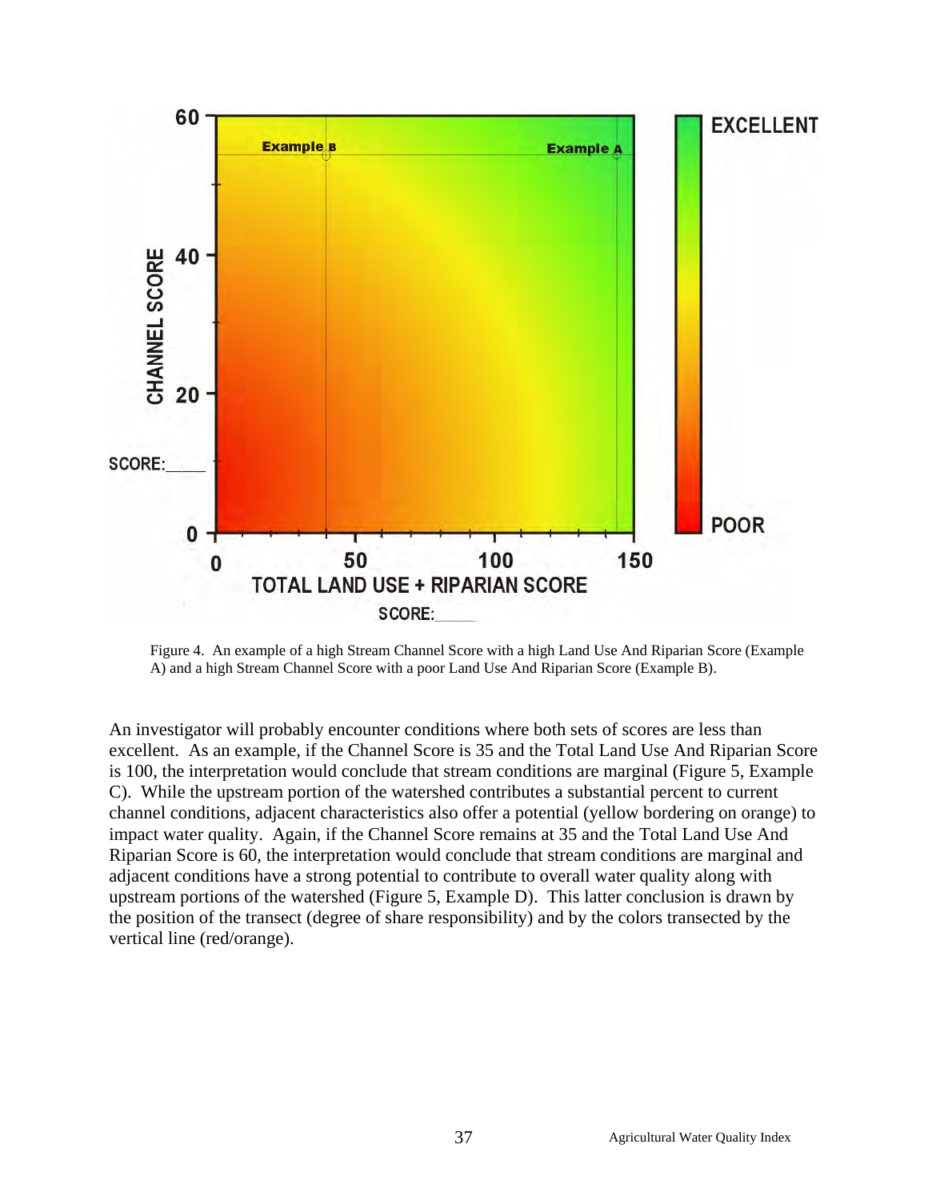Figure 4. An example of a high Stream Channel Score with a high Land Use And Riparian Score (Example A) and a high Stream Channel Score with a poor Land Use And Riparian Score (Example B).

An investigator will probably encounter conditions where both sets of scores are less than excellent. As an example, if the Channel Score is 35 and the Total Land Use And Riparian Score is 100, the interpretation would conclude that stream conditions are marginal (Figure 5, Example C). While the upstream portion of the watershed contributes a substantial percent to current channel conditions, adjacent characteristics also offer a potential (yellow bordering on orange) to impact water quality. Again, if the Channel Score remains at 35 and the Total Land Use And Riparian Score is 60, the interpretation would conclude that stream conditions are marginal and adjacent conditions have a strong potential to contribute to overall water quality along with upstream portions of the watershed (Figure 5, Example D). This latter conclusion is drawn by the position of the transect (degree of share responsibility) and by the colors transected by the vertical line (red/orange).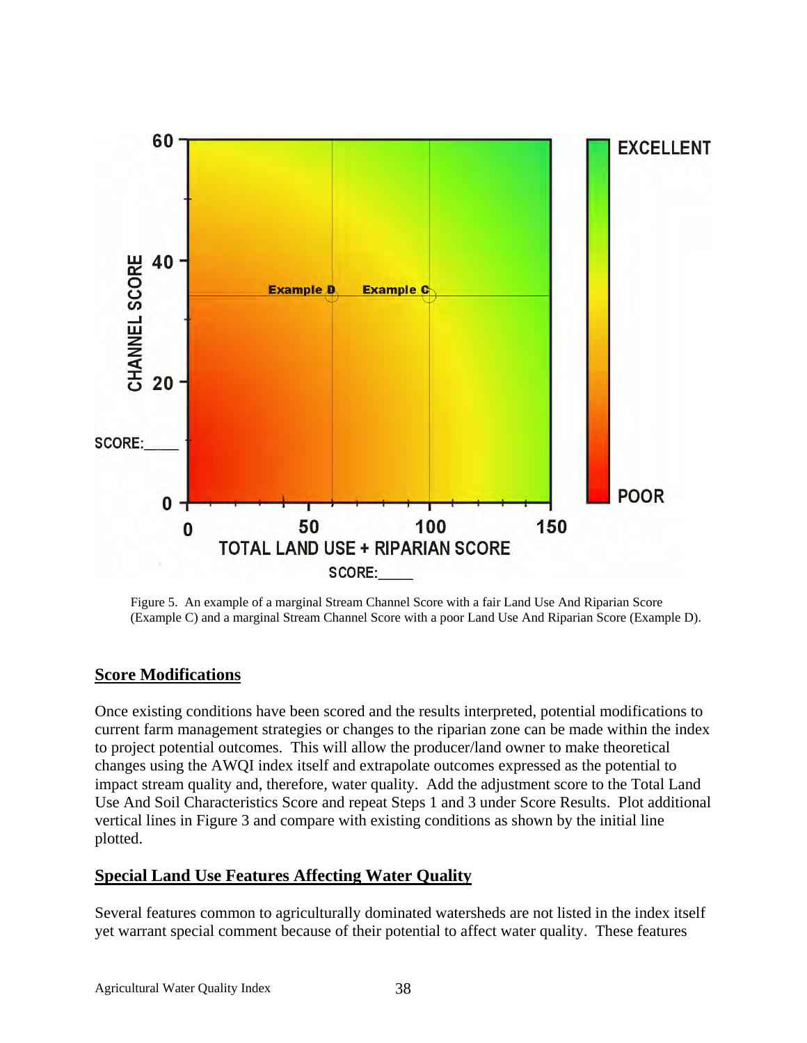Figure 5. An example of a marginal Stream Channel Score with a fair Land Use And Riparian Score (Example C) and a marginal Stream Channel Score with a poor Land Use And Riparian Score (Example D).

## Score Modifications

Once existing conditions have been scored and the results interpreted, potential modifications to current farm management strategies or changes to the riparian zone can be made within the index to project potential outcomes. This will allow the producer/land owner to make theoretical changes using the AWQI index itself and extrapolate outcomes expressed as the potential to impact stream quality and, therefore, water quality. Add the adjustment score to the Total Land Use And Soil Characteristics Score and repeat Steps 1 and 3 under Score Results. Plot additional vertical lines in Figure 3 and compare with existing conditions as shown by the initial line plotted.

## Special Land Use Features Affecting Water Quality

Several features common to agriculturally dominated watersheds are not listed in the index itself yet warrant special comment because of their potential to affect water quality. These features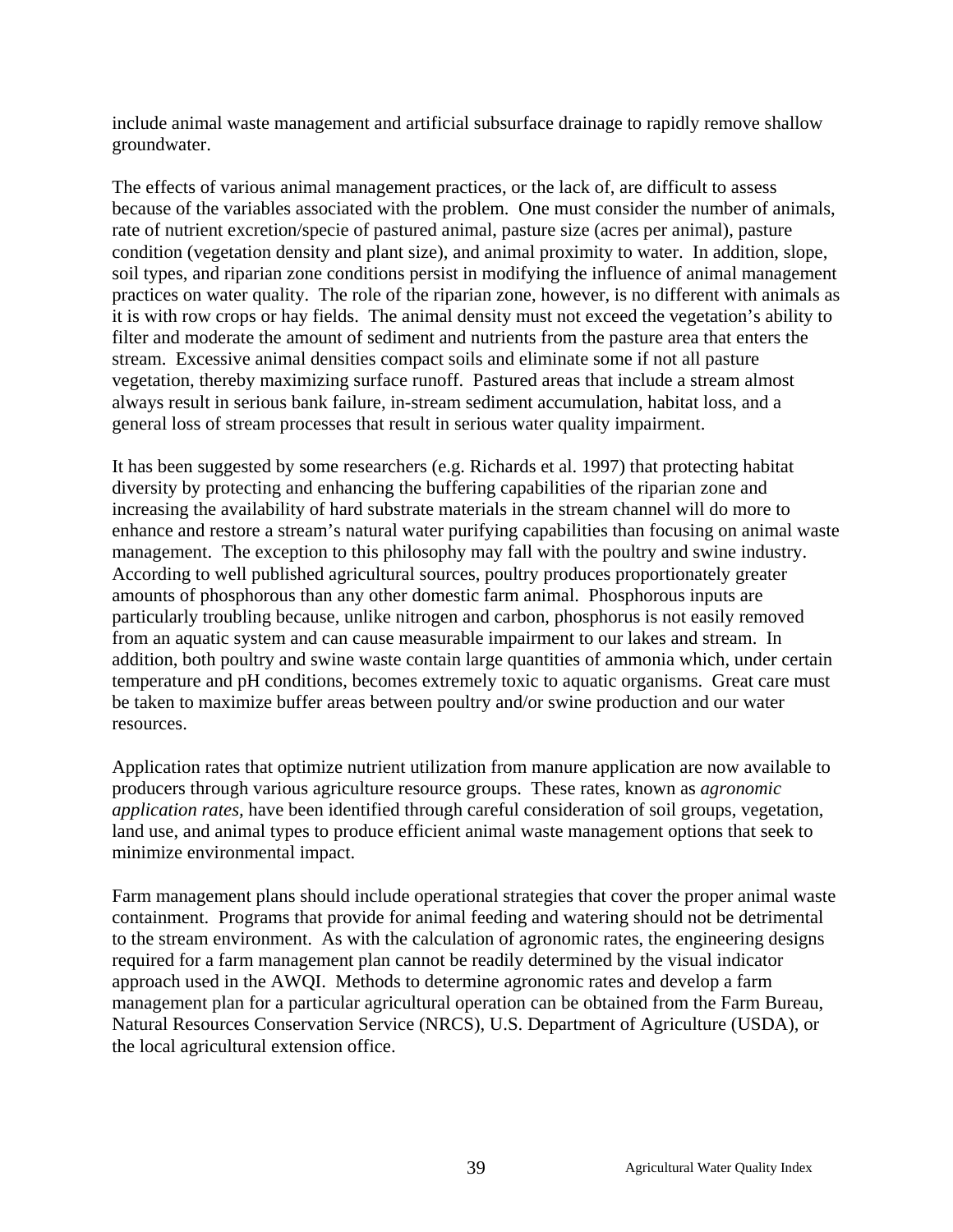include animal waste management and artificial subsurface drainage to rapidly remove shallow groundwater.

The effects of various animal management practices, or the lack of, are difficult to assess because of the variables associated with the problem. One must consider the number of animals, rate of nutrient excretion/specie of pastured animal, pasture size (acres per animal), pasture condition (vegetation density and plant size), and animal proximity to water. In addition, slope, soil types, and riparian zone conditions persist in modifying the influence of animal management practices on water quality. The role of the riparian zone, however, is no different with animals as it is with row crops or hay fields. The animal density must not exceed the vegetation's ability to filter and moderate the amount of sediment and nutrients from the pasture area that enters the stream. Excessive animal densities compact soils and eliminate some if not all pasture vegetation, thereby maximizing surface runoff. Pastured areas that include a stream almost always result in serious bank failure, in-stream sediment accumulation, habitat loss, and a general loss of stream processes that result in serious water quality impairment.

It has been suggested by some researchers (e.g. Richards et al. 1997) that protecting habitat diversity by protecting and enhancing the buffering capabilities of the riparian zone and increasing the availability of hard substrate materials in the stream channel will do more to enhance and restore a stream's natural water purifying capabilities than focusing on animal waste management. The exception to this philosophy may fall with the poultry and swine industry. According to well published agricultural sources, poultry produces proportionately greater amounts of phosphorous than any other domestic farm animal. Phosphorous inputs are particularly troubling because, unlike nitrogen and carbon, phosphorus is not easily removed from an aquatic system and can cause measurable impairment to our lakes and stream. In addition, both poultry and swine waste contain large quantities of ammonia which, under certain temperature and pH conditions, becomes extremely toxic to aquatic organisms. Great care must be taken to maximize buffer areas between poultry and/or swine production and our water resources.

Application rates that optimize nutrient utilization from manure application are now available to producers through various agriculture resource groups. These rates, known as *agronomic application rates,* have been identified through careful consideration of soil groups, vegetation, land use, and animal types to produce efficient animal waste management options that seek to minimize environmental impact.

Farm management plans should include operational strategies that cover the proper animal waste containment. Programs that provide for animal feeding and watering should not be detrimental to the stream environment. As with the calculation of agronomic rates, the engineering designs required for a farm management plan cannot be readily determined by the visual indicator approach used in the AWQI. Methods to determine agronomic rates and develop a farm management plan for a particular agricultural operation can be obtained from the Farm Bureau, Natural Resources Conservation Service (NRCS), U.S. Department of Agriculture (USDA), or the local agricultural extension office.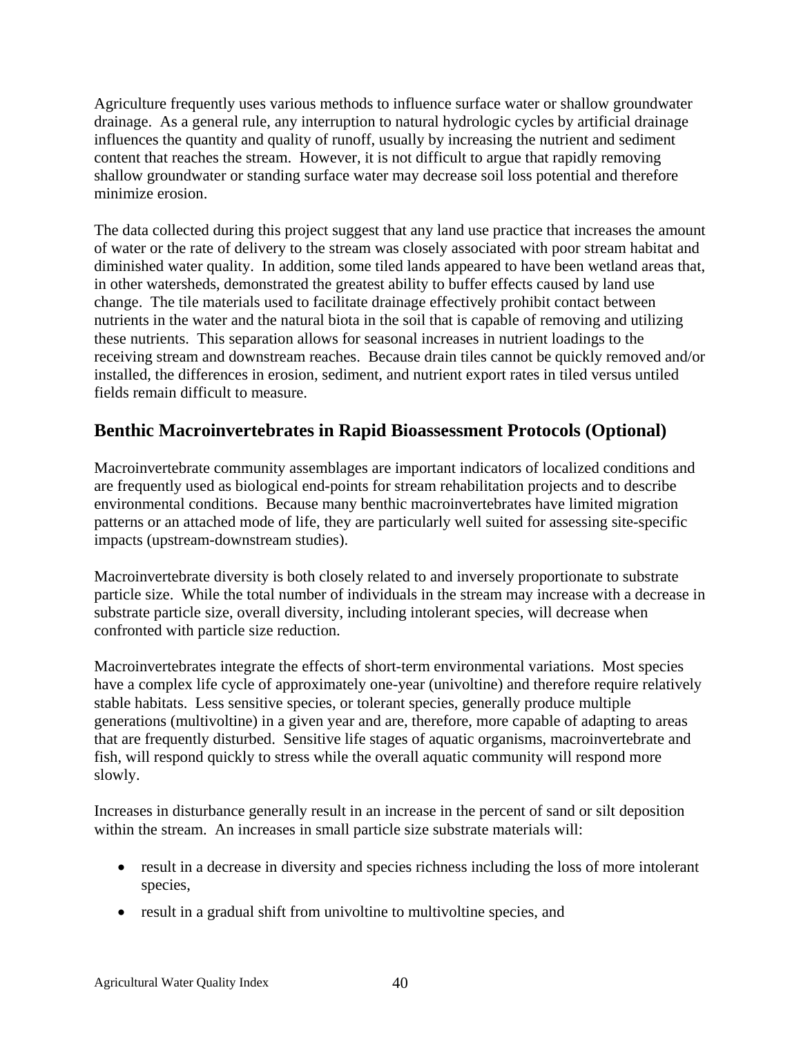Agriculture frequently uses various methods to influence surface water or shallow groundwater drainage. As a general rule, any interruption to natural hydrologic cycles by artificial drainage influences the quantity and quality of runoff, usually by increasing the nutrient and sediment content that reaches the stream. However, it is not difficult to argue that rapidly removing shallow groundwater or standing surface water may decrease soil loss potential and therefore minimize erosion.

The data collected during this project suggest that any land use practice that increases the amount of water or the rate of delivery to the stream was closely associated with poor stream habitat and diminished water quality. In addition, some tiled lands appeared to have been wetland areas that, in other watersheds, demonstrated the greatest ability to buffer effects caused by land use change. The tile materials used to facilitate drainage effectively prohibit contact between nutrients in the water and the natural biota in the soil that is capable of removing and utilizing these nutrients. This separation allows for seasonal increases in nutrient loadings to the receiving stream and downstream reaches. Because drain tiles cannot be quickly removed and/or installed, the differences in erosion, sediment, and nutrient export rates in tiled versus untiled fields remain difficult to measure.

## Benthic Macroinvertebrates in Rapid Bioassessment Protocols (Optional)

Macroinvertebrate community assemblages are important indicators of localized conditions and are frequently used as biological end-points for stream rehabilitation projects and to describe environmental conditions. Because many benthic macroinvertebrates have limited migration patterns or an attached mode of life, they are particularly well suited for assessing site-specific impacts (upstream-downstream studies).

Macroinvertebrate diversity is both closely related to and inversely proportionate to substrate particle size. While the total number of individuals in the stream may increase with a decrease in substrate particle size, overall diversity, including intolerant species, will decrease when confronted with particle size reduction.

Macroinvertebrates integrate the effects of short-term environmental variations. Most species have a complex life cycle of approximately one-year (univoltine) and therefore require relatively stable habitats. Less sensitive species, or tolerant species, generally produce multiple generations (multivoltine) in a given year and are, therefore, more capable of adapting to areas that are frequently disturbed. Sensitive life stages of aquatic organisms, macroinvertebrate and fish, will respond quickly to stress while the overall aquatic community will respond more slowly.

Increases in disturbance generally result in an increase in the percent of sand or silt deposition within the stream. An increases in small particle size substrate materials will:

- result in a decrease in diversity and species richness including the loss of more intolerant species,
- result in a gradual shift from univoltine to multivoltine species, and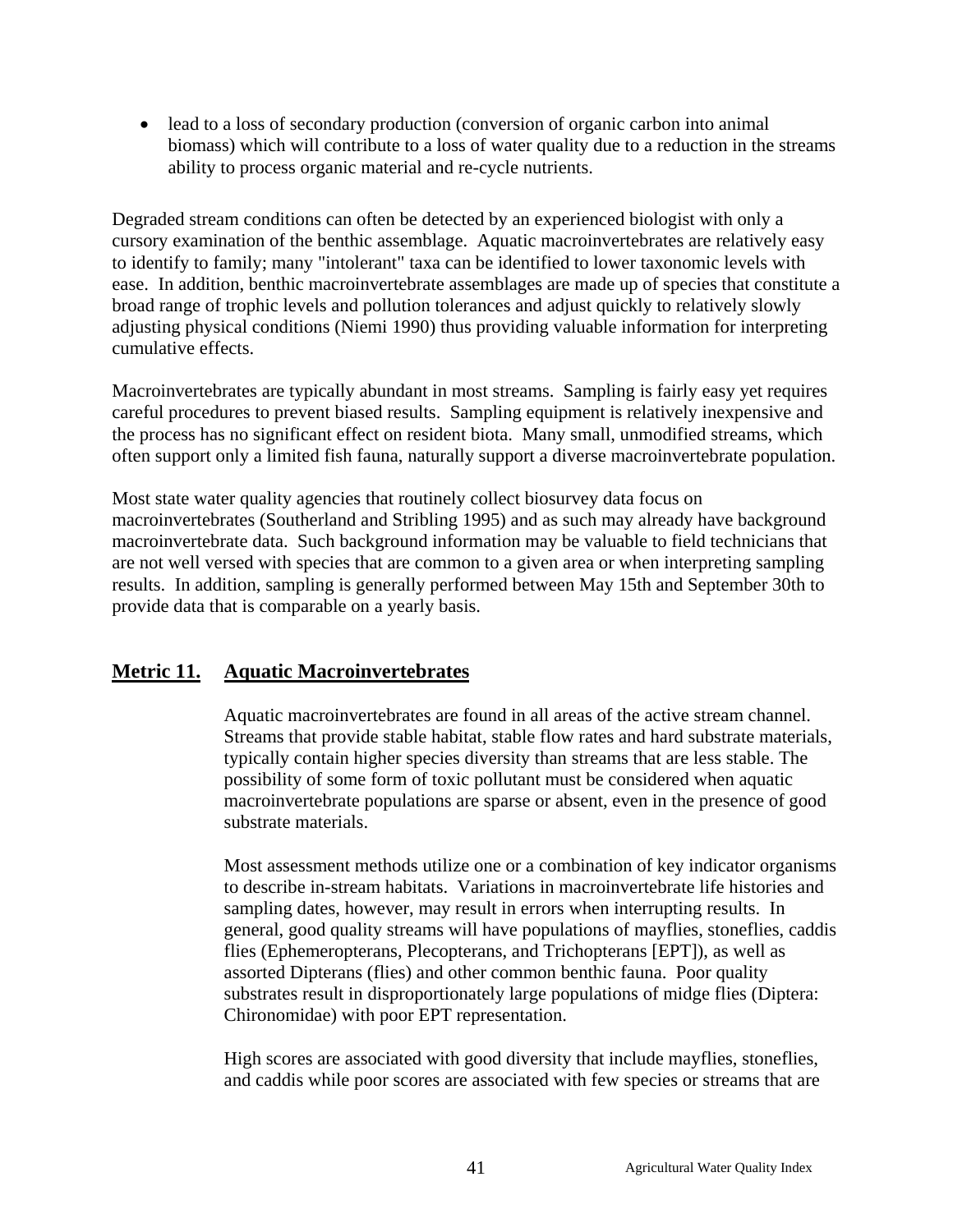- lead to a loss of secondary production (conversion of organic carbon into animal biomass) which will contribute to a loss of water quality due to a reduction in the streams ability to process organic material and re-cycle nutrients.

Degraded stream conditions can often be detected by an experienced biologist with only a cursory examination of the benthic assemblage. Aquatic macroinvertebrates are relatively easy to identify to family; many "intolerant" taxa can be identified to lower taxonomic levels with ease. In addition, benthic macroinvertebrate assemblages are made up of species that constitute a broad range of trophic levels and pollution tolerances and adjust quickly to relatively slowly adjusting physical conditions (Niemi 1990) thus providing valuable information for interpreting cumulative effects.

Macroinvertebrates are typically abundant in most streams. Sampling is fairly easy yet requires careful procedures to prevent biased results. Sampling equipment is relatively inexpensive and the process has no significant effect on resident biota. Many small, unmodified streams, which often support only a limited fish fauna, naturally support a diverse macroinvertebrate population.

Most state water quality agencies that routinely collect biosurvey data focus on macroinvertebrates (Southerland and Stribling 1995) and as such may already have background macroinvertebrate data. Such background information may be valuable to field technicians that are not well versed with species that are common to a given area or when interpreting sampling results. In addition, sampling is generally performed between May 15th and September 30th to provide data that is comparable on a yearly basis.

## Metric 11. Aquatic Macroinvertebrates

Aquatic macroinvertebrates are found in all areas of the active stream channel. Streams that provide stable habitat, stable flow rates and hard substrate materials, typically contain higher species diversity than streams that are less stable. The possibility of some form of toxic pollutant must be considered when aquatic macroinvertebrate populations are sparse or absent, even in the presence of good substrate materials.

Most assessment methods utilize one or a combination of key indicator organisms to describe in-stream habitats. Variations in macroinvertebrate life histories and sampling dates, however, may result in errors when interrupting results. In general, good quality streams will have populations of mayflies, stoneflies, caddis flies (Ephemeropterans, Plecopterans, and Trichopterans [EPT]), as well as assorted Dipterans (flies) and other common benthic fauna. Poor quality substrates result in disproportionately large populations of midge flies (Diptera: Chironomidae) with poor EPT representation.

High scores are associated with good diversity that include mayflies, stoneflies, and caddis while poor scores are associated with few species or streams that are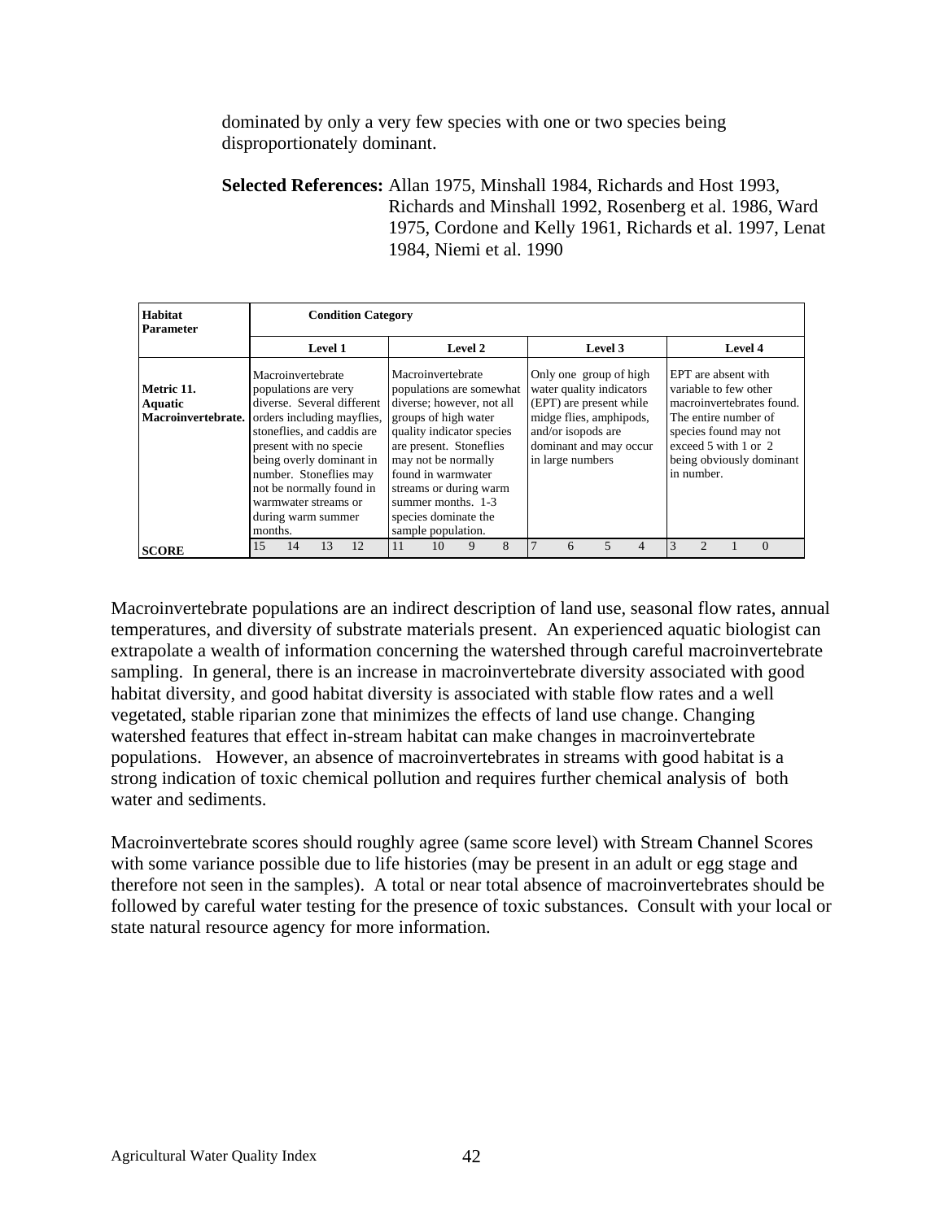dominated by only a very few species with one or two species being disproportionately dominant.

**Selected References:** Allan 1975, Minshall 1984, Richards and Host 1993, Richards and Minshall 1992, Rosenberg et al. 1986, Ward 1975, Cordone and Kelly 1961, Richards et al. 1997, Lenat 1984, Niemi et al. 1990

| Habitat Parameter | Condition Category | | | |
|---|---|---|---|---|
| | Level 1 | Level 2 | Level 3 | Level 4 |
| **Metric 11. Aquatic Macroinvertebrate.** | Macroinvertebrate populations are very diverse. Several different orders including mayflies, stoneflies, and caddis are present with no specie being overly dominant in number. Stoneflies may not be normally found in warmwater streams or during warm summer months. | Macroinvertebrate populations are somewhat diverse; however, not all groups of high water quality indicator species are present. Stoneflies may not be normally found in warmwater streams or during warm summer months. 1-3 species dominate the sample population. | Only one group of high water quality indicators (EPT) are present while midge flies, amphipods, and/or isopods are dominant and may occur in large numbers | EPT are absent with variable to few other macroinvertebrates found. The entire number of species found may not exceed 5 with 1 or 2 being obviously dominant in number. |
| **SCORE** | 15 14 13 12 | 11 10 9 8 | 7 6 5 4 | 3 2 1 0 |

Macroinvertebrate populations are an indirect description of land use, seasonal flow rates, annual temperatures, and diversity of substrate materials present. An experienced aquatic biologist can extrapolate a wealth of information concerning the watershed through careful macroinvertebrate sampling. In general, there is an increase in macroinvertebrate diversity associated with good habitat diversity, and good habitat diversity is associated with stable flow rates and a well vegetated, stable riparian zone that minimizes the effects of land use change. Changing watershed features that effect in-stream habitat can make changes in macroinvertebrate populations. However, an absence of macroinvertebrates in streams with good habitat is a strong indication of toxic chemical pollution and requires further chemical analysis of both water and sediments.

Macroinvertebrate scores should roughly agree (same score level) with Stream Channel Scores with some variance possible due to life histories (may be present in an adult or egg stage and therefore not seen in the samples). A total or near total absence of macroinvertebrates should be followed by careful water testing for the presence of toxic substances. Consult with your local or state natural resource agency for more information.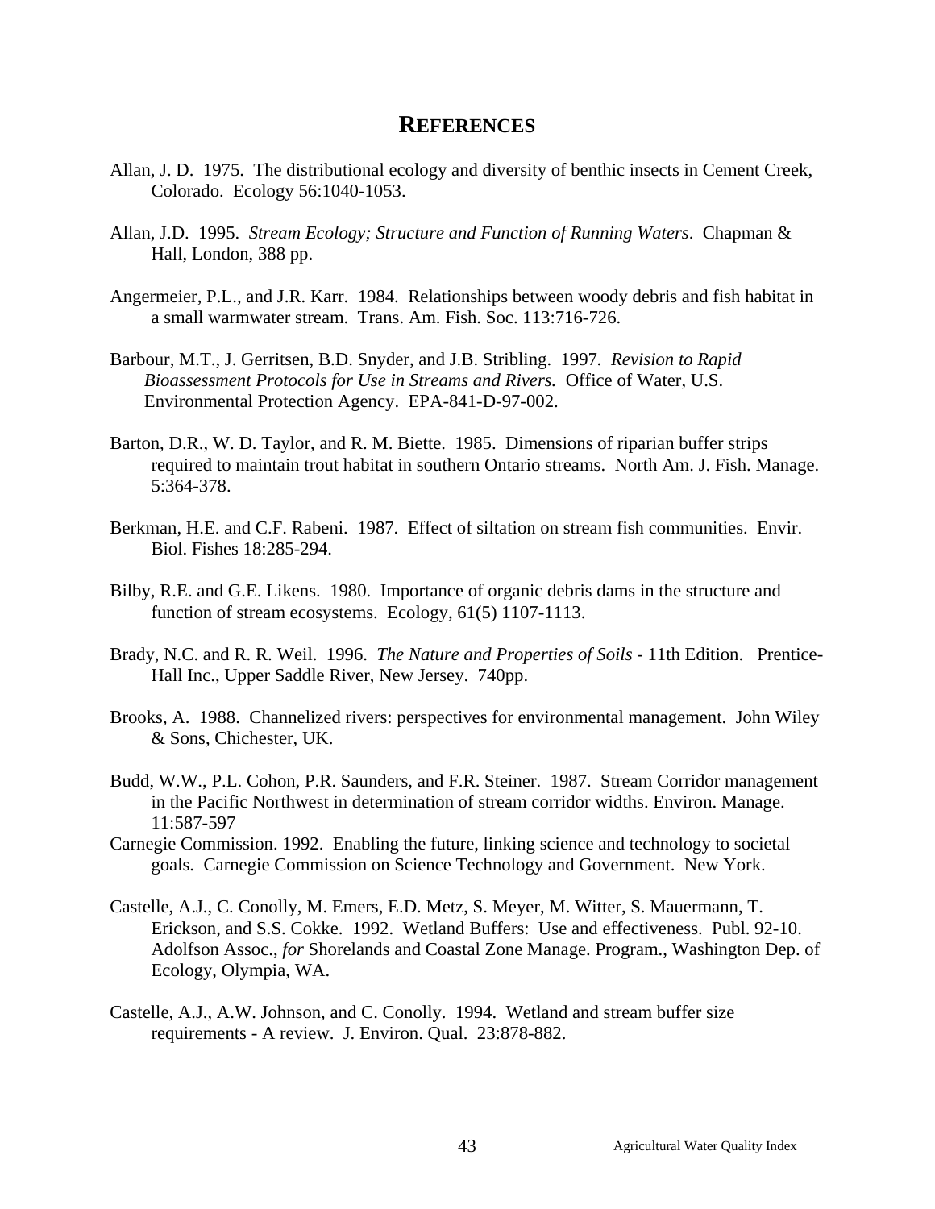# REFERENCES

Allan, J. D. 1975. The distributional ecology and diversity of benthic insects in Cement Creek, Colorado. Ecology 56:1040-1053.

Allan, J.D. 1995. *Stream Ecology; Structure and Function of Running Waters*. Chapman & Hall, London, 388 pp.

Angermeier, P.L., and J.R. Karr. 1984. Relationships between woody debris and fish habitat in a small warmwater stream. Trans. Am. Fish. Soc. 113:716-726.

Barbour, M.T., J. Gerritsen, B.D. Snyder, and J.B. Stribling. 1997. *Revision to Rapid Bioassessment Protocols for Use in Streams and Rivers.* Office of Water, U.S. Environmental Protection Agency. EPA-841-D-97-002.

Barton, D.R., W. D. Taylor, and R. M. Biette. 1985. Dimensions of riparian buffer strips required to maintain trout habitat in southern Ontario streams. North Am. J. Fish. Manage. 5:364-378.

Berkman, H.E. and C.F. Rabeni. 1987. Effect of siltation on stream fish communities. Envir. Biol. Fishes 18:285-294.

Bilby, R.E. and G.E. Likens. 1980. Importance of organic debris dams in the structure and function of stream ecosystems. Ecology, 61(5) 1107-1113.

Brady, N.C. and R. R. Weil. 1996. *The Nature and Properties of Soils* - 11th Edition. Prentice-Hall Inc., Upper Saddle River, New Jersey. 740pp.

Brooks, A. 1988. Channelized rivers: perspectives for environmental management. John Wiley & Sons, Chichester, UK.

Budd, W.W., P.L. Cohon, P.R. Saunders, and F.R. Steiner. 1987. Stream Corridor management in the Pacific Northwest in determination of stream corridor widths. Environ. Manage. 11:587-597

Carnegie Commission. 1992. Enabling the future, linking science and technology to societal goals. Carnegie Commission on Science Technology and Government. New York.

Castelle, A.J., C. Conolly, M. Emers, E.D. Metz, S. Meyer, M. Witter, S. Mauermann, T. Erickson, and S.S. Cokke. 1992. Wetland Buffers: Use and effectiveness. Publ. 92-10. Adolfson Assoc., *for* Shorelands and Coastal Zone Manage. Program., Washington Dep. of Ecology, Olympia, WA.

Castelle, A.J., A.W. Johnson, and C. Conolly. 1994. Wetland and stream buffer size requirements - A review. J. Environ. Qual. 23:878-882.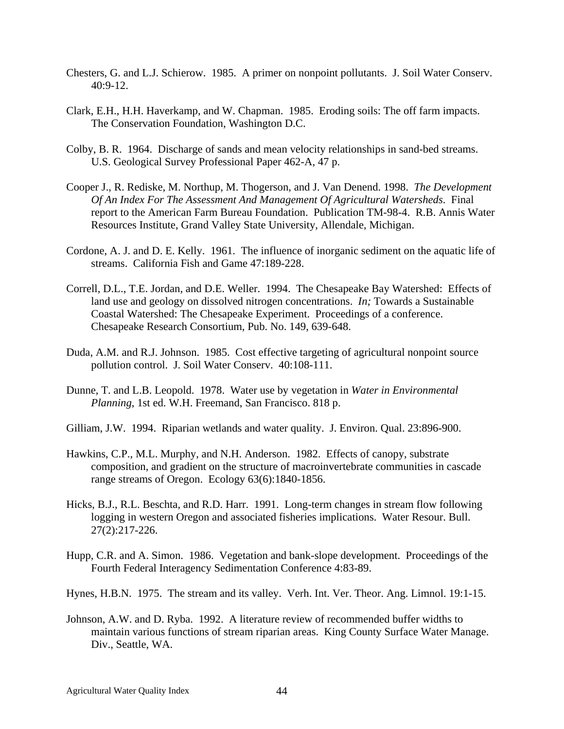Chesters, G. and L.J. Schierow. 1985. A primer on nonpoint pollutants. J. Soil Water Conserv. 40:9-12.

Clark, E.H., H.H. Haverkamp, and W. Chapman. 1985. Eroding soils: The off farm impacts. The Conservation Foundation, Washington D.C.

Colby, B. R. 1964. Discharge of sands and mean velocity relationships in sand-bed streams. U.S. Geological Survey Professional Paper 462-A, 47 p.

Cooper J., R. Rediske, M. Northup, M. Thogerson, and J. Van Denend. 1998. *The Development Of An Index For The Assessment And Management Of Agricultural Watersheds*. Final report to the American Farm Bureau Foundation. Publication TM-98-4. R.B. Annis Water Resources Institute, Grand Valley State University, Allendale, Michigan.

Cordone, A. J. and D. E. Kelly. 1961. The influence of inorganic sediment on the aquatic life of streams. California Fish and Game 47:189-228.

Correll, D.L., T.E. Jordan, and D.E. Weller. 1994. The Chesapeake Bay Watershed: Effects of land use and geology on dissolved nitrogen concentrations. *In;* Towards a Sustainable Coastal Watershed: The Chesapeake Experiment. Proceedings of a conference. Chesapeake Research Consortium, Pub. No. 149, 639-648.

Duda, A.M. and R.J. Johnson. 1985. Cost effective targeting of agricultural nonpoint source pollution control. J. Soil Water Conserv. 40:108-111.

Dunne, T. and L.B. Leopold. 1978. Water use by vegetation in *Water in Environmental Planning*, 1st ed. W.H. Freemand, San Francisco. 818 p.

Gilliam, J.W. 1994. Riparian wetlands and water quality. J. Environ. Qual. 23:896-900.

Hawkins, C.P., M.L. Murphy, and N.H. Anderson. 1982. Effects of canopy, substrate composition, and gradient on the structure of macroinvertebrate communities in cascade range streams of Oregon. Ecology 63(6):1840-1856.

Hicks, B.J., R.L. Beschta, and R.D. Harr. 1991. Long-term changes in stream flow following logging in western Oregon and associated fisheries implications. Water Resour. Bull. 27(2):217-226.

Hupp, C.R. and A. Simon. 1986. Vegetation and bank-slope development. Proceedings of the Fourth Federal Interagency Sedimentation Conference 4:83-89.

Hynes, H.B.N. 1975. The stream and its valley. Verh. Int. Ver. Theor. Ang. Limnol. 19:1-15.

Johnson, A.W. and D. Ryba. 1992. A literature review of recommended buffer widths to maintain various functions of stream riparian areas. King County Surface Water Manage. Div., Seattle, WA.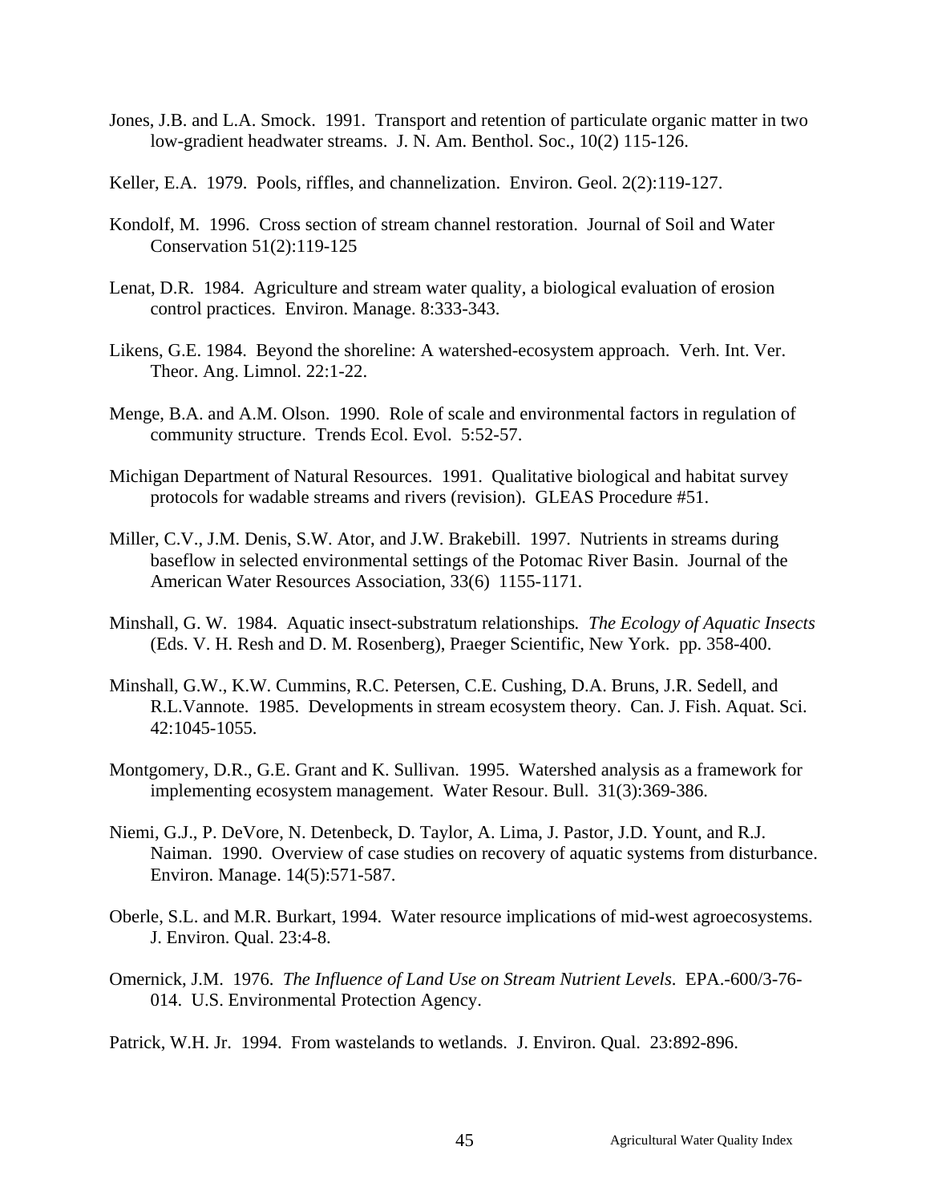Jones, J.B. and L.A. Smock. 1991. Transport and retention of particulate organic matter in two low-gradient headwater streams. J. N. Am. Benthol. Soc., 10(2) 115-126.

Keller, E.A. 1979. Pools, riffles, and channelization. Environ. Geol. 2(2):119-127.

Kondolf, M. 1996. Cross section of stream channel restoration. Journal of Soil and Water Conservation 51(2):119-125

Lenat, D.R. 1984. Agriculture and stream water quality, a biological evaluation of erosion control practices. Environ. Manage. 8:333-343.

Likens, G.E. 1984. Beyond the shoreline: A watershed-ecosystem approach. Verh. Int. Ver. Theor. Ang. Limnol. 22:1-22.

Menge, B.A. and A.M. Olson. 1990. Role of scale and environmental factors in regulation of community structure. Trends Ecol. Evol. 5:52-57.

Michigan Department of Natural Resources. 1991. Qualitative biological and habitat survey protocols for wadable streams and rivers (revision). GLEAS Procedure #51.

Miller, C.V., J.M. Denis, S.W. Ator, and J.W. Brakebill. 1997. Nutrients in streams during baseflow in selected environmental settings of the Potomac River Basin. Journal of the American Water Resources Association, 33(6) 1155-1171.

Minshall, G. W. 1984. Aquatic insect-substratum relationships. *The Ecology of Aquatic Insects* (Eds. V. H. Resh and D. M. Rosenberg), Praeger Scientific, New York. pp. 358-400.

Minshall, G.W., K.W. Cummins, R.C. Petersen, C.E. Cushing, D.A. Bruns, J.R. Sedell, and R.L.Vannote. 1985. Developments in stream ecosystem theory. Can. J. Fish. Aquat. Sci. 42:1045-1055.

Montgomery, D.R., G.E. Grant and K. Sullivan. 1995. Watershed analysis as a framework for implementing ecosystem management. Water Resour. Bull. 31(3):369-386.

Niemi, G.J., P. DeVore, N. Detenbeck, D. Taylor, A. Lima, J. Pastor, J.D. Yount, and R.J. Naiman. 1990. Overview of case studies on recovery of aquatic systems from disturbance. Environ. Manage. 14(5):571-587.

Oberle, S.L. and M.R. Burkart, 1994. Water resource implications of mid-west agroecosystems. J. Environ. Qual. 23:4-8.

Omernick, J.M. 1976. *The Influence of Land Use on Stream Nutrient Levels*. EPA.-600/3-76-014. U.S. Environmental Protection Agency.

Patrick, W.H. Jr. 1994. From wastelands to wetlands. J. Environ. Qual. 23:892-896.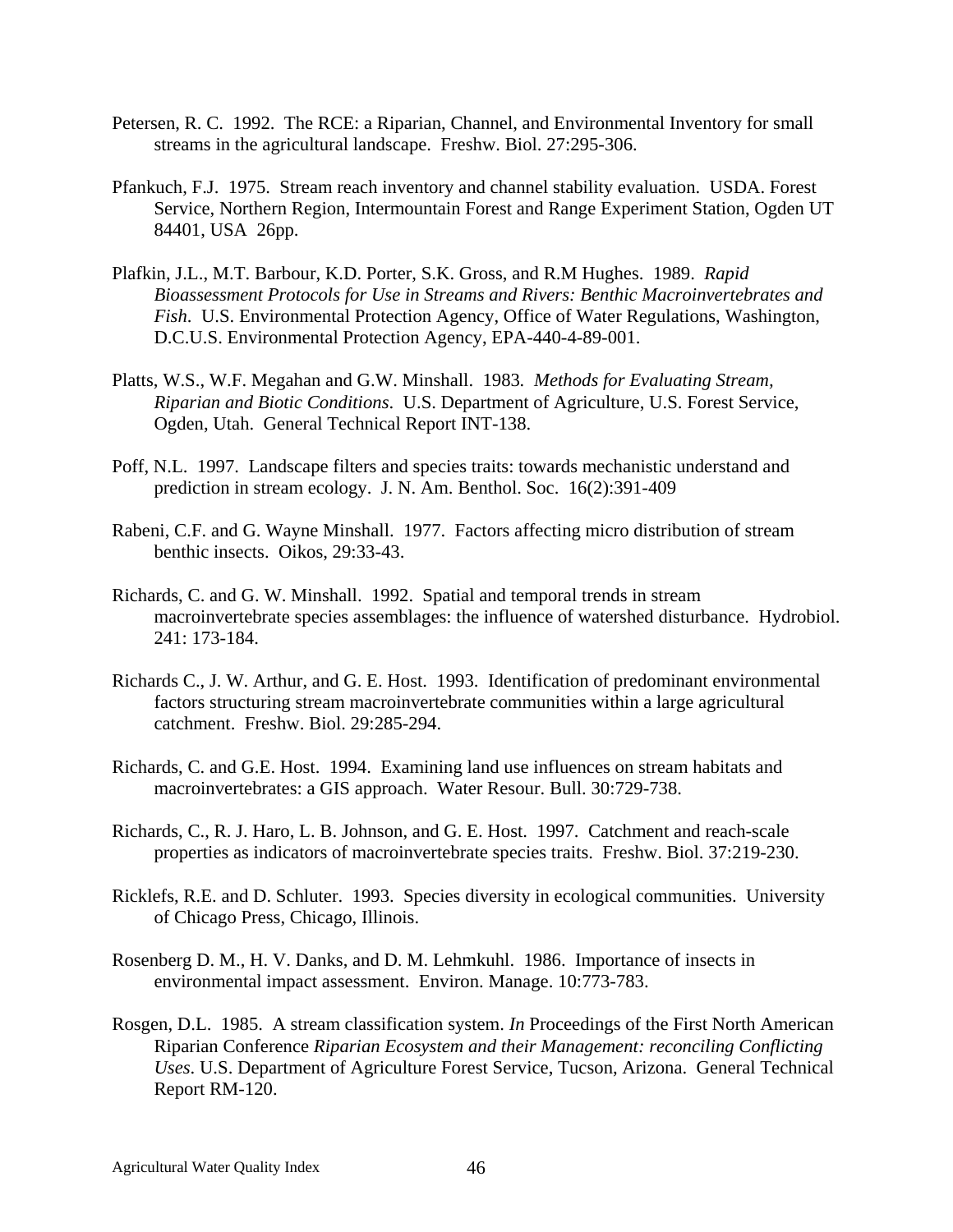Petersen, R. C. 1992. The RCE: a Riparian, Channel, and Environmental Inventory for small streams in the agricultural landscape. Freshw. Biol. 27:295-306.

Pfankuch, F.J. 1975. Stream reach inventory and channel stability evaluation. USDA. Forest Service, Northern Region, Intermountain Forest and Range Experiment Station, Ogden UT 84401, USA 26pp.

Plafkin, J.L., M.T. Barbour, K.D. Porter, S.K. Gross, and R.M Hughes. 1989. *Rapid Bioassessment Protocols for Use in Streams and Rivers: Benthic Macroinvertebrates and Fish*. U.S. Environmental Protection Agency, Office of Water Regulations, Washington, D.C.U.S. Environmental Protection Agency, EPA-440-4-89-001.

Platts, W.S., W.F. Megahan and G.W. Minshall. 1983. *Methods for Evaluating Stream, Riparian and Biotic Conditions*. U.S. Department of Agriculture, U.S. Forest Service, Ogden, Utah. General Technical Report INT-138.

Poff, N.L. 1997. Landscape filters and species traits: towards mechanistic understand and prediction in stream ecology. J. N. Am. Benthol. Soc. 16(2):391-409

Rabeni, C.F. and G. Wayne Minshall. 1977. Factors affecting micro distribution of stream benthic insects. Oikos, 29:33-43.

Richards, C. and G. W. Minshall. 1992. Spatial and temporal trends in stream macroinvertebrate species assemblages: the influence of watershed disturbance. Hydrobiol. 241: 173-184.

Richards C., J. W. Arthur, and G. E. Host. 1993. Identification of predominant environmental factors structuring stream macroinvertebrate communities within a large agricultural catchment. Freshw. Biol. 29:285-294.

Richards, C. and G.E. Host. 1994. Examining land use influences on stream habitats and macroinvertebrates: a GIS approach. Water Resour. Bull. 30:729-738.

Richards, C., R. J. Haro, L. B. Johnson, and G. E. Host. 1997. Catchment and reach-scale properties as indicators of macroinvertebrate species traits. Freshw. Biol. 37:219-230.

Ricklefs, R.E. and D. Schluter. 1993. Species diversity in ecological communities. University of Chicago Press, Chicago, Illinois.

Rosenberg D. M., H. V. Danks, and D. M. Lehmkuhl. 1986. Importance of insects in environmental impact assessment. Environ. Manage. 10:773-783.

Rosgen, D.L. 1985. A stream classification system. *In* Proceedings of the First North American Riparian Conference *Riparian Ecosystem and their Management: reconciling Conflicting Uses*. U.S. Department of Agriculture Forest Service, Tucson, Arizona. General Technical Report RM-120.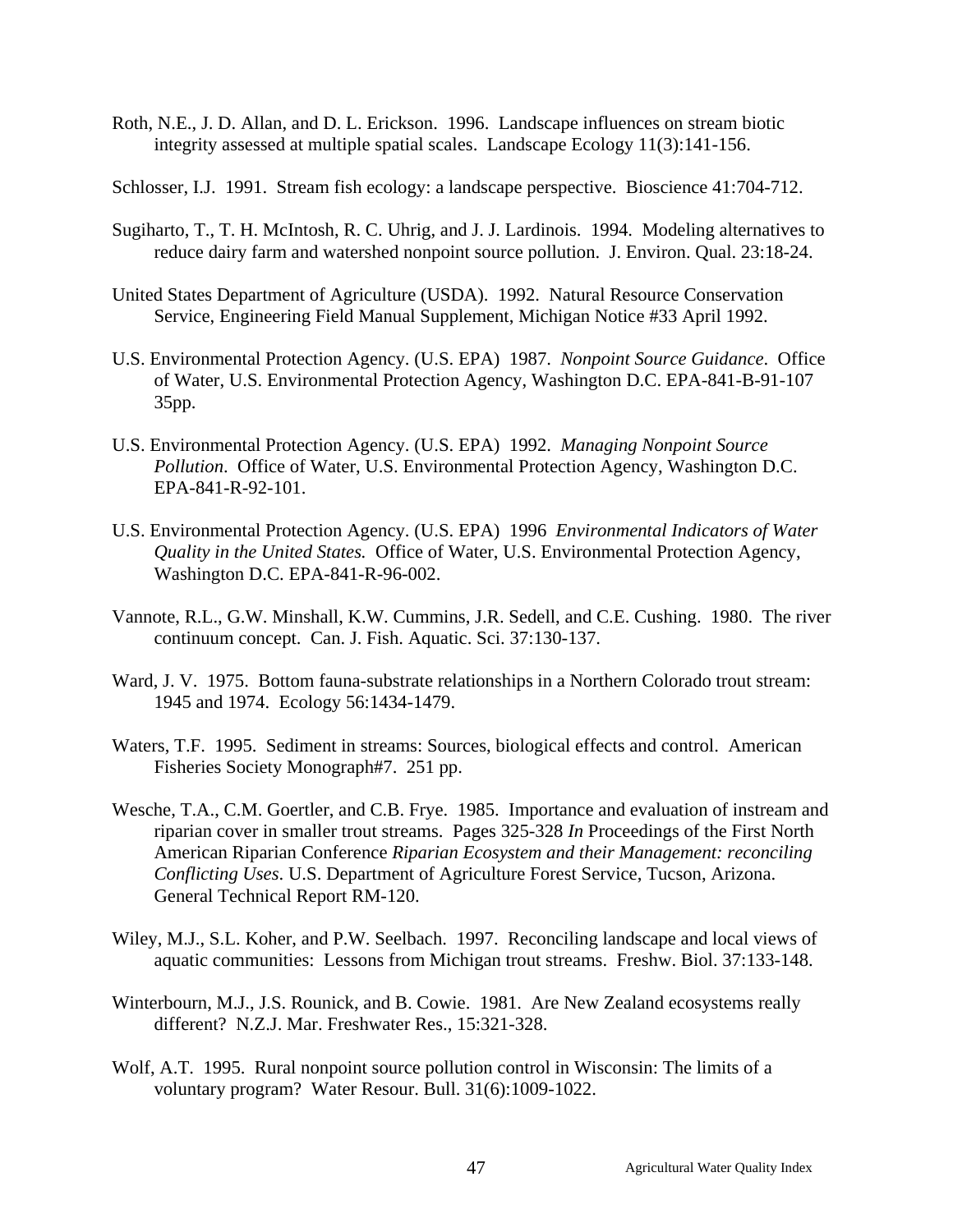Roth, N.E., J. D. Allan, and D. L. Erickson. 1996. Landscape influences on stream biotic integrity assessed at multiple spatial scales. Landscape Ecology 11(3):141-156.

Schlosser, I.J. 1991. Stream fish ecology: a landscape perspective. Bioscience 41:704-712.

Sugiharto, T., T. H. McIntosh, R. C. Uhrig, and J. J. Lardinois. 1994. Modeling alternatives to reduce dairy farm and watershed nonpoint source pollution. J. Environ. Qual. 23:18-24.

United States Department of Agriculture (USDA). 1992. Natural Resource Conservation Service, Engineering Field Manual Supplement, Michigan Notice #33 April 1992.

U.S. Environmental Protection Agency. (U.S. EPA) 1987. *Nonpoint Source Guidance*. Office of Water, U.S. Environmental Protection Agency, Washington D.C. EPA-841-B-91-107 35pp.

U.S. Environmental Protection Agency. (U.S. EPA) 1992. *Managing Nonpoint Source Pollution*. Office of Water, U.S. Environmental Protection Agency, Washington D.C. EPA-841-R-92-101.

U.S. Environmental Protection Agency. (U.S. EPA) 1996 *Environmental Indicators of Water Quality in the United States.* Office of Water, U.S. Environmental Protection Agency, Washington D.C. EPA-841-R-96-002.

Vannote, R.L., G.W. Minshall, K.W. Cummins, J.R. Sedell, and C.E. Cushing. 1980. The river continuum concept. Can. J. Fish. Aquatic. Sci. 37:130-137.

Ward, J. V. 1975. Bottom fauna-substrate relationships in a Northern Colorado trout stream: 1945 and 1974. Ecology 56:1434-1479.

Waters, T.F. 1995. Sediment in streams: Sources, biological effects and control. American Fisheries Society Monograph#7. 251 pp.

Wesche, T.A., C.M. Goertler, and C.B. Frye. 1985. Importance and evaluation of instream and riparian cover in smaller trout streams. Pages 325-328 *In* Proceedings of the First North American Riparian Conference *Riparian Ecosystem and their Management: reconciling Conflicting Uses*. U.S. Department of Agriculture Forest Service, Tucson, Arizona. General Technical Report RM-120.

Wiley, M.J., S.L. Koher, and P.W. Seelbach. 1997. Reconciling landscape and local views of aquatic communities: Lessons from Michigan trout streams. Freshw. Biol. 37:133-148.

Winterbourn, M.J., J.S. Rounick, and B. Cowie. 1981. Are New Zealand ecosystems really different? N.Z.J. Mar. Freshwater Res., 15:321-328.

Wolf, A.T. 1995. Rural nonpoint source pollution control in Wisconsin: The limits of a voluntary program? Water Resour. Bull. 31(6):1009-1022.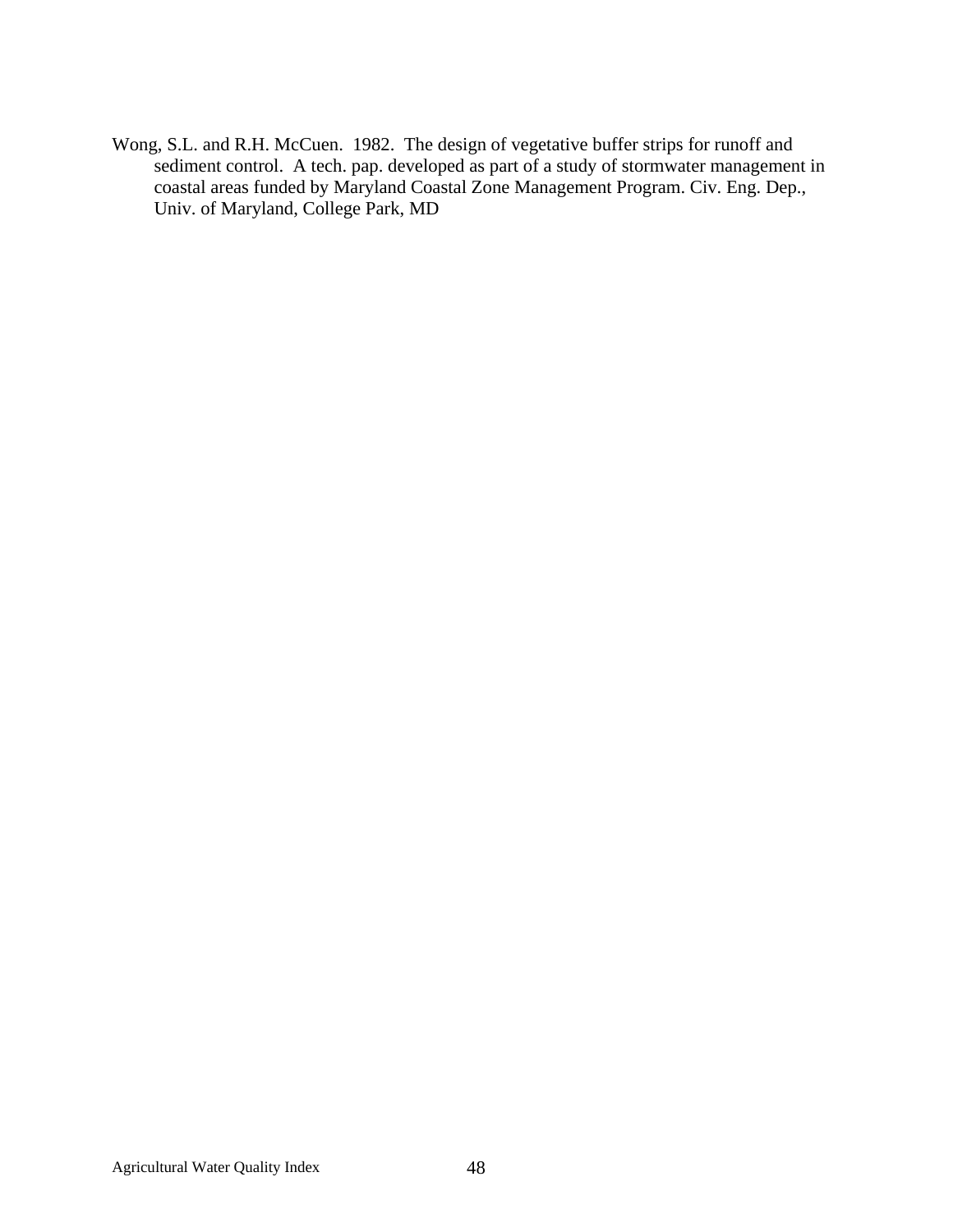Wong, S.L. and R.H. McCuen. 1982. The design of vegetative buffer strips for runoff and sediment control. A tech. pap. developed as part of a study of stormwater management in coastal areas funded by Maryland Coastal Zone Management Program. Civ. Eng. Dep., Univ. of Maryland, College Park, MD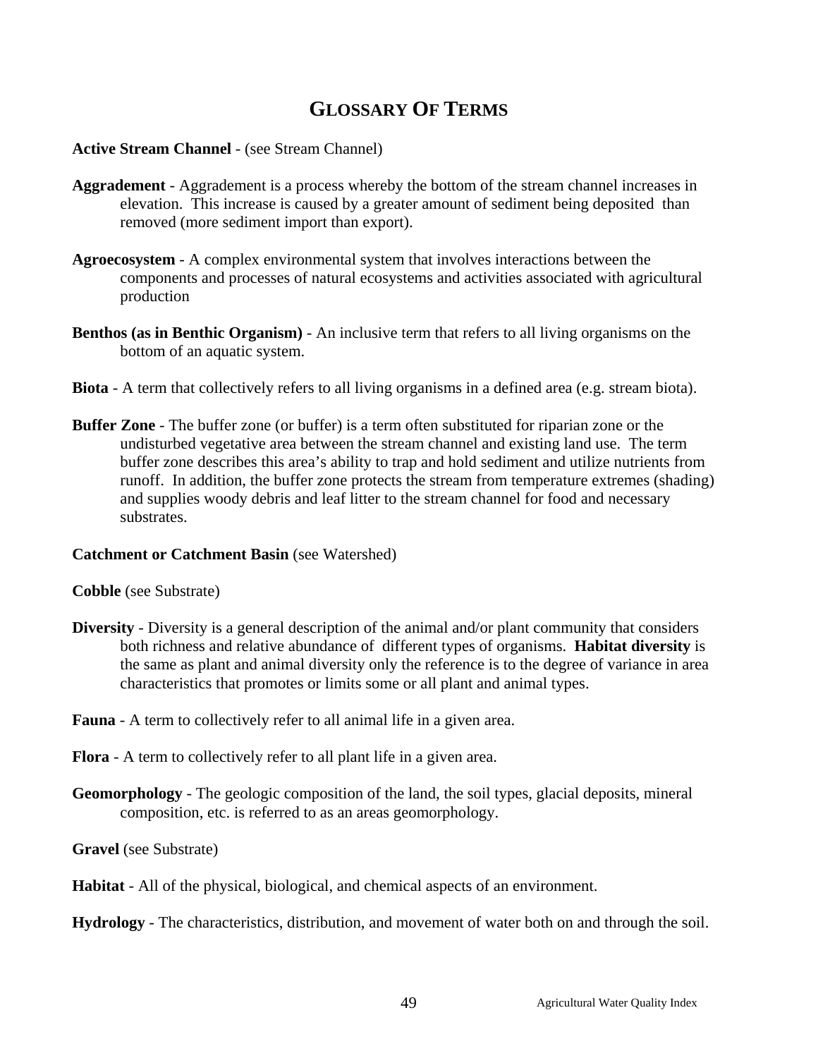# GLOSSARY OF TERMS

**Active Stream Channel** - (see Stream Channel)

**Aggradement** - Aggradement is a process whereby the bottom of the stream channel increases in elevation. This increase is caused by a greater amount of sediment being deposited than removed (more sediment import than export).

**Agroecosystem** - A complex environmental system that involves interactions between the components and processes of natural ecosystems and activities associated with agricultural production

**Benthos (as in Benthic Organism)** - An inclusive term that refers to all living organisms on the bottom of an aquatic system.

**Biota** - A term that collectively refers to all living organisms in a defined area (e.g. stream biota).

**Buffer Zone** - The buffer zone (or buffer) is a term often substituted for riparian zone or the undisturbed vegetative area between the stream channel and existing land use. The term buffer zone describes this area's ability to trap and hold sediment and utilize nutrients from runoff. In addition, the buffer zone protects the stream from temperature extremes (shading) and supplies woody debris and leaf litter to the stream channel for food and necessary substrates.

**Catchment or Catchment Basin** (see Watershed)

**Cobble** (see Substrate)

**Diversity** - Diversity is a general description of the animal and/or plant community that considers both richness and relative abundance of different types of organisms. **Habitat diversity** is the same as plant and animal diversity only the reference is to the degree of variance in area characteristics that promotes or limits some or all plant and animal types.

**Fauna** - A term to collectively refer to all animal life in a given area.

**Flora** - A term to collectively refer to all plant life in a given area.

**Geomorphology** - The geologic composition of the land, the soil types, glacial deposits, mineral composition, etc. is referred to as an areas geomorphology.

**Gravel** (see Substrate)

**Habitat** - All of the physical, biological, and chemical aspects of an environment.

**Hydrology** - The characteristics, distribution, and movement of water both on and through the soil.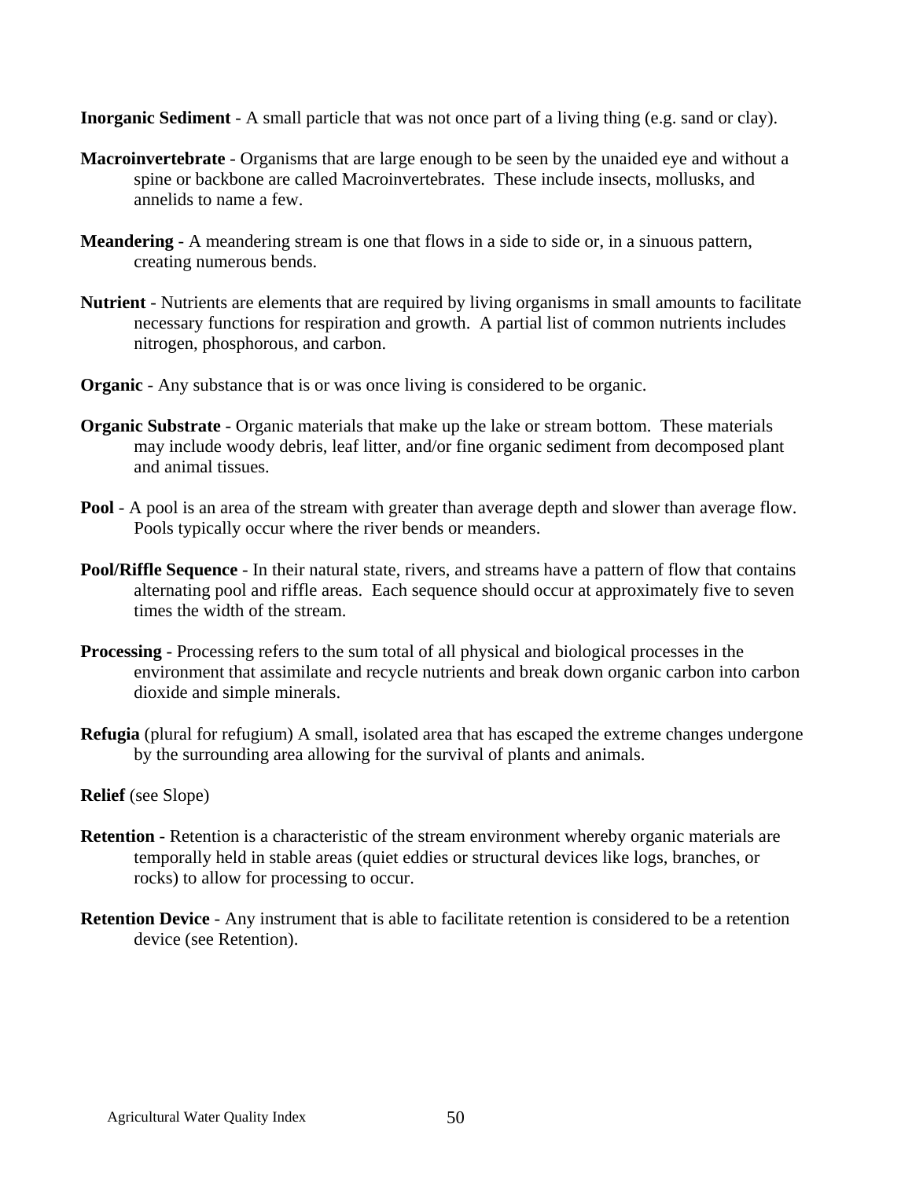**Inorganic Sediment** - A small particle that was not once part of a living thing (e.g. sand or clay).

**Macroinvertebrate** - Organisms that are large enough to be seen by the unaided eye and without a spine or backbone are called Macroinvertebrates. These include insects, mollusks, and annelids to name a few.

**Meandering** - A meandering stream is one that flows in a side to side or, in a sinuous pattern, creating numerous bends.

**Nutrient** - Nutrients are elements that are required by living organisms in small amounts to facilitate necessary functions for respiration and growth. A partial list of common nutrients includes nitrogen, phosphorous, and carbon.

**Organic** - Any substance that is or was once living is considered to be organic.

**Organic Substrate** - Organic materials that make up the lake or stream bottom. These materials may include woody debris, leaf litter, and/or fine organic sediment from decomposed plant and animal tissues.

**Pool** - A pool is an area of the stream with greater than average depth and slower than average flow. Pools typically occur where the river bends or meanders.

**Pool/Riffle Sequence** - In their natural state, rivers, and streams have a pattern of flow that contains alternating pool and riffle areas. Each sequence should occur at approximately five to seven times the width of the stream.

**Processing** - Processing refers to the sum total of all physical and biological processes in the environment that assimilate and recycle nutrients and break down organic carbon into carbon dioxide and simple minerals.

**Refugia** (plural for refugium) A small, isolated area that has escaped the extreme changes undergone by the surrounding area allowing for the survival of plants and animals.

**Relief** (see Slope)

**Retention** - Retention is a characteristic of the stream environment whereby organic materials are temporally held in stable areas (quiet eddies or structural devices like logs, branches, or rocks) to allow for processing to occur.

**Retention Device** - Any instrument that is able to facilitate retention is considered to be a retention device (see Retention).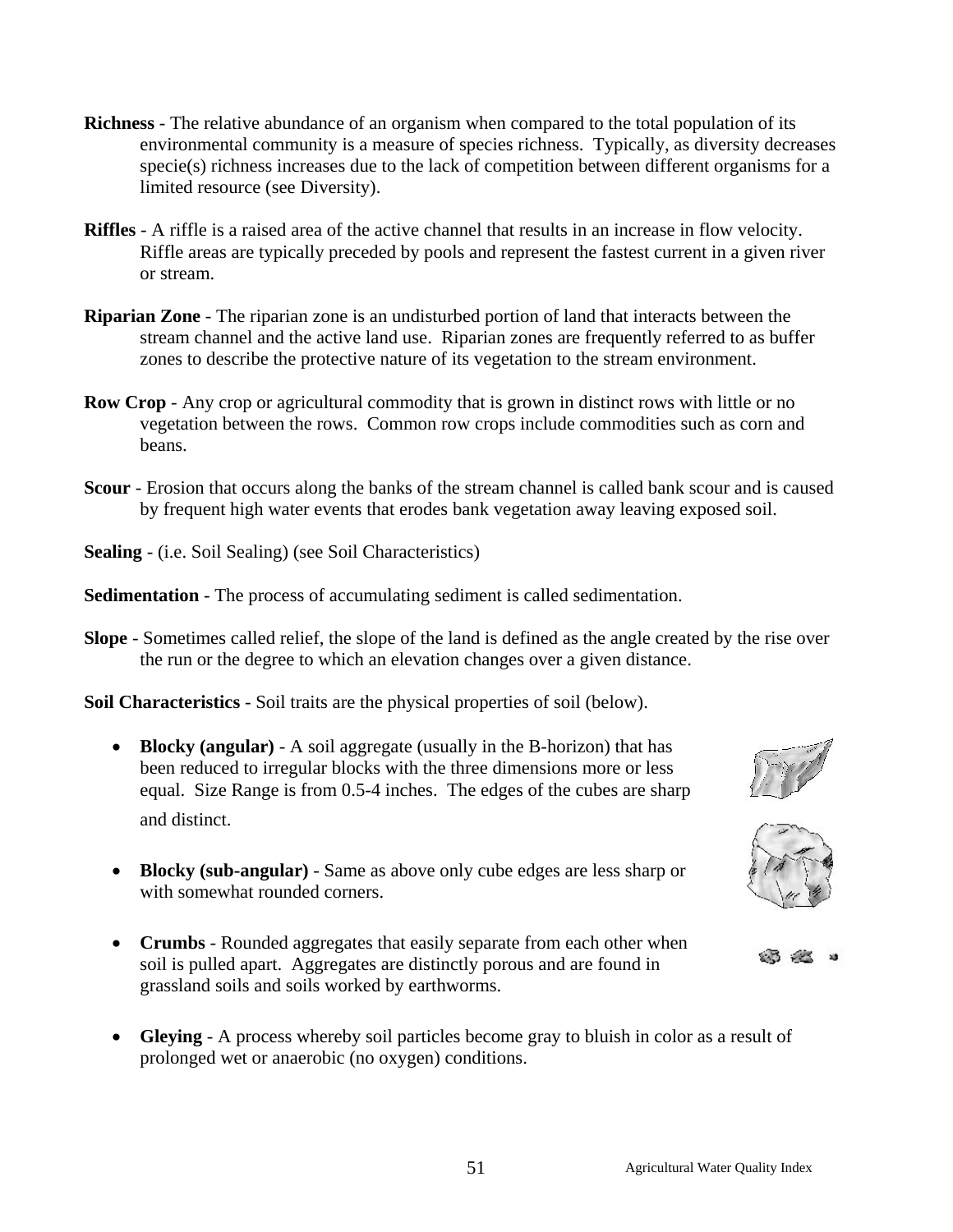**Richness** - The relative abundance of an organism when compared to the total population of its environmental community is a measure of species richness. Typically, as diversity decreases specie(s) richness increases due to the lack of competition between different organisms for a limited resource (see Diversity).

**Riffles** - A riffle is a raised area of the active channel that results in an increase in flow velocity. Riffle areas are typically preceded by pools and represent the fastest current in a given river or stream.

**Riparian Zone** - The riparian zone is an undisturbed portion of land that interacts between the stream channel and the active land use. Riparian zones are frequently referred to as buffer zones to describe the protective nature of its vegetation to the stream environment.

**Row Crop** - Any crop or agricultural commodity that is grown in distinct rows with little or no vegetation between the rows. Common row crops include commodities such as corn and beans.

**Scour** - Erosion that occurs along the banks of the stream channel is called bank scour and is caused by frequent high water events that erodes bank vegetation away leaving exposed soil.

**Sealing** - (i.e. Soil Sealing) (see Soil Characteristics)

**Sedimentation** - The process of accumulating sediment is called sedimentation.

**Slope** - Sometimes called relief, the slope of the land is defined as the angle created by the rise over the run or the degree to which an elevation changes over a given distance.

**Soil Characteristics** - Soil traits are the physical properties of soil (below).

- **Blocky (angular)** - A soil aggregate (usually in the B-horizon) that has been reduced to irregular blocks with the three dimensions more or less equal. Size Range is from 0.5-4 inches. The edges of the cubes are sharp and distinct.

- **Blocky (sub-angular)** - Same as above only cube edges are less sharp or with somewhat rounded corners.

- **Crumbs** - Rounded aggregates that easily separate from each other when soil is pulled apart. Aggregates are distinctly porous and are found in grassland soils and soils worked by earthworms.

- **Gleying** - A process whereby soil particles become gray to bluish in color as a result of prolonged wet or anaerobic (no oxygen) conditions.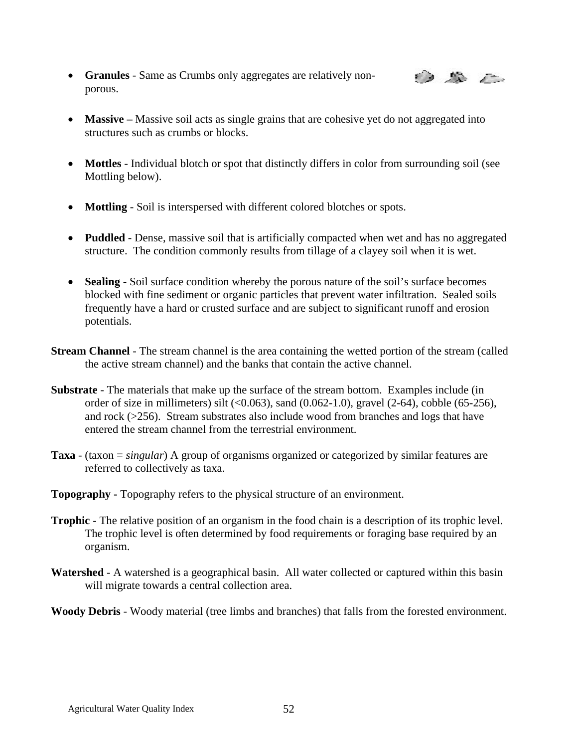- **Granules** - Same as Crumbs only aggregates are relatively non-porous.

- **Massive –** Massive soil acts as single grains that are cohesive yet do not aggregated into structures such as crumbs or blocks.

- **Mottles** - Individual blotch or spot that distinctly differs in color from surrounding soil (see Mottling below).

- **Mottling** - Soil is interspersed with different colored blotches or spots.

- **Puddled** - Dense, massive soil that is artificially compacted when wet and has no aggregated structure. The condition commonly results from tillage of a clayey soil when it is wet.

- **Sealing** - Soil surface condition whereby the porous nature of the soil's surface becomes blocked with fine sediment or organic particles that prevent water infiltration. Sealed soils frequently have a hard or crusted surface and are subject to significant runoff and erosion potentials.

**Stream Channel** - The stream channel is the area containing the wetted portion of the stream (called the active stream channel) and the banks that contain the active channel.

**Substrate** - The materials that make up the surface of the stream bottom. Examples include (in order of size in millimeters) silt (<0.063), sand (0.062-1.0), gravel (2-64), cobble (65-256), and rock (>256). Stream substrates also include wood from branches and logs that have entered the stream channel from the terrestrial environment.

**Taxa** - (taxon = *singular*) A group of organisms organized or categorized by similar features are referred to collectively as taxa.

**Topography -** Topography refers to the physical structure of an environment.

**Trophic** - The relative position of an organism in the food chain is a description of its trophic level. The trophic level is often determined by food requirements or foraging base required by an organism.

**Watershed** - A watershed is a geographical basin. All water collected or captured within this basin will migrate towards a central collection area.

**Woody Debris** - Woody material (tree limbs and branches) that falls from the forested environment.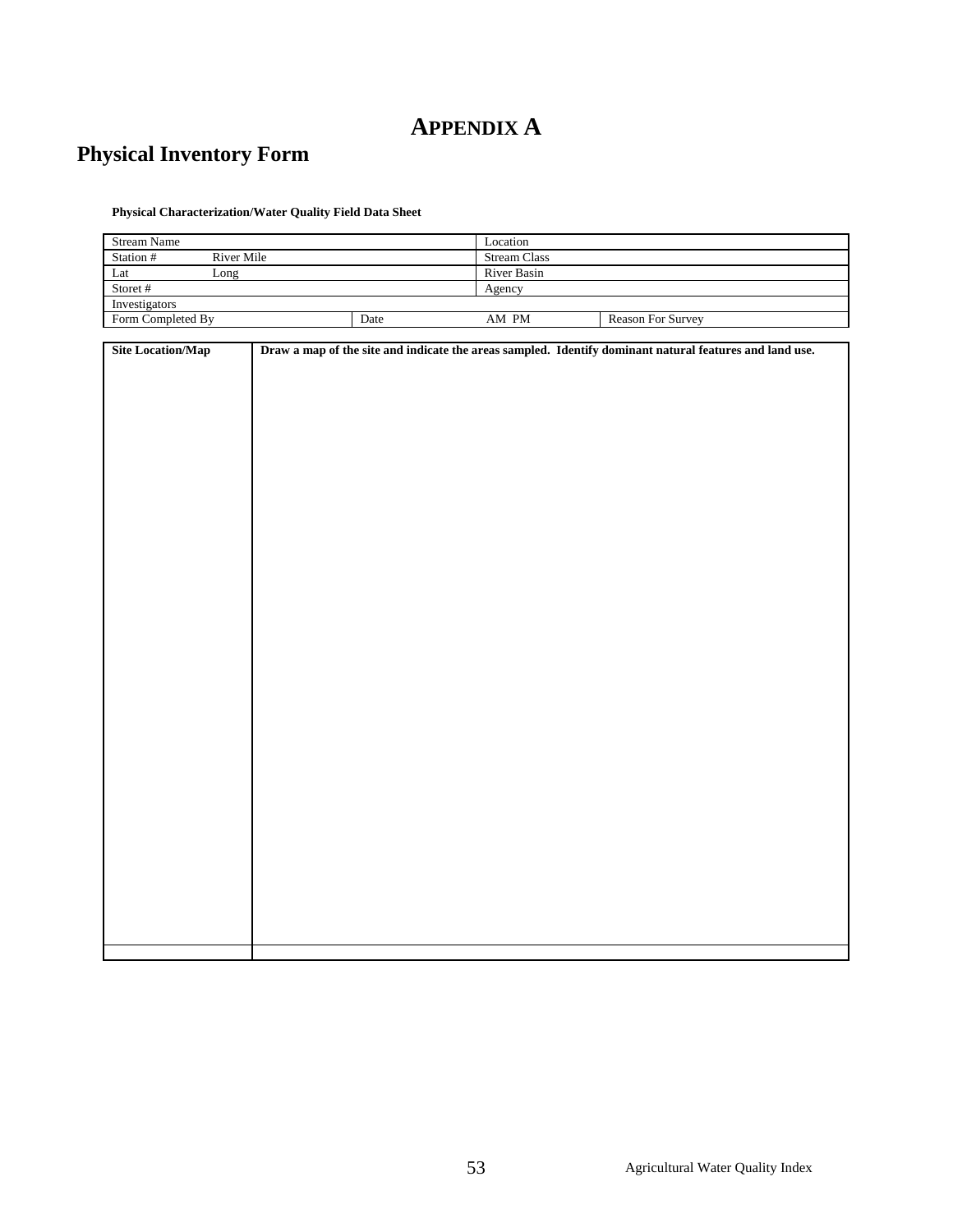# APPENDIX A

## Physical Inventory Form

**Physical Characterization/Water Quality Field Data Sheet**

| Stream Name | | | Location | |
|---|---|---|---|---|
| Station # River Mile | | | Stream Class | |
| Lat Long | | | River Basin | |
| Storet # | | | Agency | |
| Investigators | | | | |
| Form Completed By | | Date | AM PM | Reason For Survey |

| Site Location/Map | Draw a map of the site and indicate the areas sampled. Identify dominant natural features and land use. |
|---|---|
| | |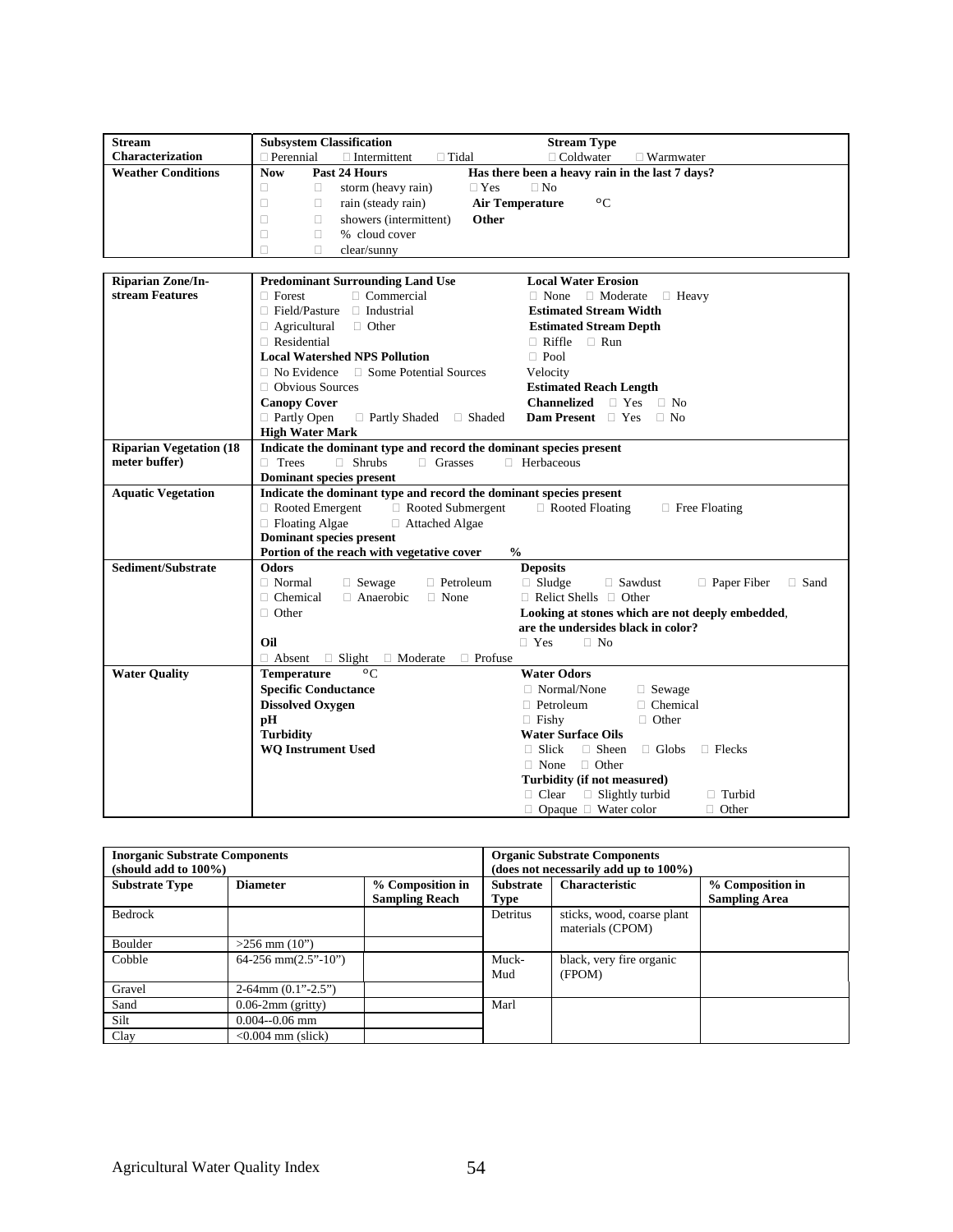| | |
|---|---|
| **Stream Characterization** | **Subsystem Classification** □ Perennial □ Intermittent □ Tidal **Stream Type** □ Coldwater □ Warmwater |
| **Weather Conditions** | **Now** **Past 24 Hours** □ □ storm (heavy rain) □ □ rain (steady rain) □ □ showers (intermittent) □ □ % cloud cover □ □ clear/sunny **Has there been a heavy rain in the last 7 days?** □ Yes □ No **Air Temperature** °C **Other** |

| | |
|---|---|
| **Riparian Zone/In-stream Features** | **Predominant Surrounding Land Use** □ Forest □ Commercial □ Field/Pasture □ Industrial □ Agricultural □ Other □ Residential **Local Watershed NPS Pollution** □ No Evidence □ Some Potential Sources □ Obvious Sources **Canopy Cover** □ Partly Open □ Partly Shaded □ Shaded **High Water Mark** **Local Water Erosion** □ None □ Moderate □ Heavy **Estimated Stream Width** **Estimated Stream Depth** □ Riffle □ Run □ Pool Velocity **Estimated Reach Length** **Channelized** □ Yes □ No **Dam Present** □ Yes □ No |
| **Riparian Vegetation (18 meter buffer)** | **Indicate the dominant type and record the dominant species present** □ Trees □ Shrubs □ Grasses □ Herbaceous **Dominant species present** |
| **Aquatic Vegetation** | **Indicate the dominant type and record the dominant species present** □ Rooted Emergent □ Rooted Submergent □ Rooted Floating □ Free Floating □ Floating Algae □ Attached Algae **Dominant species present** **Portion of the reach with vegetative cover %** |
| **Sediment/Substrate** | **Odors** □ Normal □ Sewage □ Petroleum □ Chemical □ Anaerobic □ None □ Other **Oil** □ Absent □ Slight □ Moderate □ Profuse **Deposits** □ Sludge □ Sawdust □ Paper Fiber □ Sand □ Relict Shells □ Other **Looking at stones which are not deeply embedded, are the undersides black in color?** □ Yes □ No |
| **Water Quality** | **Temperature** °C **Specific Conductance** **Dissolved Oxygen** **pH** **Turbidity** **WQ Instrument Used** **Water Odors** □ Normal/None □ Sewage □ Petroleum □ Chemical □ Fishy □ Other **Water Surface Oils** □ Slick □ Sheen □ Globs □ Flecks □ None □ Other **Turbidity (if not measured)** □ Clear □ Slightly turbid □ Turbid □ Opaque □ Water color □ Other |

| **Inorganic Substrate Components (should add to 100%)** | | | **Organic Substrate Components (does not necessarily add up to 100%)** | | |
|---|---|---|---|---|---|
| **Substrate Type** | **Diameter** | **% Composition in Sampling Reach** | **Substrate Type** | **Characteristic** | **% Composition in Sampling Area** |
| Bedrock | | | Detritus | sticks, wood, coarse plant materials (CPOM) | |
| Boulder | >256 mm (10") | | | | |
| Cobble | 64-256 mm(2.5"-10") | | Muck-Mud | black, very fire organic (FPOM) | |
| Gravel | 2-64mm (0.1"-2.5") | | | | |
| Sand | 0.06-2mm (gritty) | | Marl | | |
| Silt | 0.004--0.06 mm | | | | |
| Clay | <0.004 mm (slick) | | | | |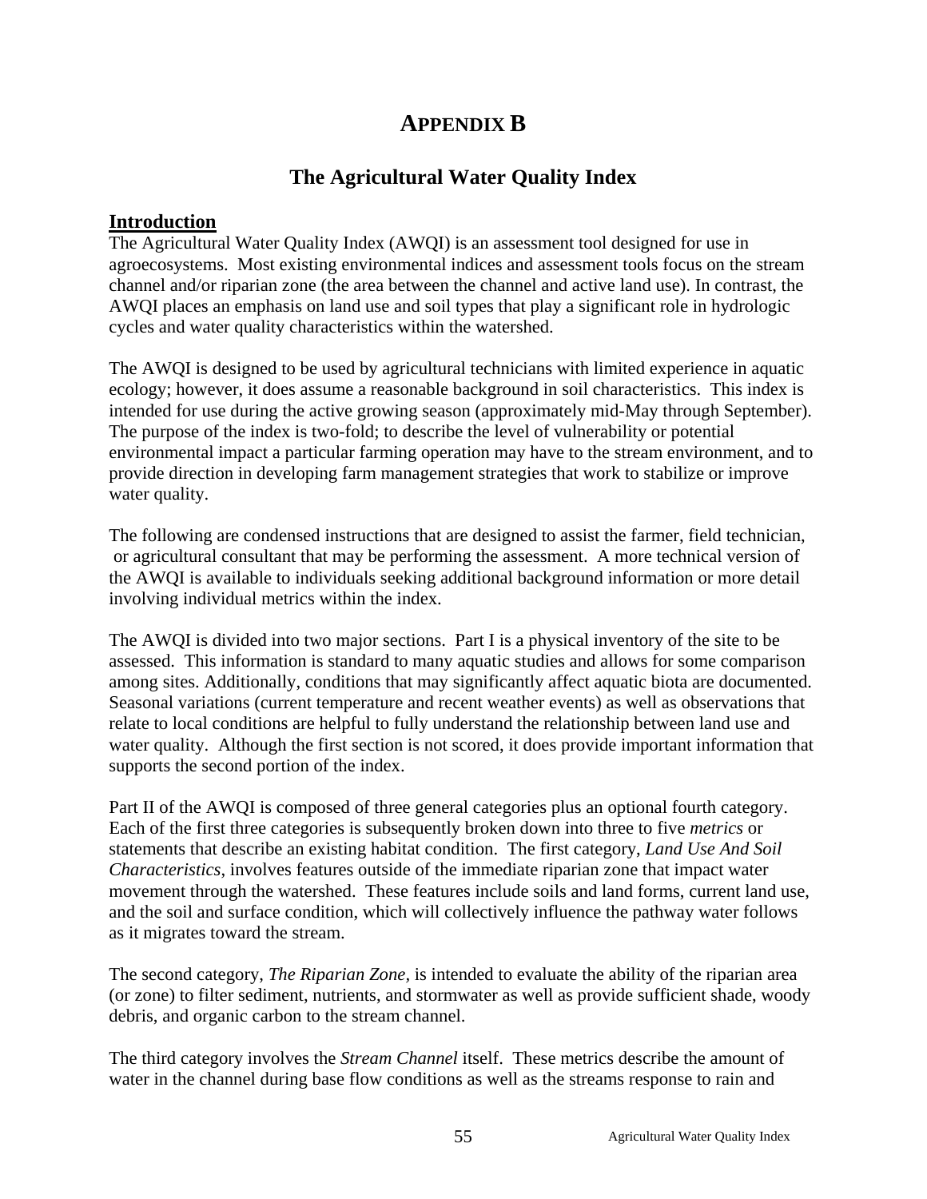# APPENDIX B

## The Agricultural Water Quality Index

### Introduction

The Agricultural Water Quality Index (AWQI) is an assessment tool designed for use in agroecosystems. Most existing environmental indices and assessment tools focus on the stream channel and/or riparian zone (the area between the channel and active land use). In contrast, the AWQI places an emphasis on land use and soil types that play a significant role in hydrologic cycles and water quality characteristics within the watershed.

The AWQI is designed to be used by agricultural technicians with limited experience in aquatic ecology; however, it does assume a reasonable background in soil characteristics. This index is intended for use during the active growing season (approximately mid-May through September). The purpose of the index is two-fold; to describe the level of vulnerability or potential environmental impact a particular farming operation may have to the stream environment, and to provide direction in developing farm management strategies that work to stabilize or improve water quality.

The following are condensed instructions that are designed to assist the farmer, field technician, or agricultural consultant that may be performing the assessment. A more technical version of the AWQI is available to individuals seeking additional background information or more detail involving individual metrics within the index.

The AWQI is divided into two major sections. Part I is a physical inventory of the site to be assessed. This information is standard to many aquatic studies and allows for some comparison among sites. Additionally, conditions that may significantly affect aquatic biota are documented. Seasonal variations (current temperature and recent weather events) as well as observations that relate to local conditions are helpful to fully understand the relationship between land use and water quality. Although the first section is not scored, it does provide important information that supports the second portion of the index.

Part II of the AWQI is composed of three general categories plus an optional fourth category. Each of the first three categories is subsequently broken down into three to five *metrics* or statements that describe an existing habitat condition. The first category, *Land Use And Soil Characteristics*, involves features outside of the immediate riparian zone that impact water movement through the watershed. These features include soils and land forms, current land use, and the soil and surface condition, which will collectively influence the pathway water follows as it migrates toward the stream.

The second category, *The Riparian Zone,* is intended to evaluate the ability of the riparian area (or zone) to filter sediment, nutrients, and stormwater as well as provide sufficient shade, woody debris, and organic carbon to the stream channel.

The third category involves the *Stream Channel* itself. These metrics describe the amount of water in the channel during base flow conditions as well as the streams response to rain and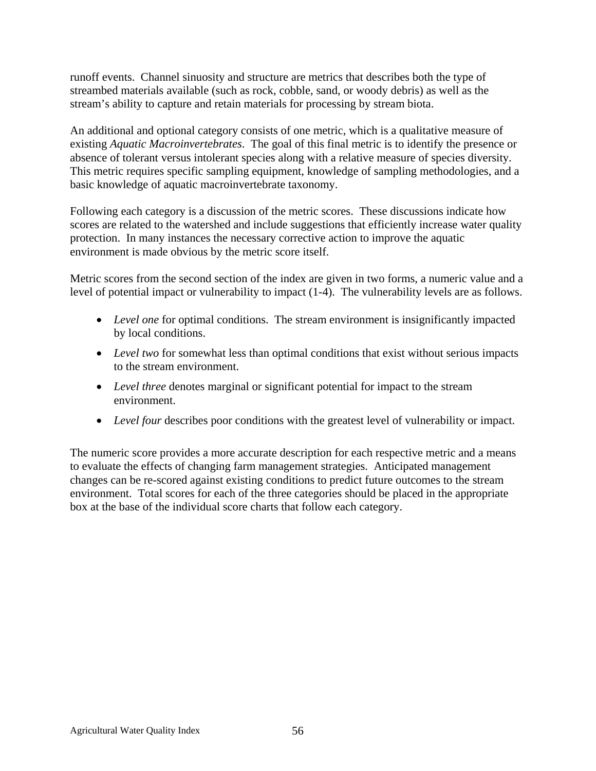runoff events. Channel sinuosity and structure are metrics that describes both the type of streambed materials available (such as rock, cobble, sand, or woody debris) as well as the stream's ability to capture and retain materials for processing by stream biota.

An additional and optional category consists of one metric, which is a qualitative measure of existing *Aquatic Macroinvertebrates*. The goal of this final metric is to identify the presence or absence of tolerant versus intolerant species along with a relative measure of species diversity. This metric requires specific sampling equipment, knowledge of sampling methodologies, and a basic knowledge of aquatic macroinvertebrate taxonomy.

Following each category is a discussion of the metric scores. These discussions indicate how scores are related to the watershed and include suggestions that efficiently increase water quality protection. In many instances the necessary corrective action to improve the aquatic environment is made obvious by the metric score itself.

Metric scores from the second section of the index are given in two forms, a numeric value and a level of potential impact or vulnerability to impact (1-4). The vulnerability levels are as follows.

- *Level one* for optimal conditions. The stream environment is insignificantly impacted by local conditions.
- *Level two* for somewhat less than optimal conditions that exist without serious impacts to the stream environment.
- *Level three* denotes marginal or significant potential for impact to the stream environment.
- *Level four* describes poor conditions with the greatest level of vulnerability or impact.

The numeric score provides a more accurate description for each respective metric and a means to evaluate the effects of changing farm management strategies. Anticipated management changes can be re-scored against existing conditions to predict future outcomes to the stream environment. Total scores for each of the three categories should be placed in the appropriate box at the base of the individual score charts that follow each category.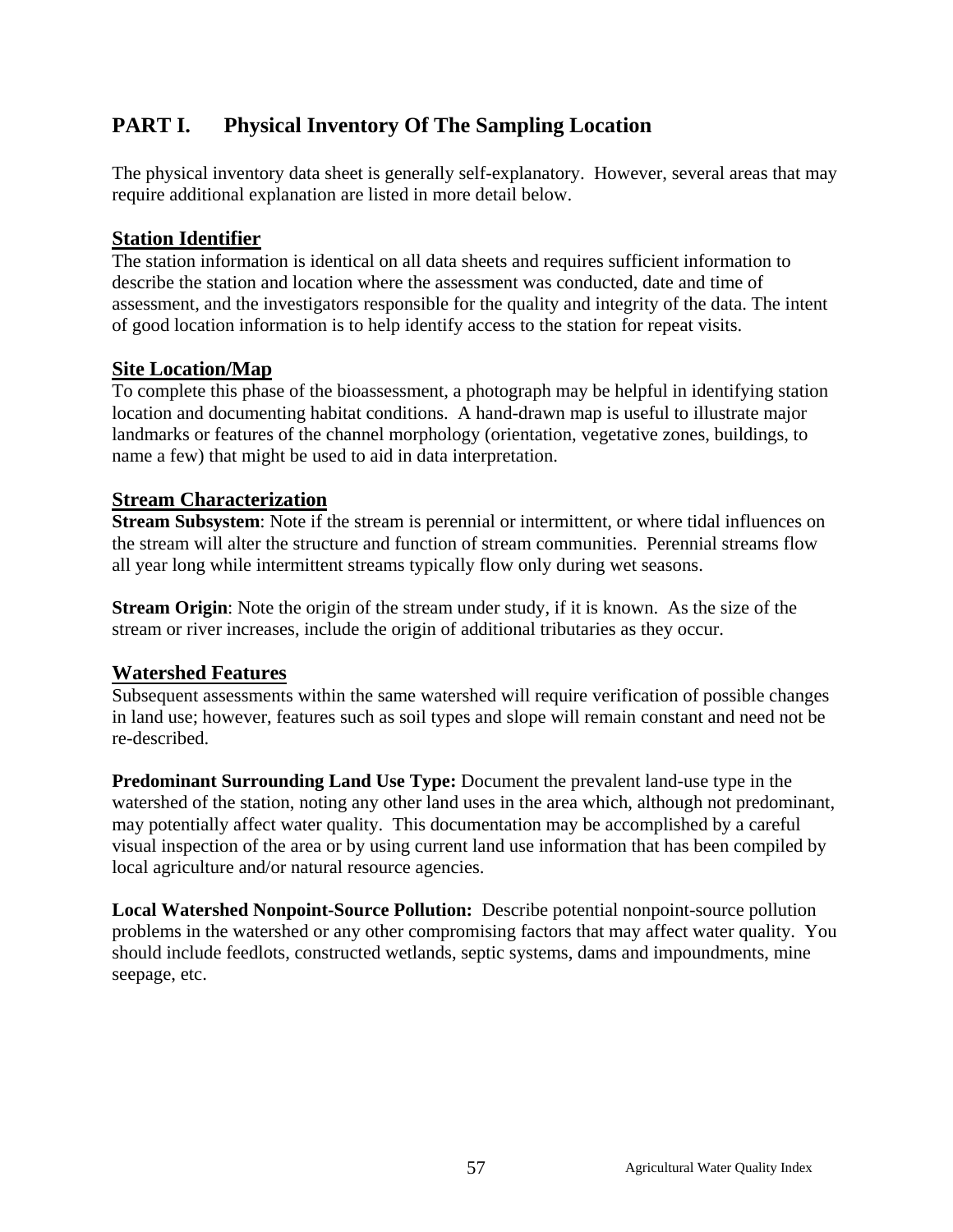## PART I. Physical Inventory Of The Sampling Location

The physical inventory data sheet is generally self-explanatory. However, several areas that may require additional explanation are listed in more detail below.

### Station Identifier

The station information is identical on all data sheets and requires sufficient information to describe the station and location where the assessment was conducted, date and time of assessment, and the investigators responsible for the quality and integrity of the data. The intent of good location information is to help identify access to the station for repeat visits.

### Site Location/Map

To complete this phase of the bioassessment, a photograph may be helpful in identifying station location and documenting habitat conditions. A hand-drawn map is useful to illustrate major landmarks or features of the channel morphology (orientation, vegetative zones, buildings, to name a few) that might be used to aid in data interpretation.

### Stream Characterization

**Stream Subsystem**: Note if the stream is perennial or intermittent, or where tidal influences on the stream will alter the structure and function of stream communities. Perennial streams flow all year long while intermittent streams typically flow only during wet seasons.

**Stream Origin**: Note the origin of the stream under study, if it is known. As the size of the stream or river increases, include the origin of additional tributaries as they occur.

### Watershed Features

Subsequent assessments within the same watershed will require verification of possible changes in land use; however, features such as soil types and slope will remain constant and need not be re-described.

**Predominant Surrounding Land Use Type:** Document the prevalent land-use type in the watershed of the station, noting any other land uses in the area which, although not predominant, may potentially affect water quality. This documentation may be accomplished by a careful visual inspection of the area or by using current land use information that has been compiled by local agriculture and/or natural resource agencies.

**Local Watershed Nonpoint-Source Pollution:** Describe potential nonpoint-source pollution problems in the watershed or any other compromising factors that may affect water quality. You should include feedlots, constructed wetlands, septic systems, dams and impoundments, mine seepage, etc.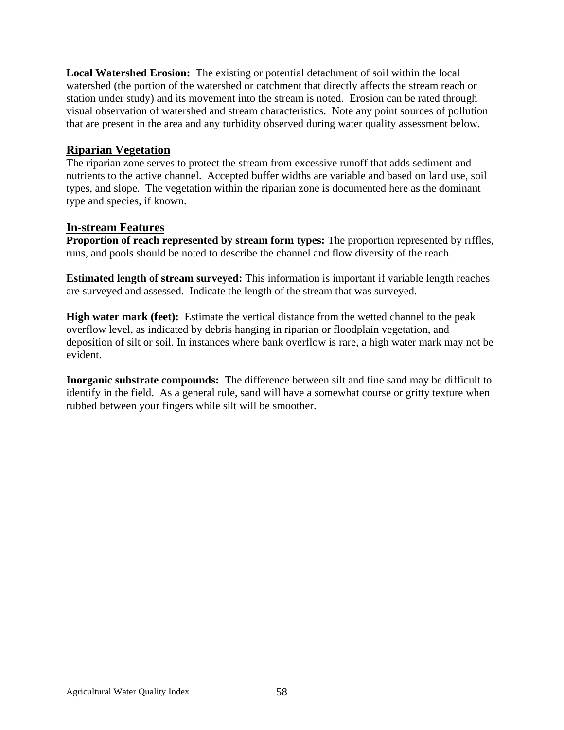**Local Watershed Erosion:** The existing or potential detachment of soil within the local watershed (the portion of the watershed or catchment that directly affects the stream reach or station under study) and its movement into the stream is noted. Erosion can be rated through visual observation of watershed and stream characteristics. Note any point sources of pollution that are present in the area and any turbidity observed during water quality assessment below.

## Riparian Vegetation

The riparian zone serves to protect the stream from excessive runoff that adds sediment and nutrients to the active channel. Accepted buffer widths are variable and based on land use, soil types, and slope. The vegetation within the riparian zone is documented here as the dominant type and species, if known.

## In-stream Features

**Proportion of reach represented by stream form types:** The proportion represented by riffles, runs, and pools should be noted to describe the channel and flow diversity of the reach.

**Estimated length of stream surveyed:** This information is important if variable length reaches are surveyed and assessed. Indicate the length of the stream that was surveyed.

**High water mark (feet):** Estimate the vertical distance from the wetted channel to the peak overflow level, as indicated by debris hanging in riparian or floodplain vegetation, and deposition of silt or soil. In instances where bank overflow is rare, a high water mark may not be evident.

**Inorganic substrate compounds:** The difference between silt and fine sand may be difficult to identify in the field. As a general rule, sand will have a somewhat course or gritty texture when rubbed between your fingers while silt will be smoother.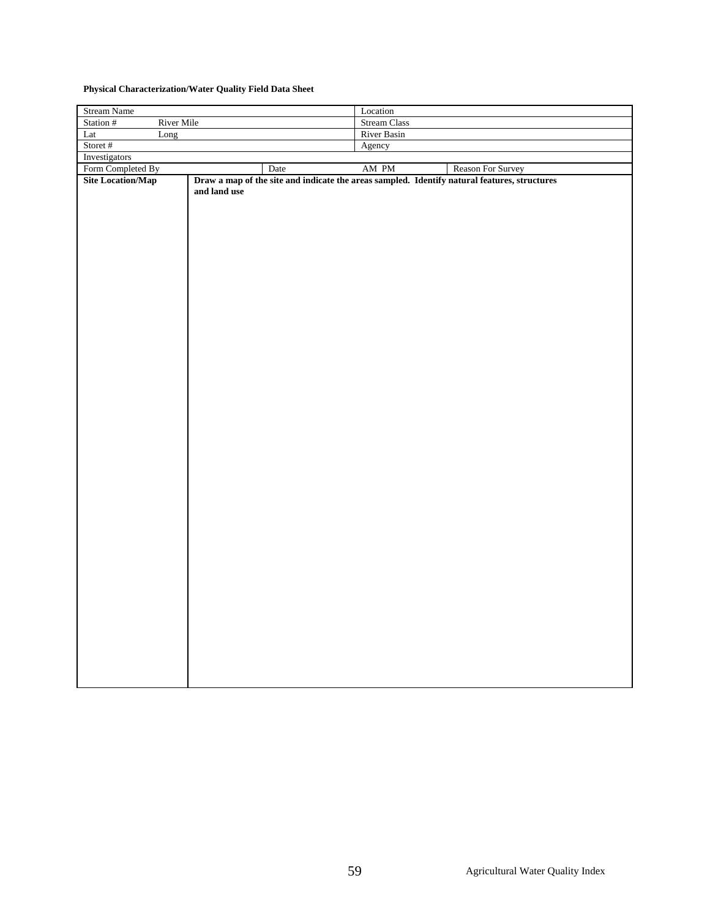**Physical Characterization/Water Quality Field Data Sheet**

| Stream Name | | | Location | |
|---|---|---|---|---|
| Station # River Mile | | | Stream Class | |
| Lat Long | | | River Basin | |
| Storet # | | | Agency | |
| Investigators | | | | |
| Form Completed By | | Date | AM PM | Reason For Survey |
| **Site Location/Map** | **Draw a map of the site and indicate the areas sampled. Identify natural features, structures and land use** | | | |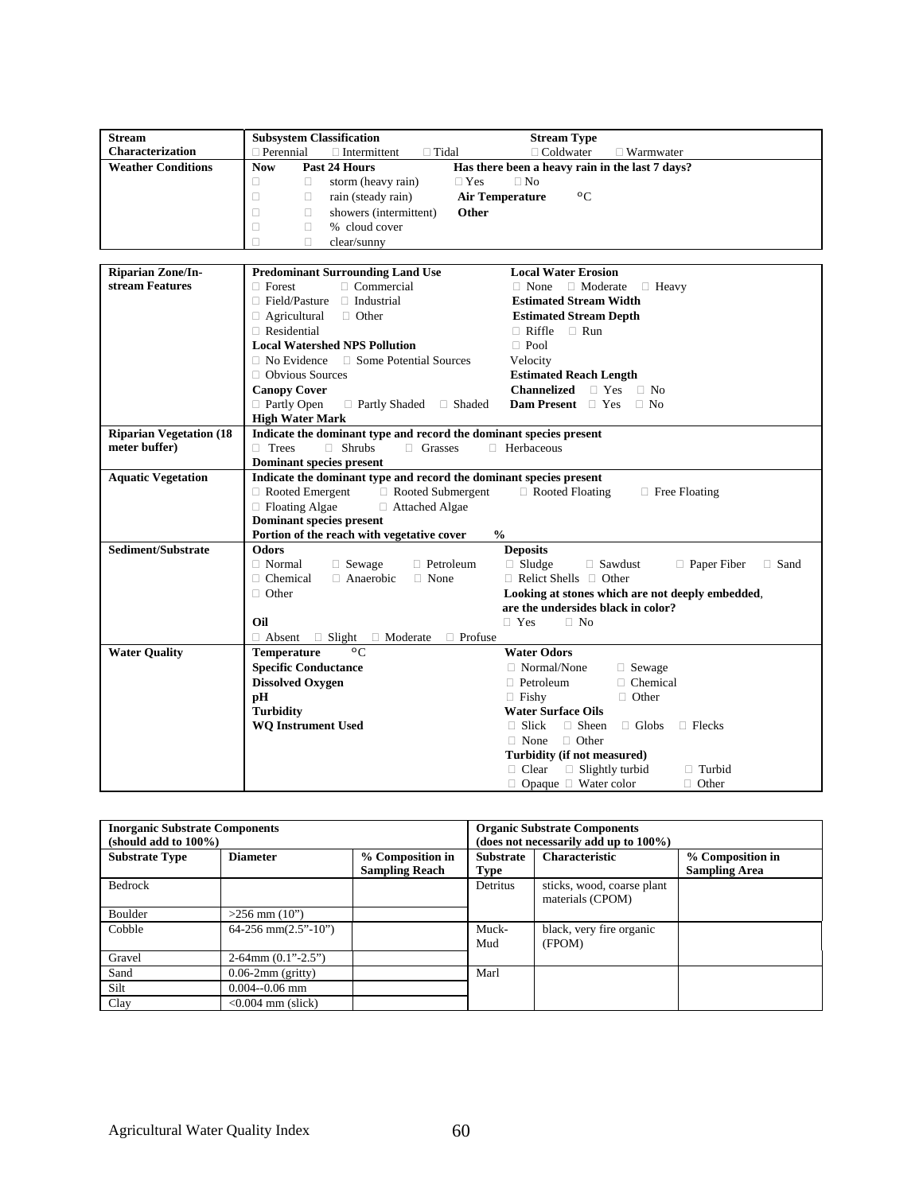| | | |
|---|---|---|
| **Stream Characterization** | **Subsystem Classification**<br>□ Perennial □ Intermittent □ Tidal | **Stream Type**<br>□ Coldwater □ Warmwater |
| **Weather Conditions** | **Now** **Past 24 Hours**<br>□ □ storm (heavy rain)<br>□ □ rain (steady rain)<br>□ □ showers (intermittent)<br>□ □ % cloud cover<br>□ □ clear/sunny | **Has there been a heavy rain in the last 7 days?**<br>□ Yes □ No<br>**Air Temperature** °C<br>**Other** |

| | | |
|---|---|---|
| **Riparian Zone/In-stream Features** | **Predominant Surrounding Land Use**<br>□ Forest □ Commercial<br>□ Field/Pasture □ Industrial<br>□ Agricultural □ Other<br>□ Residential<br>**Local Watershed NPS Pollution**<br>□ No Evidence □ Some Potential Sources<br>□ Obvious Sources<br>**Canopy Cover**<br>□ Partly Open □ Partly Shaded □ Shaded<br>**High Water Mark** | **Local Water Erosion**<br>□ None □ Moderate □ Heavy<br>**Estimated Stream Width**<br>**Estimated Stream Depth**<br>□ Riffle □ Run<br>□ Pool<br>Velocity<br>**Estimated Reach Length**<br>**Channelized** □ Yes □ No<br>**Dam Present** □ Yes □ No |
| **Riparian Vegetation (18 meter buffer)** | **Indicate the dominant type and record the dominant species present**<br>□ Trees □ Shrubs □ Grasses □ Herbaceous<br>**Dominant species present** | |
| **Aquatic Vegetation** | **Indicate the dominant type and record the dominant species present**<br>□ Rooted Emergent □ Rooted Submergent □ Rooted Floating □ Free Floating<br>□ Floating Algae □ Attached Algae<br>**Dominant species present**<br>**Portion of the reach with vegetative cover %** | |
| **Sediment/Substrate** | **Odors**<br>□ Normal □ Sewage □ Petroleum<br>□ Chemical □ Anaerobic □ None<br>□ Other<br>**Oil**<br>□ Absent □ Slight □ Moderate □ Profuse | **Deposits**<br>□ Sludge □ Sawdust □ Paper Fiber □ Sand<br>□ Relict Shells □ Other<br>**Looking at stones which are not deeply embedded, are the undersides black in color?**<br>□ Yes □ No |
| **Water Quality** | **Temperature** °C<br>**Specific Conductance**<br>**Dissolved Oxygen**<br>**pH**<br>**Turbidity**<br>**WQ Instrument Used** | **Water Odors**<br>□ Normal/None □ Sewage<br>□ Petroleum □ Chemical<br>□ Fishy □ Other<br>**Water Surface Oils**<br>□ Slick □ Sheen □ Globs □ Flecks<br>□ None □ Other<br>**Turbidity (if not measured)**<br>□ Clear □ Slightly turbid □ Turbid<br>□ Opaque □ Water color □ Other |

| **Inorganic Substrate Components (should add to 100%)** | | | **Organic Substrate Components (does not necessarily add up to 100%)** | | |
|---|---|---|---|---|---|
| **Substrate Type** | **Diameter** | **% Composition in Sampling Reach** | **Substrate Type** | **Characteristic** | **% Composition in Sampling Area** |
| Bedrock | | | Detritus | sticks, wood, coarse plant materials (CPOM) | |
| Boulder | >256 mm (10") | | | | |
| Cobble | 64-256 mm(2.5"-10") | | Muck-Mud | black, very fire organic (FPOM) | |
| Gravel | 2-64mm (0.1"-2.5") | | | | |
| Sand | 0.06-2mm (gritty) | | Marl | | |
| Silt | 0.004--0.06 mm | | | | |
| Clay | <0.004 mm (slick) | | | | |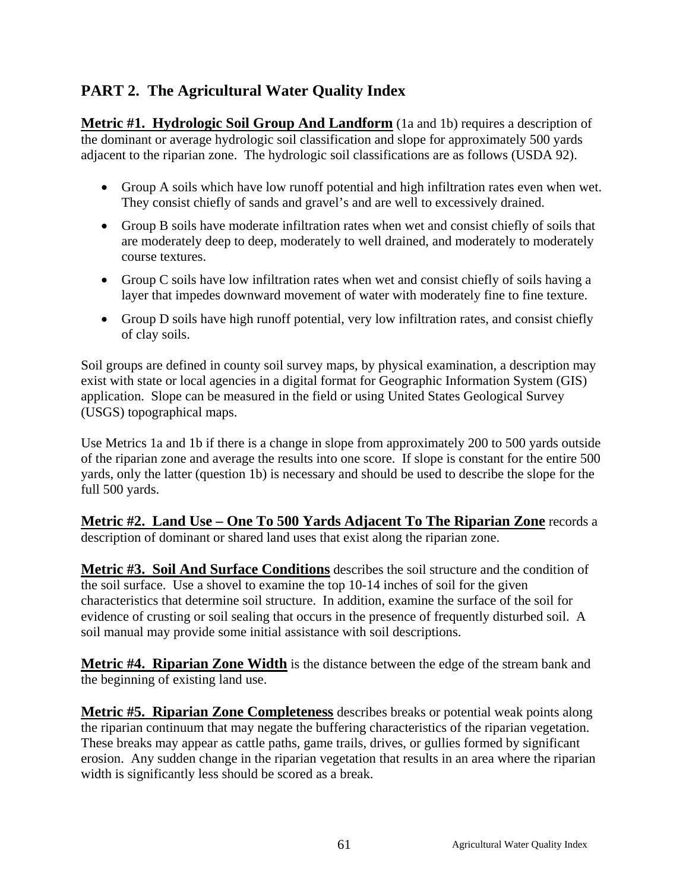## PART 2. The Agricultural Water Quality Index

**Metric #1. Hydrologic Soil Group And Landform** (1a and 1b) requires a description of the dominant or average hydrologic soil classification and slope for approximately 500 yards adjacent to the riparian zone. The hydrologic soil classifications are as follows (USDA 92).

- Group A soils which have low runoff potential and high infiltration rates even when wet. They consist chiefly of sands and gravel's and are well to excessively drained.
- Group B soils have moderate infiltration rates when wet and consist chiefly of soils that are moderately deep to deep, moderately to well drained, and moderately to moderately course textures.
- Group C soils have low infiltration rates when wet and consist chiefly of soils having a layer that impedes downward movement of water with moderately fine to fine texture.
- Group D soils have high runoff potential, very low infiltration rates, and consist chiefly of clay soils.

Soil groups are defined in county soil survey maps, by physical examination, a description may exist with state or local agencies in a digital format for Geographic Information System (GIS) application. Slope can be measured in the field or using United States Geological Survey (USGS) topographical maps.

Use Metrics 1a and 1b if there is a change in slope from approximately 200 to 500 yards outside of the riparian zone and average the results into one score. If slope is constant for the entire 500 yards, only the latter (question 1b) is necessary and should be used to describe the slope for the full 500 yards.

**Metric #2. Land Use – One To 500 Yards Adjacent To The Riparian Zone** records a description of dominant or shared land uses that exist along the riparian zone.

**Metric #3. Soil And Surface Conditions** describes the soil structure and the condition of the soil surface. Use a shovel to examine the top 10-14 inches of soil for the given characteristics that determine soil structure. In addition, examine the surface of the soil for evidence of crusting or soil sealing that occurs in the presence of frequently disturbed soil. A soil manual may provide some initial assistance with soil descriptions.

**Metric #4. Riparian Zone Width** is the distance between the edge of the stream bank and the beginning of existing land use.

**Metric #5. Riparian Zone Completeness** describes breaks or potential weak points along the riparian continuum that may negate the buffering characteristics of the riparian vegetation. These breaks may appear as cattle paths, game trails, drives, or gullies formed by significant erosion. Any sudden change in the riparian vegetation that results in an area where the riparian width is significantly less should be scored as a break.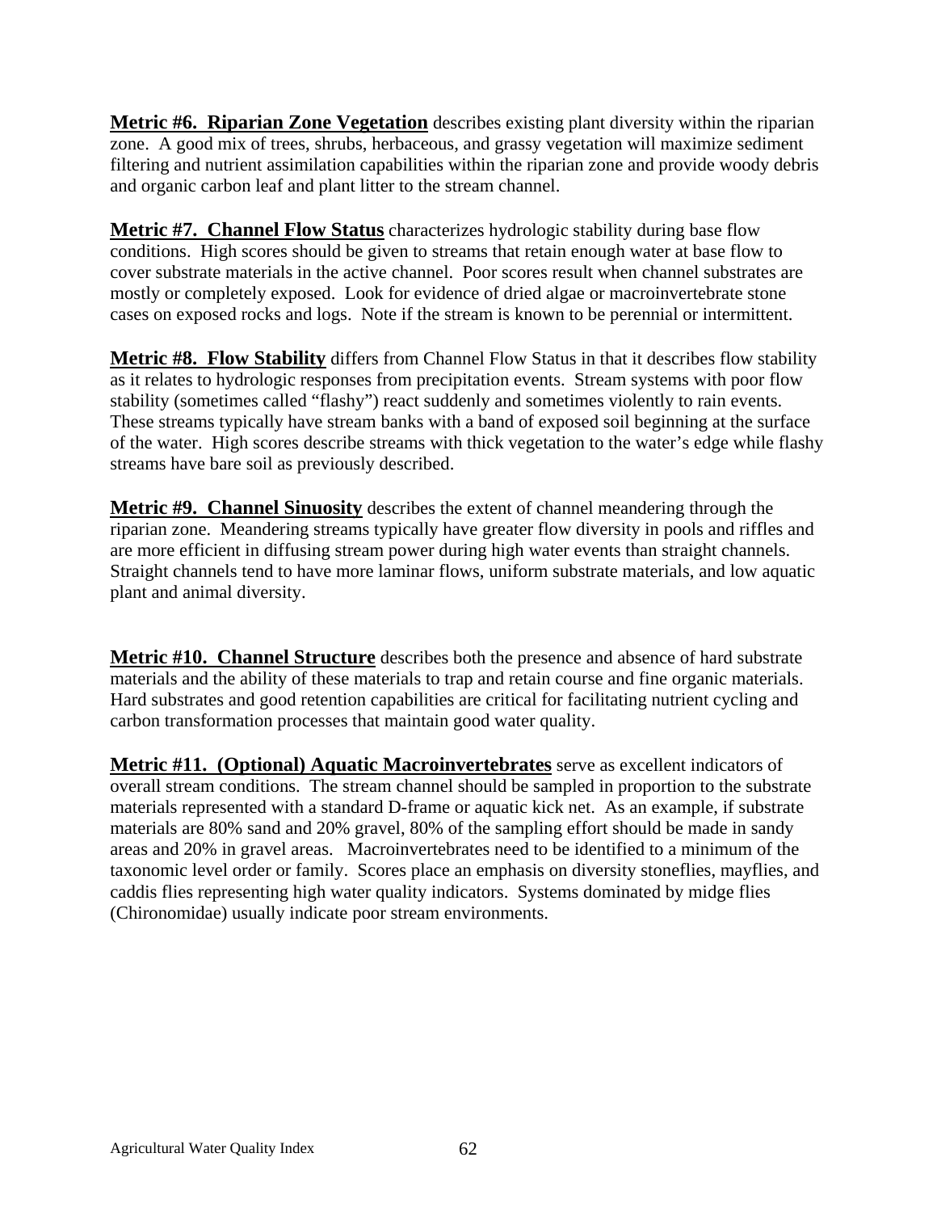**Metric #6. Riparian Zone Vegetation** describes existing plant diversity within the riparian zone. A good mix of trees, shrubs, herbaceous, and grassy vegetation will maximize sediment filtering and nutrient assimilation capabilities within the riparian zone and provide woody debris and organic carbon leaf and plant litter to the stream channel.

**Metric #7. Channel Flow Status** characterizes hydrologic stability during base flow conditions. High scores should be given to streams that retain enough water at base flow to cover substrate materials in the active channel. Poor scores result when channel substrates are mostly or completely exposed. Look for evidence of dried algae or macroinvertebrate stone cases on exposed rocks and logs. Note if the stream is known to be perennial or intermittent.

**Metric #8. Flow Stability** differs from Channel Flow Status in that it describes flow stability as it relates to hydrologic responses from precipitation events. Stream systems with poor flow stability (sometimes called "flashy") react suddenly and sometimes violently to rain events. These streams typically have stream banks with a band of exposed soil beginning at the surface of the water. High scores describe streams with thick vegetation to the water's edge while flashy streams have bare soil as previously described.

**Metric #9. Channel Sinuosity** describes the extent of channel meandering through the riparian zone. Meandering streams typically have greater flow diversity in pools and riffles and are more efficient in diffusing stream power during high water events than straight channels. Straight channels tend to have more laminar flows, uniform substrate materials, and low aquatic plant and animal diversity.

**Metric #10. Channel Structure** describes both the presence and absence of hard substrate materials and the ability of these materials to trap and retain course and fine organic materials. Hard substrates and good retention capabilities are critical for facilitating nutrient cycling and carbon transformation processes that maintain good water quality.

**Metric #11. (Optional) Aquatic Macroinvertebrates** serve as excellent indicators of overall stream conditions. The stream channel should be sampled in proportion to the substrate materials represented with a standard D-frame or aquatic kick net. As an example, if substrate materials are 80% sand and 20% gravel, 80% of the sampling effort should be made in sandy areas and 20% in gravel areas. Macroinvertebrates need to be identified to a minimum of the taxonomic level order or family. Scores place an emphasis on diversity stoneflies, mayflies, and caddis flies representing high water quality indicators. Systems dominated by midge flies (Chironomidae) usually indicate poor stream environments.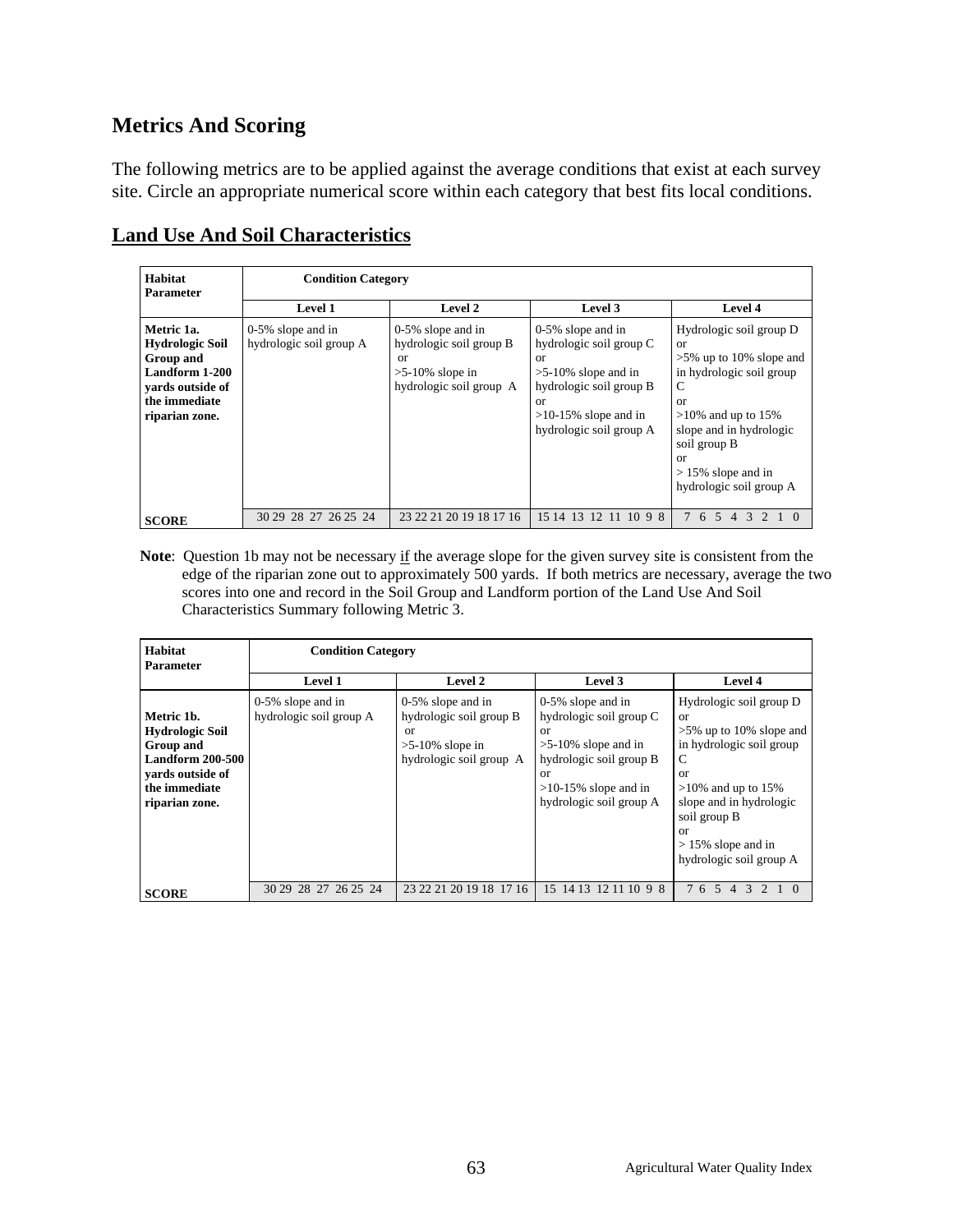## Metrics And Scoring

The following metrics are to be applied against the average conditions that exist at each survey site. Circle an appropriate numerical score within each category that best fits local conditions.

## Land Use And Soil Characteristics

| Habitat Parameter | Condition Category | | | |
|---|---|---|---|---|
| | Level 1 | Level 2 | Level 3 | Level 4 |
| **Metric 1a. Hydrologic Soil Group and Landform 1-200 yards outside of the immediate riparian zone.** | 0-5% slope and in hydrologic soil group A | 0-5% slope and in hydrologic soil group B or >5-10% slope in hydrologic soil group A | 0-5% slope and in hydrologic soil group C or >5-10% slope and in hydrologic soil group B or >10-15% slope and in hydrologic soil group A | Hydrologic soil group D or >5% up to 10% slope and in hydrologic soil group C or >10% and up to 15% slope and in hydrologic soil group B or > 15% slope and in hydrologic soil group A |
| **SCORE** | 30 29 28 27 26 25 24 | 23 22 21 20 19 18 17 16 | 15 14 13 12 11 10 9 8 | 7 6 5 4 3 2 1 0 |

**Note**: Question 1b may not be necessary if the average slope for the given survey site is consistent from the edge of the riparian zone out to approximately 500 yards. If both metrics are necessary, average the two scores into one and record in the Soil Group and Landform portion of the Land Use And Soil Characteristics Summary following Metric 3.

| Habitat Parameter | Condition Category | | | |
|---|---|---|---|---|
| | Level 1 | Level 2 | Level 3 | Level 4 |
| **Metric 1b. Hydrologic Soil Group and Landform 200-500 yards outside of the immediate riparian zone.** | 0-5% slope and in hydrologic soil group A | 0-5% slope and in hydrologic soil group B or >5-10% slope in hydrologic soil group A | 0-5% slope and in hydrologic soil group C or >5-10% slope and in hydrologic soil group B or >10-15% slope and in hydrologic soil group A | Hydrologic soil group D or >5% up to 10% slope and in hydrologic soil group C or >10% and up to 15% slope and in hydrologic soil group B or > 15% slope and in hydrologic soil group A |
| **SCORE** | 30 29 28 27 26 25 24 | 23 22 21 20 19 18 17 16 | 15 14 13 12 11 10 9 8 | 7 6 5 4 3 2 1 0 |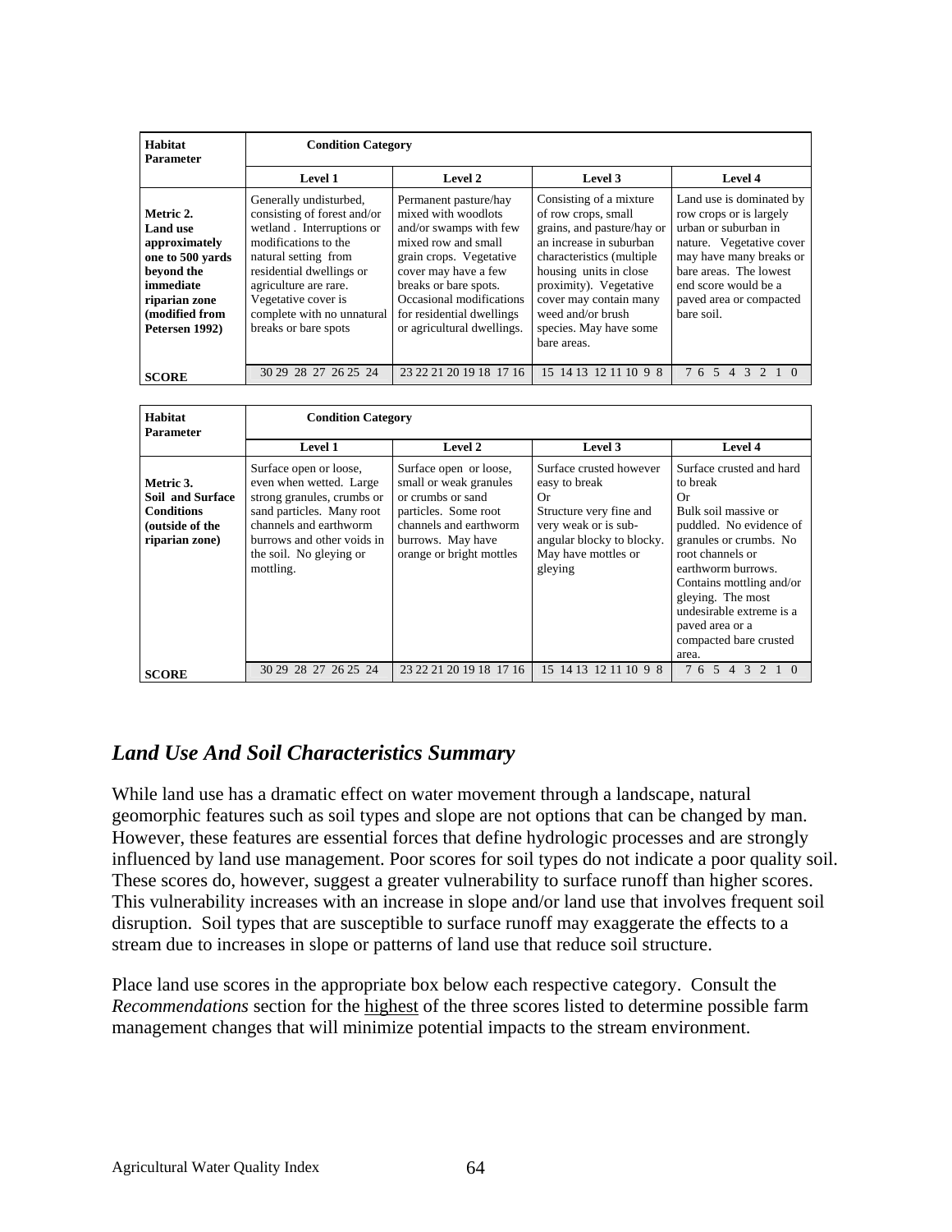| Habitat Parameter | Condition Category | | | |
|---|---|---|---|---|
| | **Level 1** | **Level 2** | **Level 3** | **Level 4** |
| **Metric 2. Land use approximately one to 500 yards beyond the immediate riparian zone (modified from Petersen 1992)** | Generally undisturbed, consisting of forest and/or wetland . Interruptions or modifications to the natural setting from residential dwellings or agriculture are rare. Vegetative cover is complete with no unnatural breaks or bare spots | Permanent pasture/hay mixed with woodlots and/or swamps with few mixed row and small grain crops. Vegetative cover may have a few breaks or bare spots. Occasional modifications for residential dwellings or agricultural dwellings. | Consisting of a mixture of row crops, small grains, and pasture/hay or an increase in suburban characteristics (multiple housing units in close proximity). Vegetative cover may contain many weed and/or brush species. May have some bare areas. | Land use is dominated by row crops or is largely urban or suburban in nature. Vegetative cover may have many breaks or bare areas. The lowest end score would be a paved area or compacted bare soil. |
| **SCORE** | 30 29 28 27 26 25 24 | 23 22 21 20 19 18 17 16 | 15 14 13 12 11 10 9 8 | 7 6 5 4 3 2 1 0 |

| Habitat Parameter | Condition Category | | | |
|---|---|---|---|---|
| | **Level 1** | **Level 2** | **Level 3** | **Level 4** |
| **Metric 3. Soil and Surface Conditions (outside of the riparian zone)** | Surface open or loose, even when wetted. Large strong granules, crumbs or sand particles. Many root channels and earthworm burrows and other voids in the soil. No gleying or mottling. | Surface open or loose, small or weak granules or crumbs or sand particles. Some root channels and earthworm burrows. May have orange or bright mottles | Surface crusted however easy to break Or Structure very fine and very weak or is sub-angular blocky to blocky. May have mottles or gleying | Surface crusted and hard to break Or Bulk soil massive or puddled. No evidence of granules or crumbs. No root channels or earthworm burrows. Contains mottling and/or gleying. The most undesirable extreme is a paved area or a compacted bare crusted area. |
| **SCORE** | 30 29 28 27 26 25 24 | 23 22 21 20 19 18 17 16 | 15 14 13 12 11 10 9 8 | 7 6 5 4 3 2 1 0 |

## *Land Use And Soil Characteristics Summary*

While land use has a dramatic effect on water movement through a landscape, natural geomorphic features such as soil types and slope are not options that can be changed by man. However, these features are essential forces that define hydrologic processes and are strongly influenced by land use management. Poor scores for soil types do not indicate a poor quality soil. These scores do, however, suggest a greater vulnerability to surface runoff than higher scores. This vulnerability increases with an increase in slope and/or land use that involves frequent soil disruption. Soil types that are susceptible to surface runoff may exaggerate the effects to a stream due to increases in slope or patterns of land use that reduce soil structure.

Place land use scores in the appropriate box below each respective category. Consult the *Recommendations* section for the highest of the three scores listed to determine possible farm management changes that will minimize potential impacts to the stream environment.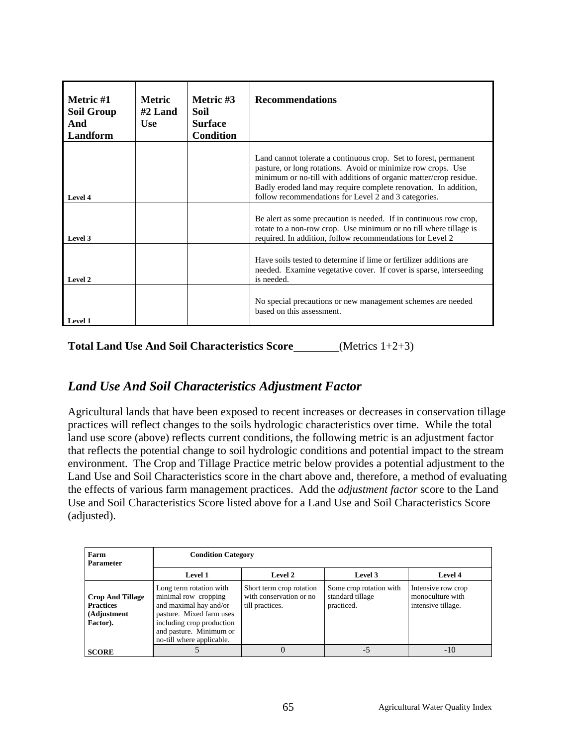| Metric #1 Soil Group And Landform | Metric #2 Land Use | Metric #3 Soil Surface Condition | Recommendations |
|---|---|---|---|
| Level 4 | | | Land cannot tolerate a continuous crop. Set to forest, permanent pasture, or long rotations. Avoid or minimize row crops. Use minimum or no-till with additions of organic matter/crop residue. Badly eroded land may require complete renovation. In addition, follow recommendations for Level 2 and 3 categories. |
| Level 3 | | | Be alert as some precaution is needed. If in continuous row crop, rotate to a non-row crop. Use minimum or no till where tillage is required. In addition, follow recommendations for Level 2 |
| Level 2 | | | Have soils tested to determine if lime or fertilizer additions are needed. Examine vegetative cover. If cover is sparse, interseeding is needed. |
| Level 1 | | | No special precautions or new management schemes are needed based on this assessment. |

**Total Land Use And Soil Characteristics Score**________(Metrics 1+2+3)

## *Land Use And Soil Characteristics Adjustment Factor*

Agricultural lands that have been exposed to recent increases or decreases in conservation tillage practices will reflect changes to the soils hydrologic characteristics over time. While the total land use score (above) reflects current conditions, the following metric is an adjustment factor that reflects the potential change to soil hydrologic conditions and potential impact to the stream environment. The Crop and Tillage Practice metric below provides a potential adjustment to the Land Use and Soil Characteristics score in the chart above and, therefore, a method of evaluating the effects of various farm management practices. Add the *adjustment factor* score to the Land Use and Soil Characteristics Score listed above for a Land Use and Soil Characteristics Score (adjusted).

| Farm Parameter | Condition Category | | | |
|---|---|---|---|---|
| | Level 1 | Level 2 | Level 3 | Level 4 |
| **Crop And Tillage Practices (Adjustment Factor).** | Long term rotation with minimal row cropping and maximal hay and/or pasture. Mixed farm uses including crop production and pasture. Minimum or no-till where applicable. | Short term crop rotation with conservation or no till practices. | Some crop rotation with standard tillage practiced. | Intensive row crop monoculture with intensive tillage. |
| **SCORE** | 5 | 0 | -5 | -10 |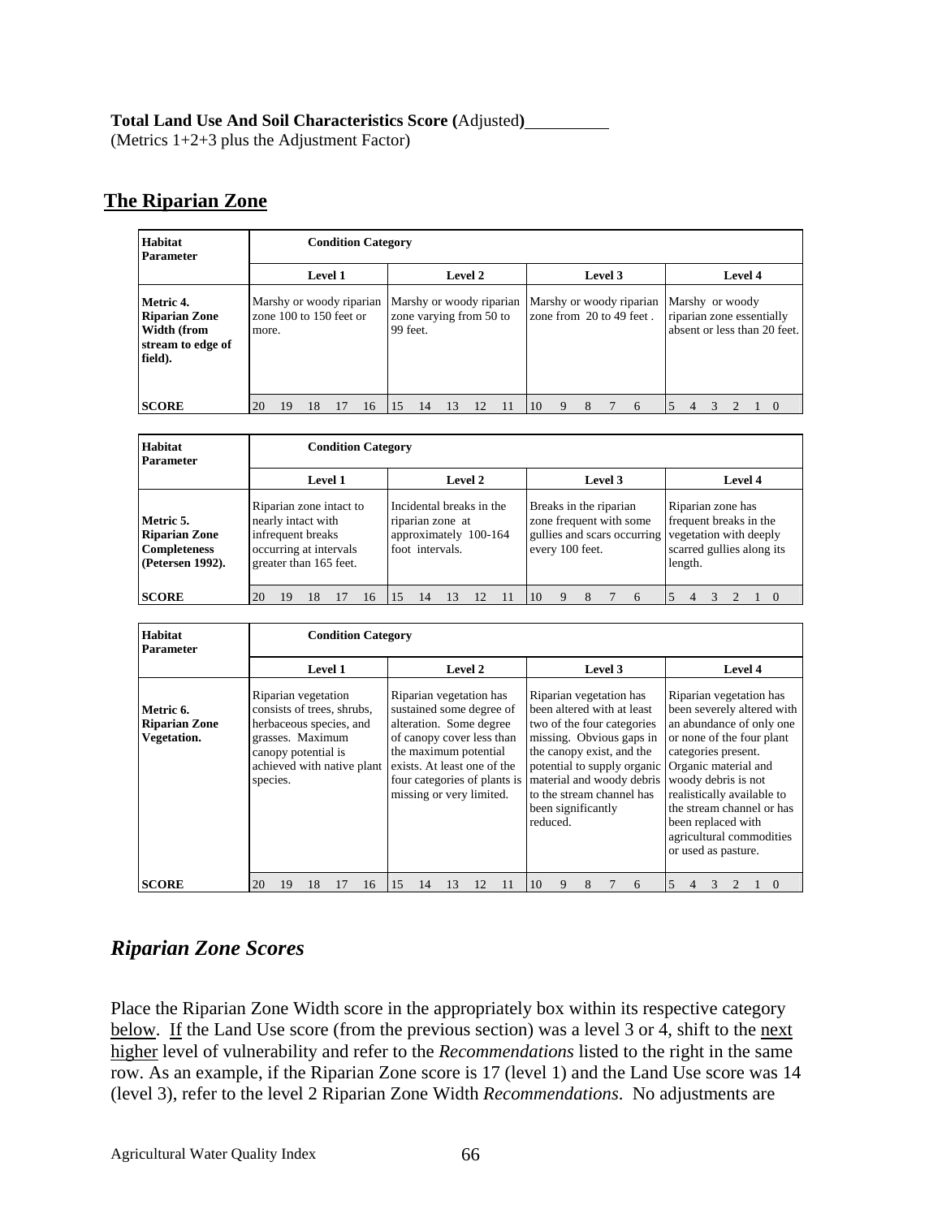**Total Land Use And Soil Characteristics Score (**Adjusted**)**__________
(Metrics 1+2+3 plus the Adjustment Factor)

## The Riparian Zone

| Habitat Parameter | Condition Category | | | |
|---|---|---|---|---|
| | Level 1 | Level 2 | Level 3 | Level 4 |
| **Metric 4. Riparian Zone Width (from stream to edge of field).** | Marshy or woody riparian zone 100 to 150 feet or more. | Marshy or woody riparian zone varying from 50 to 99 feet. | Marshy or woody riparian zone from 20 to 49 feet . | Marshy or woody riparian zone essentially absent or less than 20 feet. |
| **SCORE** | 20 19 18 17 16 | 15 14 13 12 11 | 10 9 8 7 6 | 5 4 3 2 1 0 |

| Habitat Parameter | Condition Category | | | |
|---|---|---|---|---|
| | Level 1 | Level 2 | Level 3 | Level 4 |
| **Metric 5. Riparian Zone Completeness (Petersen 1992).** | Riparian zone intact to nearly intact with infrequent breaks occurring at intervals greater than 165 feet. | Incidental breaks in the riparian zone at approximately 100-164 foot intervals. | Breaks in the riparian zone frequent with some gullies and scars occurring every 100 feet. | Riparian zone has frequent breaks in the vegetation with deeply scarred gullies along its length. |
| **SCORE** | 20 19 18 17 16 | 15 14 13 12 11 | 10 9 8 7 6 | 5 4 3 2 1 0 |

| Habitat Parameter | Condition Category | | | |
|---|---|---|---|---|
| | Level 1 | Level 2 | Level 3 | Level 4 |
| **Metric 6. Riparian Zone Vegetation.** | Riparian vegetation consists of trees, shrubs, herbaceous species, and grasses. Maximum canopy potential is achieved with native plant species. | Riparian vegetation has sustained some degree of alteration. Some degree of canopy cover less than the maximum potential exists. At least one of the four categories of plants is missing or very limited. | Riparian vegetation has been altered with at least two of the four categories missing. Obvious gaps in the canopy exist, and the potential to supply organic material and woody debris to the stream channel has been significantly reduced. | Riparian vegetation has been severely altered with an abundance of only one or none of the four plant categories present. Organic material and woody debris is not realistically available to the stream channel or has been replaced with agricultural commodities or used as pasture. |
| **SCORE** | 20 19 18 17 16 | 15 14 13 12 11 | 10 9 8 7 6 | 5 4 3 2 1 0 |

## *Riparian Zone Scores*

Place the Riparian Zone Width score in the appropriately box within its respective category below. If the Land Use score (from the previous section) was a level 3 or 4, shift to the next higher level of vulnerability and refer to the *Recommendations* listed to the right in the same row. As an example, if the Riparian Zone score is 17 (level 1) and the Land Use score was 14 (level 3), refer to the level 2 Riparian Zone Width *Recommendations*. No adjustments are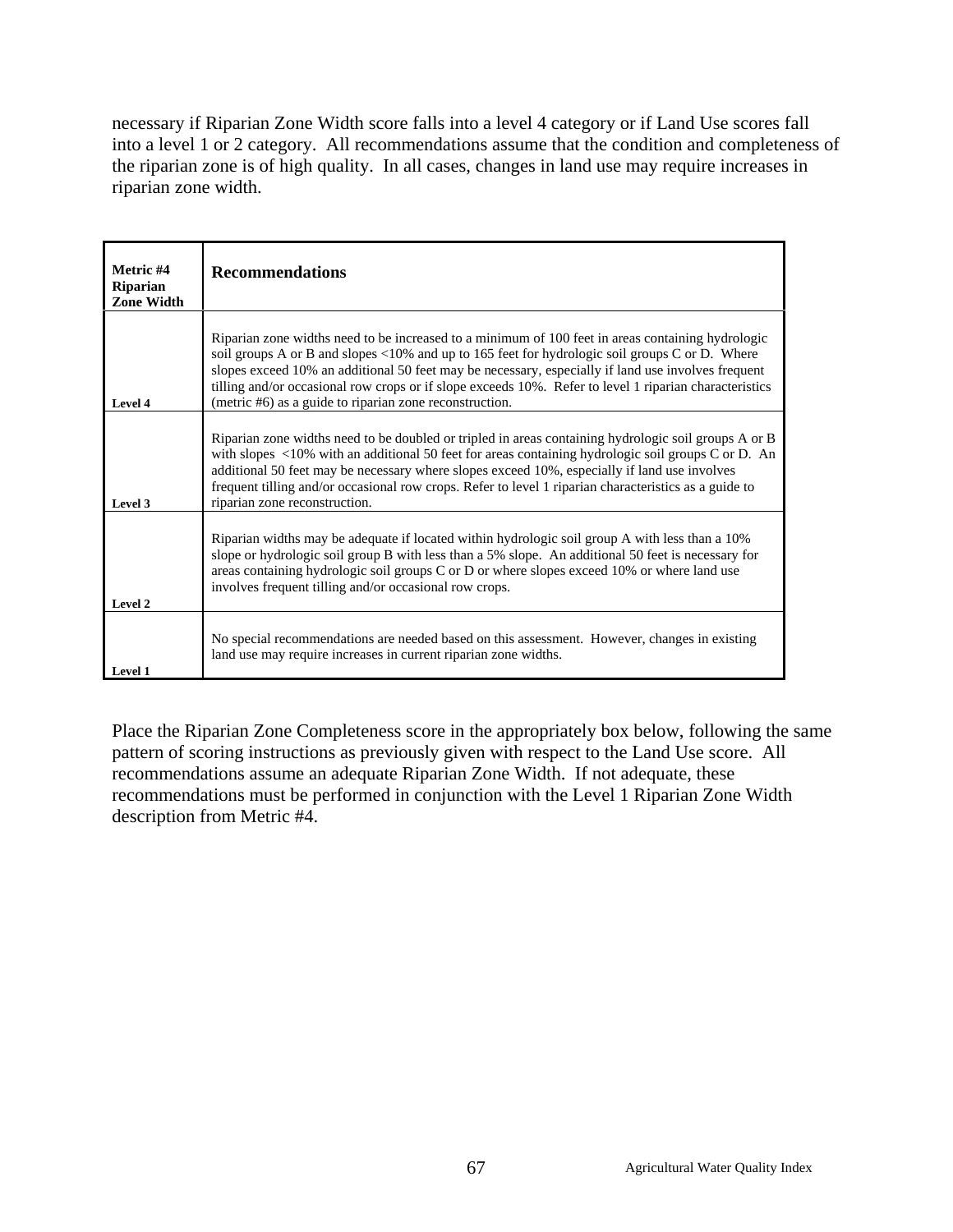necessary if Riparian Zone Width score falls into a level 4 category or if Land Use scores fall into a level 1 or 2 category. All recommendations assume that the condition and completeness of the riparian zone is of high quality. In all cases, changes in land use may require increases in riparian zone width.

| Metric #4 Riparian Zone Width | Recommendations |
| --- | --- |
| Level 4 | Riparian zone widths need to be increased to a minimum of 100 feet in areas containing hydrologic soil groups A or B and slopes <10% and up to 165 feet for hydrologic soil groups C or D. Where slopes exceed 10% an additional 50 feet may be necessary, especially if land use involves frequent tilling and/or occasional row crops or if slope exceeds 10%. Refer to level 1 riparian characteristics (metric #6) as a guide to riparian zone reconstruction. |
| Level 3 | Riparian zone widths need to be doubled or tripled in areas containing hydrologic soil groups A or B with slopes <10% with an additional 50 feet for areas containing hydrologic soil groups C or D. An additional 50 feet may be necessary where slopes exceed 10%, especially if land use involves frequent tilling and/or occasional row crops. Refer to level 1 riparian characteristics as a guide to riparian zone reconstruction. |
| Level 2 | Riparian widths may be adequate if located within hydrologic soil group A with less than a 10% slope or hydrologic soil group B with less than a 5% slope. An additional 50 feet is necessary for areas containing hydrologic soil groups C or D or where slopes exceed 10% or where land use involves frequent tilling and/or occasional row crops. |
| Level 1 | No special recommendations are needed based on this assessment. However, changes in existing land use may require increases in current riparian zone widths. |

Place the Riparian Zone Completeness score in the appropriately box below, following the same pattern of scoring instructions as previously given with respect to the Land Use score. All recommendations assume an adequate Riparian Zone Width. If not adequate, these recommendations must be performed in conjunction with the Level 1 Riparian Zone Width description from Metric #4.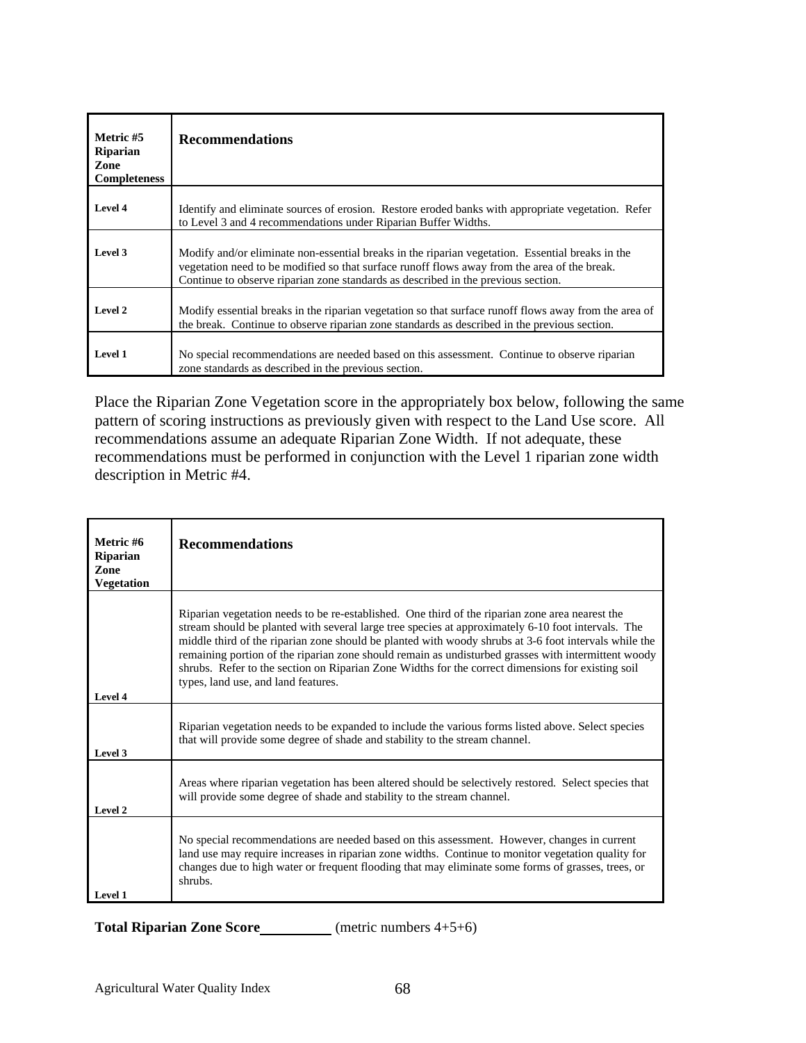| Metric #5 Riparian Zone Completeness | Recommendations |
|---|---|
| Level 4 | Identify and eliminate sources of erosion. Restore eroded banks with appropriate vegetation. Refer to Level 3 and 4 recommendations under Riparian Buffer Widths. |
| Level 3 | Modify and/or eliminate non-essential breaks in the riparian vegetation. Essential breaks in the vegetation need to be modified so that surface runoff flows away from the area of the break. Continue to observe riparian zone standards as described in the previous section. |
| Level 2 | Modify essential breaks in the riparian vegetation so that surface runoff flows away from the area of the break. Continue to observe riparian zone standards as described in the previous section. |
| Level 1 | No special recommendations are needed based on this assessment. Continue to observe riparian zone standards as described in the previous section. |

Place the Riparian Zone Vegetation score in the appropriately box below, following the same pattern of scoring instructions as previously given with respect to the Land Use score. All recommendations assume an adequate Riparian Zone Width. If not adequate, these recommendations must be performed in conjunction with the Level 1 riparian zone width description in Metric #4.

| Metric #6 Riparian Zone Vegetation | Recommendations |
|---|---|
| Level 4 | Riparian vegetation needs to be re-established. One third of the riparian zone area nearest the stream should be planted with several large tree species at approximately 6-10 foot intervals. The middle third of the riparian zone should be planted with woody shrubs at 3-6 foot intervals while the remaining portion of the riparian zone should remain as undisturbed grasses with intermittent woody shrubs. Refer to the section on Riparian Zone Widths for the correct dimensions for existing soil types, land use, and land features. |
| Level 3 | Riparian vegetation needs to be expanded to include the various forms listed above. Select species that will provide some degree of shade and stability to the stream channel. |
| Level 2 | Areas where riparian vegetation has been altered should be selectively restored. Select species that will provide some degree of shade and stability to the stream channel. |
| Level 1 | No special recommendations are needed based on this assessment. However, changes in current land use may require increases in riparian zone widths. Continue to monitor vegetation quality for changes due to high water or frequent flooding that may eliminate some forms of grasses, trees, or shrubs. |

**Total Riparian Zone Score**__________ (metric numbers 4+5+6)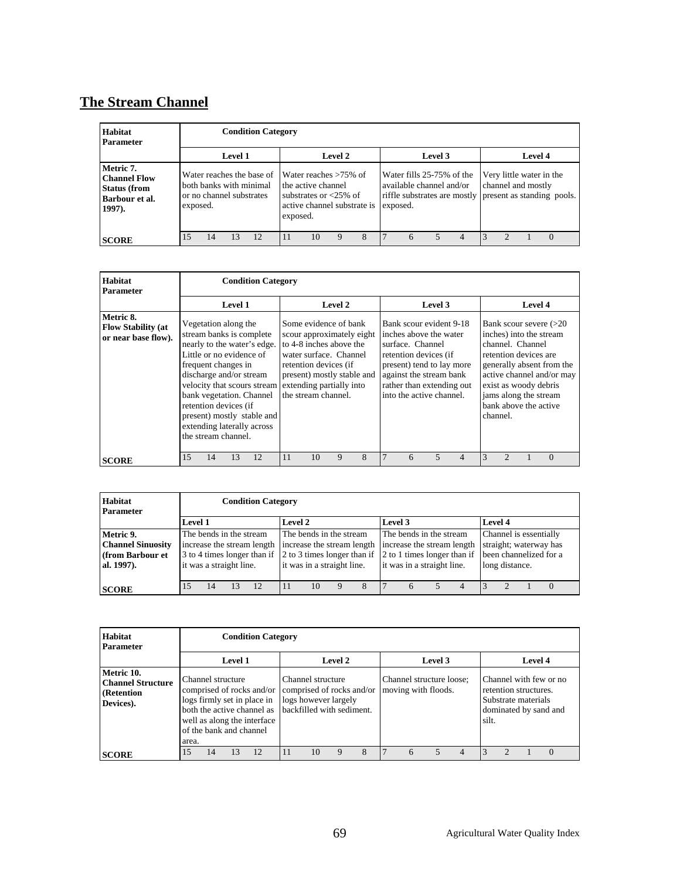# The Stream Channel

| Habitat Parameter | Condition Category | | | | | | | | | | | | | | | |
|---|---|---|---|---|---|---|---|---|---|---|---|---|---|---|---|---|
| | Level 1 | | | | Level 2 | | | | Level 3 | | | | Level 4 | | | |
| **Metric 7. Channel Flow Status (from Barbour et al. 1997).** | Water reaches the base of both banks with minimal or no channel substrates exposed. | | | | Water reaches >75% of the active channel substrates or <25% of active channel substrate is exposed. | | | | Water fills 25-75% of the available channel and/or riffle substrates are mostly exposed. | | | | Very little water in the channel and mostly present as standing pools. | | | |
| **SCORE** | 15 | 14 | 13 | 12 | 11 | 10 | 9 | 8 | 7 | 6 | 5 | 4 | 3 | 2 | 1 | 0 |

| Habitat Parameter | Condition Category | | | | | | | | | | | | | | | |
|---|---|---|---|---|---|---|---|---|---|---|---|---|---|---|---|---|
| | Level 1 | | | | Level 2 | | | | Level 3 | | | | Level 4 | | | |
| **Metric 8. Flow Stability (at or near base flow).** | Vegetation along the stream banks is complete nearly to the water's edge. Little or no evidence of frequent changes in discharge and/or stream velocity that scours stream bank vegetation. Channel retention devices (if present) mostly stable and extending laterally across the stream channel. | | | | Some evidence of bank scour approximately eight to 4-8 inches above the water surface. Channel retention devices (if present) mostly stable and extending partially into the stream channel. | | | | Bank scour evident 9-18 inches above the water surface. Channel retention devices (if present) tend to lay more against the stream bank rather than extending out into the active channel. | | | | Bank scour severe (>20 inches) into the stream channel. Channel retention devices are generally absent from the active channel and/or may exist as woody debris jams along the stream bank above the active channel. | | | |
| **SCORE** | 15 | 14 | 13 | 12 | 11 | 10 | 9 | 8 | 7 | 6 | 5 | 4 | 3 | 2 | 1 | 0 |

| Habitat Parameter | Condition Category | | | | | | | | | | | | | | | |
|---|---|---|---|---|---|---|---|---|---|---|---|---|---|---|---|---|
| | Level 1 | | | | Level 2 | | | | Level 3 | | | | Level 4 | | | |
| **Metric 9. Channel Sinuosity (from Barbour et al. 1997).** | The bends in the stream increase the stream length 3 to 4 times longer than if it was a straight line. | | | | The bends in the stream increase the stream length 2 to 3 times longer than if it was in a straight line. | | | | The bends in the stream increase the stream length 2 to 1 times longer than if it was in a straight line. | | | | Channel is essentially straight; waterway has been channelized for a long distance. | | | |
| **SCORE** | 15 | 14 | 13 | 12 | 11 | 10 | 9 | 8 | 7 | 6 | 5 | 4 | 3 | 2 | 1 | 0 |

| Habitat Parameter | Condition Category | | | | | | | | | | | | | | | |
|---|---|---|---|---|---|---|---|---|---|---|---|---|---|---|---|---|
| | Level 1 | | | | Level 2 | | | | Level 3 | | | | Level 4 | | | |
| **Metric 10. Channel Structure (Retention Devices).** | Channel structure comprised of rocks and/or logs firmly set in place in both the active channel as well as along the interface of the bank and channel area. | | | | Channel structure comprised of rocks and/or logs however largely backfilled with sediment. | | | | Channel structure loose; moving with floods. | | | | Channel with few or no retention structures. Substrate materials dominated by sand and silt. | | | |
| **SCORE** | 15 | 14 | 13 | 12 | 11 | 10 | 9 | 8 | 7 | 6 | 5 | 4 | 3 | 2 | 1 | 0 |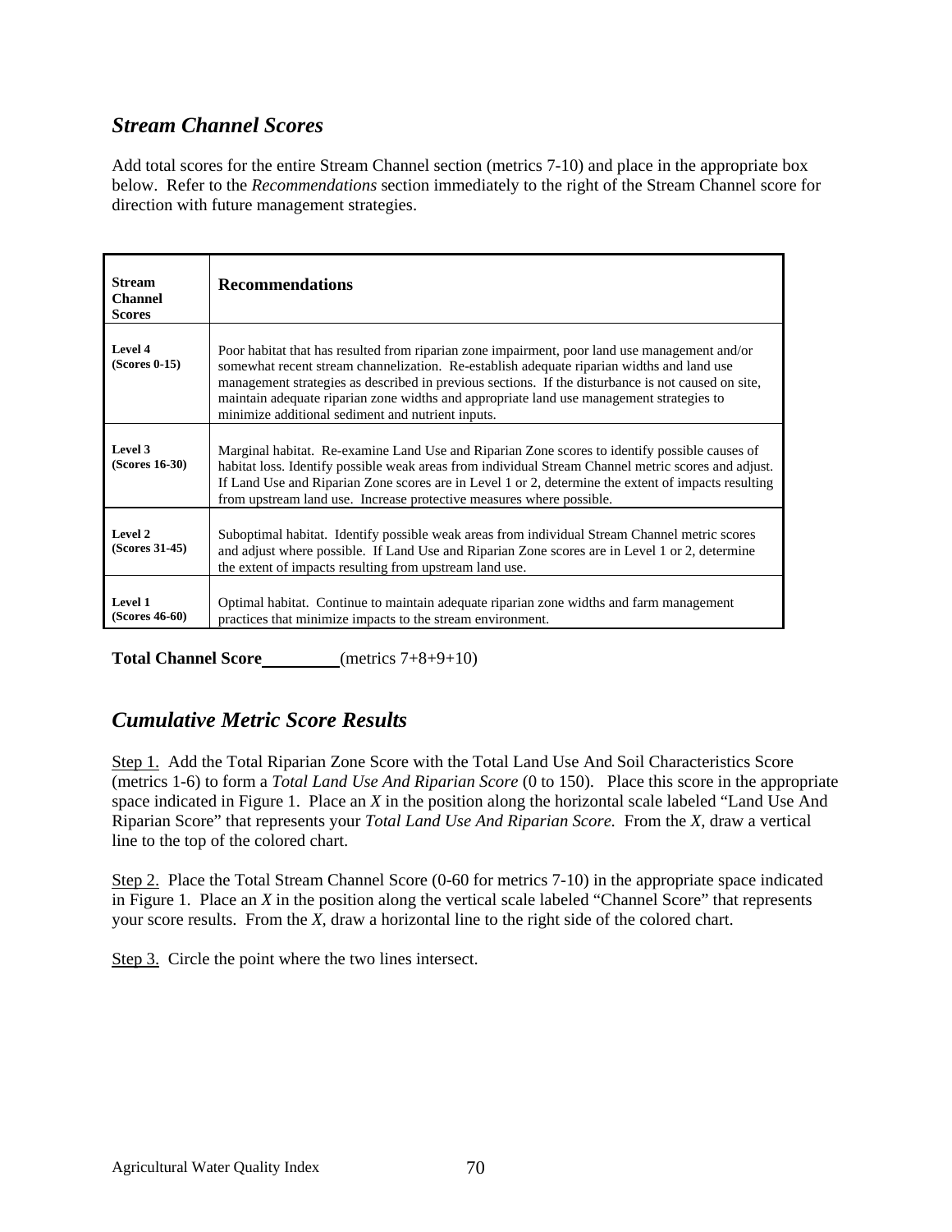## *Stream Channel Scores*

Add total scores for the entire Stream Channel section (metrics 7-10) and place in the appropriate box below. Refer to the *Recommendations* section immediately to the right of the Stream Channel score for direction with future management strategies.

| Stream Channel Scores | Recommendations |
|---|---|
| **Level 4 (Scores 0-15)** | Poor habitat that has resulted from riparian zone impairment, poor land use management and/or somewhat recent stream channelization. Re-establish adequate riparian widths and land use management strategies as described in previous sections. If the disturbance is not caused on site, maintain adequate riparian zone widths and appropriate land use management strategies to minimize additional sediment and nutrient inputs. |
| **Level 3 (Scores 16-30)** | Marginal habitat. Re-examine Land Use and Riparian Zone scores to identify possible causes of habitat loss. Identify possible weak areas from individual Stream Channel metric scores and adjust. If Land Use and Riparian Zone scores are in Level 1 or 2, determine the extent of impacts resulting from upstream land use. Increase protective measures where possible. |
| **Level 2 (Scores 31-45)** | Suboptimal habitat. Identify possible weak areas from individual Stream Channel metric scores and adjust where possible. If Land Use and Riparian Zone scores are in Level 1 or 2, determine the extent of impacts resulting from upstream land use. |
| **Level 1 (Scores 46-60)** | Optimal habitat. Continue to maintain adequate riparian zone widths and farm management practices that minimize impacts to the stream environment. |

**Total Channel Score**\_\_\_\_\_\_\_\_\_ (metrics 7+8+9+10)

## *Cumulative Metric Score Results*

Step 1. Add the Total Riparian Zone Score with the Total Land Use And Soil Characteristics Score (metrics 1-6) to form a *Total Land Use And Riparian Score* (0 to 150). Place this score in the appropriate space indicated in Figure 1. Place an *X* in the position along the horizontal scale labeled "Land Use And Riparian Score" that represents your *Total Land Use And Riparian Score.* From the *X,* draw a vertical line to the top of the colored chart.

Step 2. Place the Total Stream Channel Score (0-60 for metrics 7-10) in the appropriate space indicated in Figure 1. Place an *X* in the position along the vertical scale labeled "Channel Score" that represents your score results. From the *X,* draw a horizontal line to the right side of the colored chart.

Step 3. Circle the point where the two lines intersect.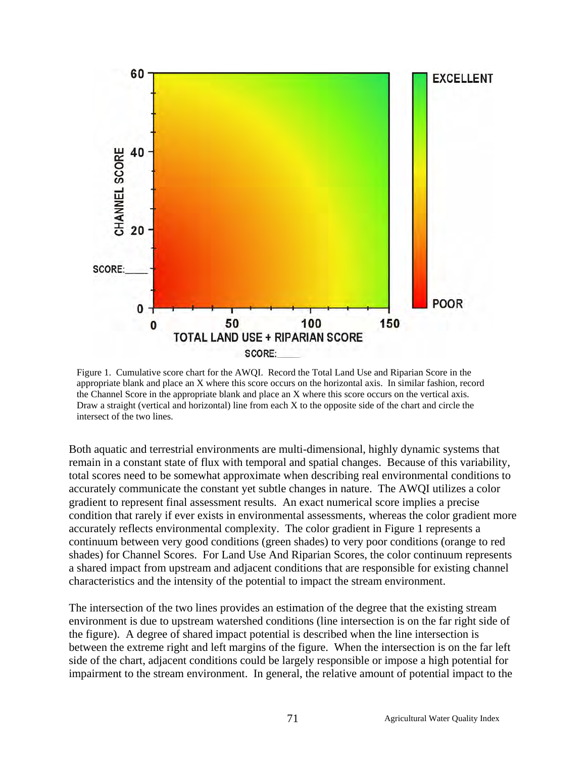Figure 1. Cumulative score chart for the AWQI. Record the Total Land Use and Riparian Score in the appropriate blank and place an X where this score occurs on the horizontal axis. In similar fashion, record the Channel Score in the appropriate blank and place an X where this score occurs on the vertical axis. Draw a straight (vertical and horizontal) line from each X to the opposite side of the chart and circle the intersect of the two lines.

Both aquatic and terrestrial environments are multi-dimensional, highly dynamic systems that remain in a constant state of flux with temporal and spatial changes. Because of this variability, total scores need to be somewhat approximate when describing real environmental conditions to accurately communicate the constant yet subtle changes in nature. The AWQI utilizes a color gradient to represent final assessment results. An exact numerical score implies a precise condition that rarely if ever exists in environmental assessments, whereas the color gradient more accurately reflects environmental complexity. The color gradient in Figure 1 represents a continuum between very good conditions (green shades) to very poor conditions (orange to red shades) for Channel Scores. For Land Use And Riparian Scores, the color continuum represents a shared impact from upstream and adjacent conditions that are responsible for existing channel characteristics and the intensity of the potential to impact the stream environment.

The intersection of the two lines provides an estimation of the degree that the existing stream environment is due to upstream watershed conditions (line intersection is on the far right side of the figure). A degree of shared impact potential is described when the line intersection is between the extreme right and left margins of the figure. When the intersection is on the far left side of the chart, adjacent conditions could be largely responsible or impose a high potential for impairment to the stream environment. In general, the relative amount of potential impact to the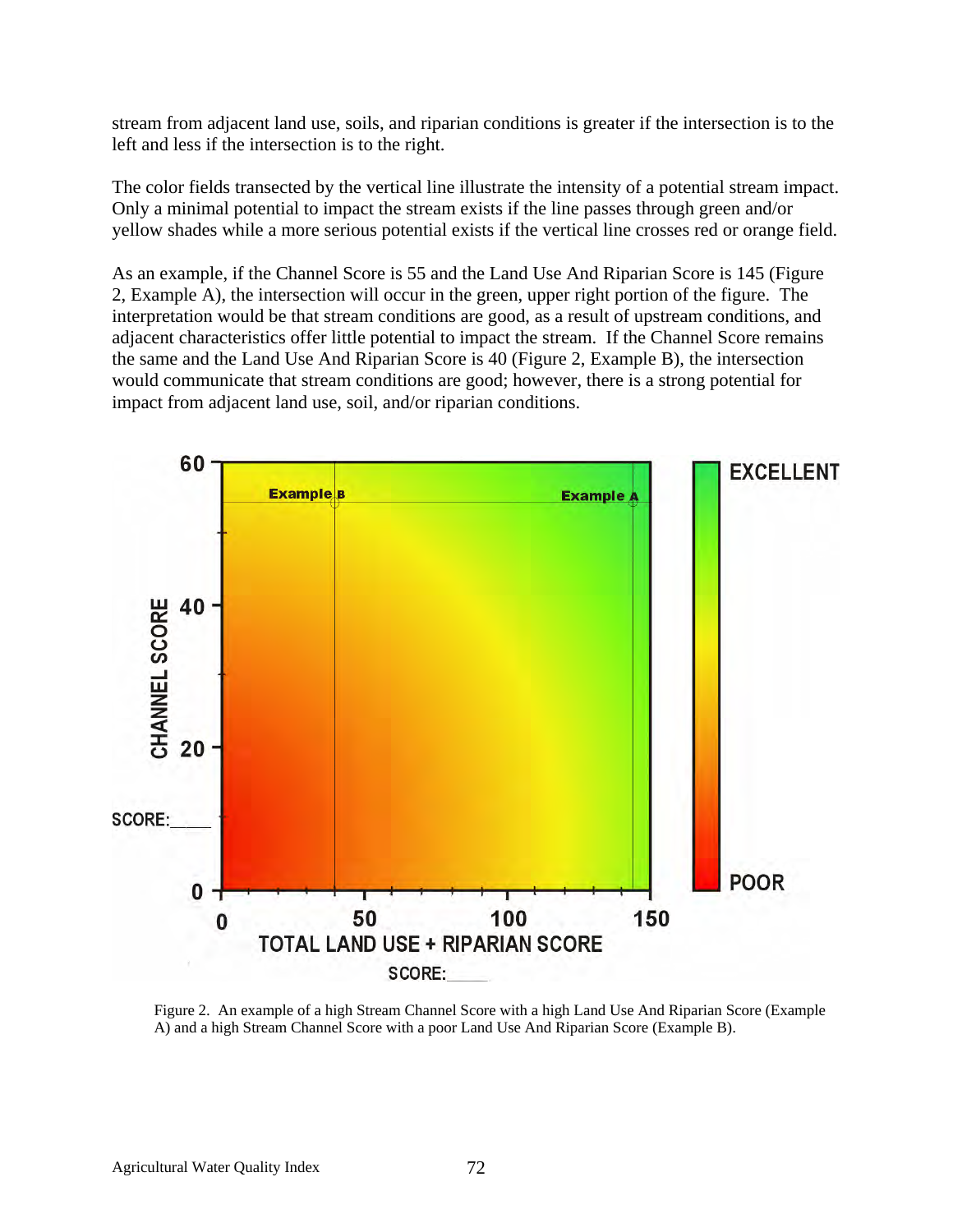stream from adjacent land use, soils, and riparian conditions is greater if the intersection is to the left and less if the intersection is to the right.

The color fields transected by the vertical line illustrate the intensity of a potential stream impact. Only a minimal potential to impact the stream exists if the line passes through green and/or yellow shades while a more serious potential exists if the vertical line crosses red or orange field.

As an example, if the Channel Score is 55 and the Land Use And Riparian Score is 145 (Figure 2, Example A), the intersection will occur in the green, upper right portion of the figure. The interpretation would be that stream conditions are good, as a result of upstream conditions, and adjacent characteristics offer little potential to impact the stream. If the Channel Score remains the same and the Land Use And Riparian Score is 40 (Figure 2, Example B), the intersection would communicate that stream conditions are good; however, there is a strong potential for impact from adjacent land use, soil, and/or riparian conditions.

Figure 2. An example of a high Stream Channel Score with a high Land Use And Riparian Score (Example A) and a high Stream Channel Score with a poor Land Use And Riparian Score (Example B).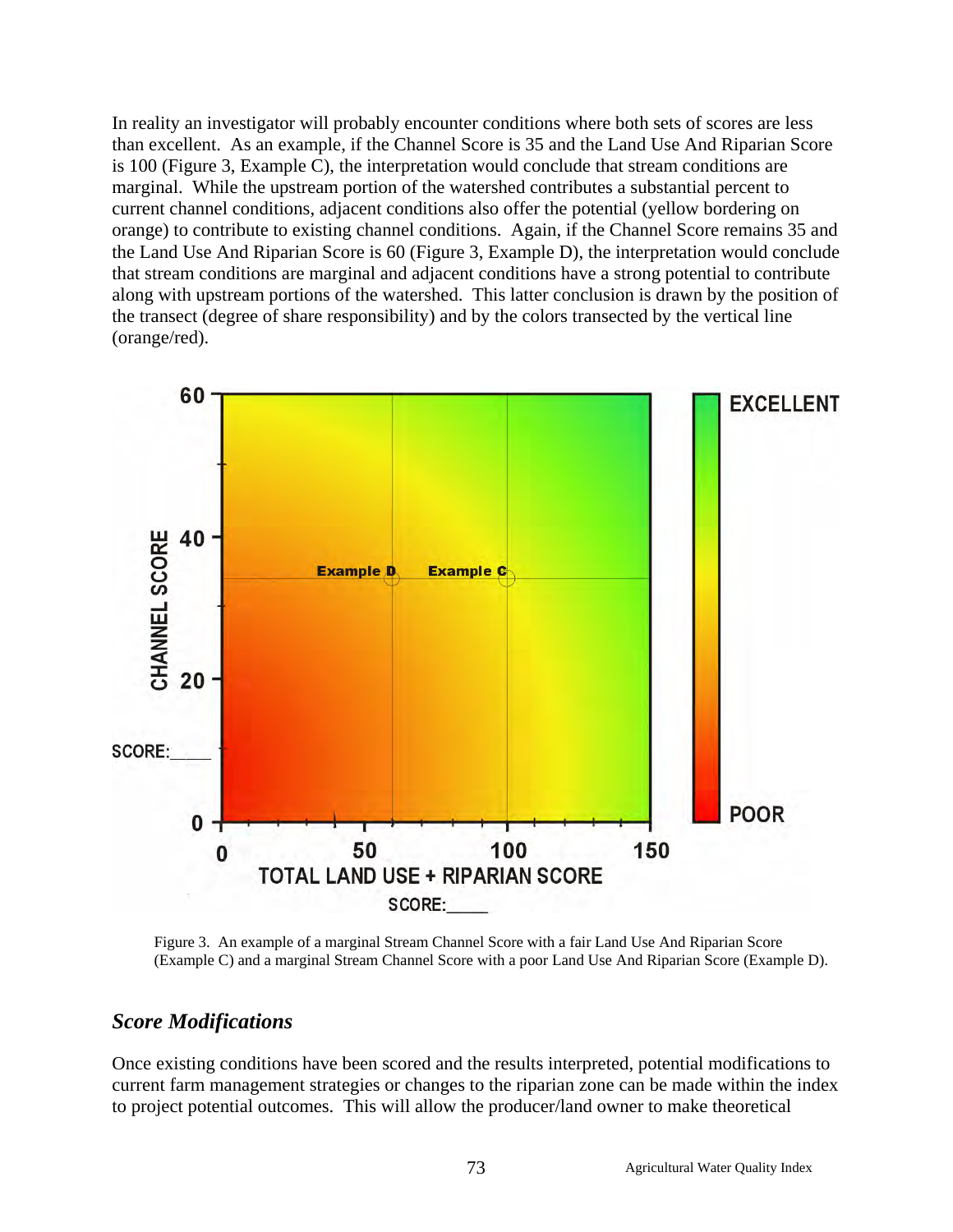In reality an investigator will probably encounter conditions where both sets of scores are less than excellent. As an example, if the Channel Score is 35 and the Land Use And Riparian Score is 100 (Figure 3, Example C), the interpretation would conclude that stream conditions are marginal. While the upstream portion of the watershed contributes a substantial percent to current channel conditions, adjacent conditions also offer the potential (yellow bordering on orange) to contribute to existing channel conditions. Again, if the Channel Score remains 35 and the Land Use And Riparian Score is 60 (Figure 3, Example D), the interpretation would conclude that stream conditions are marginal and adjacent conditions have a strong potential to contribute along with upstream portions of the watershed. This latter conclusion is drawn by the position of the transect (degree of share responsibility) and by the colors transected by the vertical line (orange/red).

Figure 3. An example of a marginal Stream Channel Score with a fair Land Use And Riparian Score (Example C) and a marginal Stream Channel Score with a poor Land Use And Riparian Score (Example D).

## *Score Modifications*

Once existing conditions have been scored and the results interpreted, potential modifications to current farm management strategies or changes to the riparian zone can be made within the index to project potential outcomes. This will allow the producer/land owner to make theoretical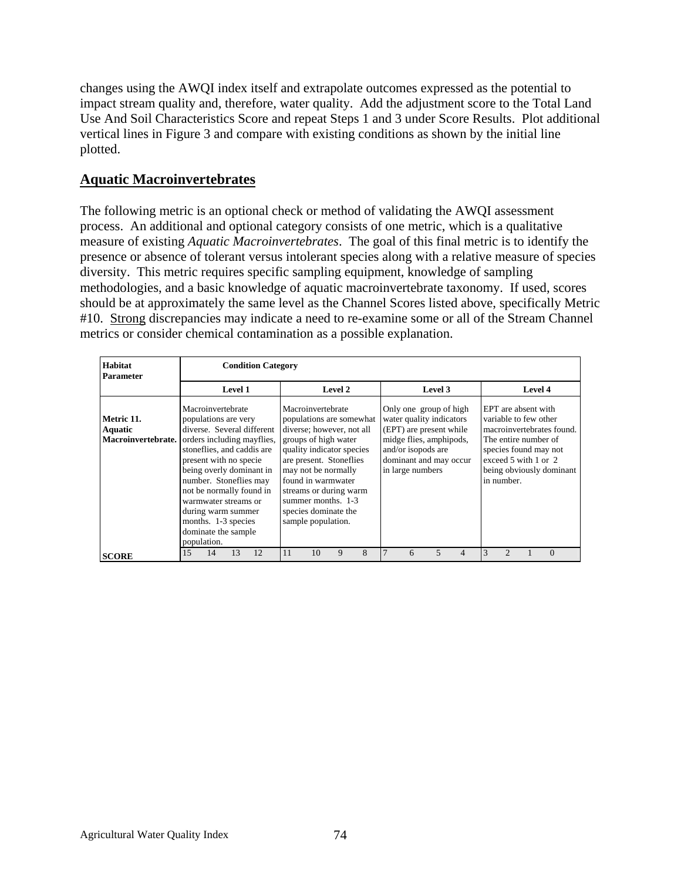changes using the AWQI index itself and extrapolate outcomes expressed as the potential to impact stream quality and, therefore, water quality. Add the adjustment score to the Total Land Use And Soil Characteristics Score and repeat Steps 1 and 3 under Score Results. Plot additional vertical lines in Figure 3 and compare with existing conditions as shown by the initial line plotted.

## Aquatic Macroinvertebrates

The following metric is an optional check or method of validating the AWQI assessment process. An additional and optional category consists of one metric, which is a qualitative measure of existing *Aquatic Macroinvertebrates*. The goal of this final metric is to identify the presence or absence of tolerant versus intolerant species along with a relative measure of species diversity. This metric requires specific sampling equipment, knowledge of sampling methodologies, and a basic knowledge of aquatic macroinvertebrate taxonomy. If used, scores should be at approximately the same level as the Channel Scores listed above, specifically Metric #10. Strong discrepancies may indicate a need to re-examine some or all of the Stream Channel metrics or consider chemical contamination as a possible explanation.

| **Habitat Parameter** | **Condition Category** | | | |
|---|---|---|---|---|
| | **Level 1** | **Level 2** | **Level 3** | **Level 4** |
| **Metric 11. Aquatic Macroinvertebrate.** | Macroinvertebrate populations are very diverse. Several different orders including mayflies, stoneflies, and caddis are present with no specie being overly dominant in number. Stoneflies may not be normally found in warmwater streams or during warm summer months. 1-3 species dominate the sample population. | Macroinvertebrate populations are somewhat diverse; however, not all groups of high water quality indicator species are present. Stoneflies may not be normally found in warmwater streams or during warm summer months. 1-3 species dominate the sample population. | Only one group of high water quality indicators (EPT) are present while midge flies, amphipods, and/or isopods are dominant and may occur in large numbers | EPT are absent with variable to few other macroinvertebrates found. The entire number of species found may not exceed 5 with 1 or 2 being obviously dominant in number. |
| **SCORE** | 15 14 13 12 | 11 10 9 8 | 7 6 5 4 | 3 2 1 0 |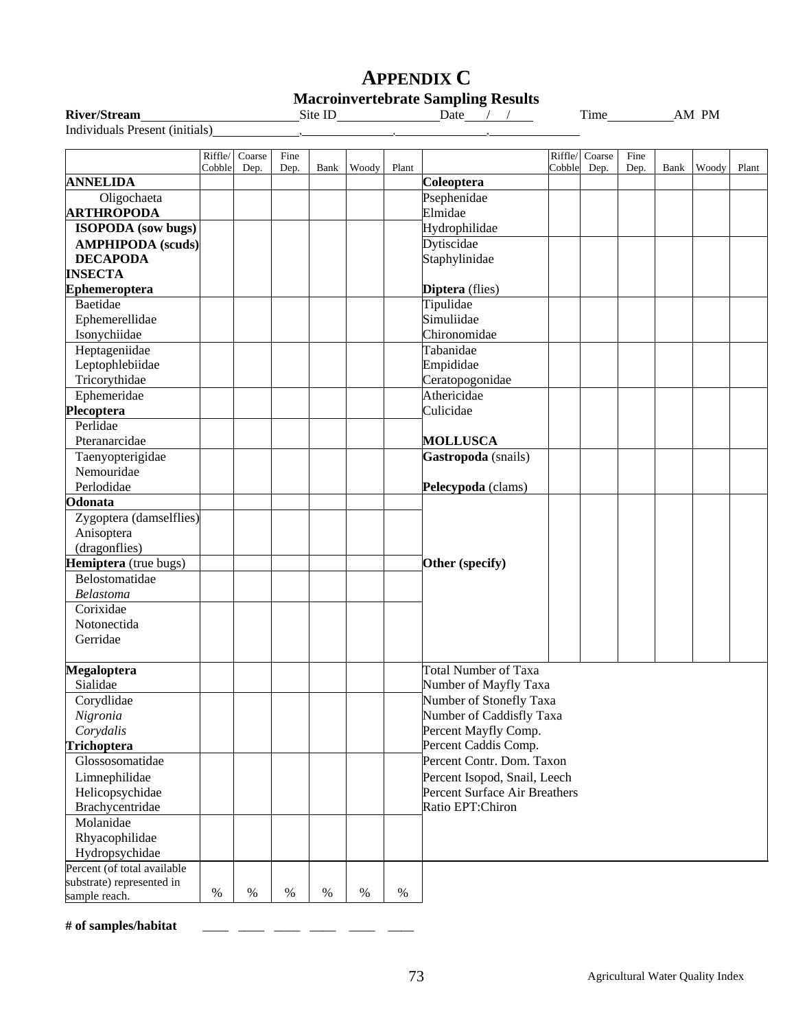# APPENDIX C

## Macroinvertebrate Sampling Results

**River/Stream**\_\_\_\_\_\_\_\_\_\_\_\_\_\_\_\_ Site ID\_\_\_\_\_\_\_\_\_\_\_\_\_\_ Date\_\_\_/\_\_\_/\_\_\_ Time\_\_\_\_\_\_\_\_\_ AM PM

Individuals Present (initials)\_\_\_\_\_\_\_\_\_\_\_\_,\_\_\_\_\_\_\_\_\_\_\_\_,\_\_\_\_\_\_\_\_\_\_\_\_,\_\_\_\_\_\_\_\_\_\_\_\_

| | Riffle/ Cobble | Coarse Dep. | Fine Dep. | Bank | Woody | Plant |
|---|---|---|---|---|---|---|
| **ANNELIDA** | | | | | | |
| Oligochaeta | | | | | | |
| **ARTHROPODA** | | | | | | |
| **ISOPODA (sow bugs)** | | | | | | |
| **AMPHIPODA (scuds)** | | | | | | |
| **DECAPODA** | | | | | | |
| **INSECTA** | | | | | | |
| **Ephemeroptera** | | | | | | |
| Baetidae | | | | | | |
| Ephemerellidae | | | | | | |
| Isonychiidae | | | | | | |
| Heptageniidae | | | | | | |
| Leptophlebiidae | | | | | | |
| Tricorythidae | | | | | | |
| Ephemeridae | | | | | | |
| **Plecoptera** | | | | | | |
| Perlidae | | | | | | |
| Pteranarcidae | | | | | | |
| Taenyopterigidae | | | | | | |
| Nemouridae | | | | | | |
| Perlodidae | | | | | | |
| **Odonata** | | | | | | |
| Zygoptera (damselflies) | | | | | | |
| Anisoptera (dragonflies) | | | | | | |
| **Hemiptera** (true bugs) | | | | | | |
| Belostomatidae | | | | | | |
| *Belastoma* | | | | | | |
| Corixidae | | | | | | |
| Notonectida | | | | | | |
| Gerridae | | | | | | |
| **Megaloptera** | | | | | | |
| Sialidae | | | | | | |
| Corydlidae | | | | | | |
| *Nigronia* | | | | | | |
| *Corydalis* | | | | | | |
| **Trichoptera** | | | | | | |
| Glossosomatidae | | | | | | |
| Limnephilidae | | | | | | |
| Helicopsychidae | | | | | | |
| Brachycentridae | | | | | | |
| Molanidae | | | | | | |
| Rhyacophilidae | | | | | | |
| Hydropsychidae | | | | | | |
| Percent (of total available substrate) represented in sample reach. | % | % | % | % | % | % |

| | Riffle/ Cobble | Coarse Dep. | Fine Dep. | Bank | Woody | Plant |
|---|---|---|---|---|---|---|
| **Coleoptera** | | | | | | |
| Psephenidae | | | | | | |
| Elmidae | | | | | | |
| Hydrophilidae | | | | | | |
| Dytiscidae | | | | | | |
| Staphylinidae | | | | | | |
| **Diptera** (flies) | | | | | | |
| Tipulidae | | | | | | |
| Simuliidae | | | | | | |
| Chironomidae | | | | | | |
| Tabanidae | | | | | | |
| Empididae | | | | | | |
| Ceratopogonidae | | | | | | |
| Athericidae | | | | | | |
| Culicidae | | | | | | |
| **MOLLUSCA** | | | | | | |
| **Gastropoda** (snails) | | | | | | |
| **Pelecypoda** (clams) | | | | | | |
| **Other (specify)** | | | | | | |

| |
|---|
| Total Number of Taxa |
| Number of Mayfly Taxa |
| Number of Stonefly Taxa |
| Number of Caddisfly Taxa |
| Percent Mayfly Comp. |
| Percent Caddis Comp. |
| Percent Contr. Dom. Taxon |
| Percent Isopod, Snail, Leech |
| Percent Surface Air Breathers |
| Ratio EPT:Chiron |

**# of samples/habitat** \_\_\_\_ \_\_\_\_ \_\_\_\_ \_\_\_\_ \_\_\_\_ \_\_\_\_